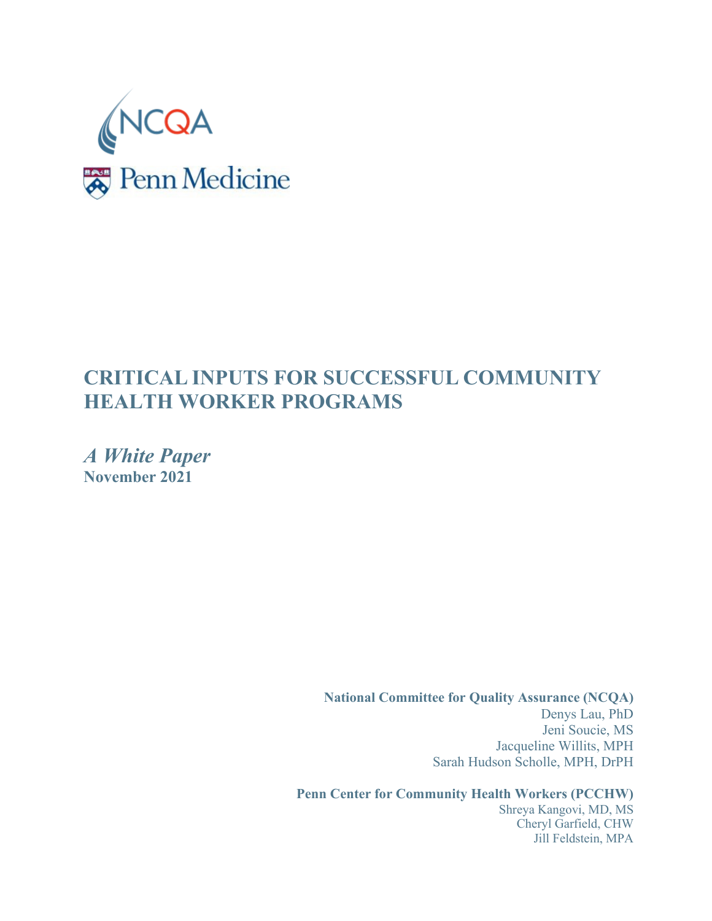NCQA

Penn Medicine

# CRITICAL INPUTS FOR SUCCESSFUL COMMUNITY HEALTH WORKER PROGRAMS

*A White Paper*

**November 2021**

**National Committee for Quality Assurance (NCQA)**

Denys Lau, PhD

Jeni Soucie, MS

Jacqueline Willits, MPH

Sarah Hudson Scholle, MPH, DrPH

**Penn Center for Community Health Workers (PCCHW)**

Shreya Kangovi, MD, MS

Cheryl Garfield, CHW

Jill Feldstein, MPA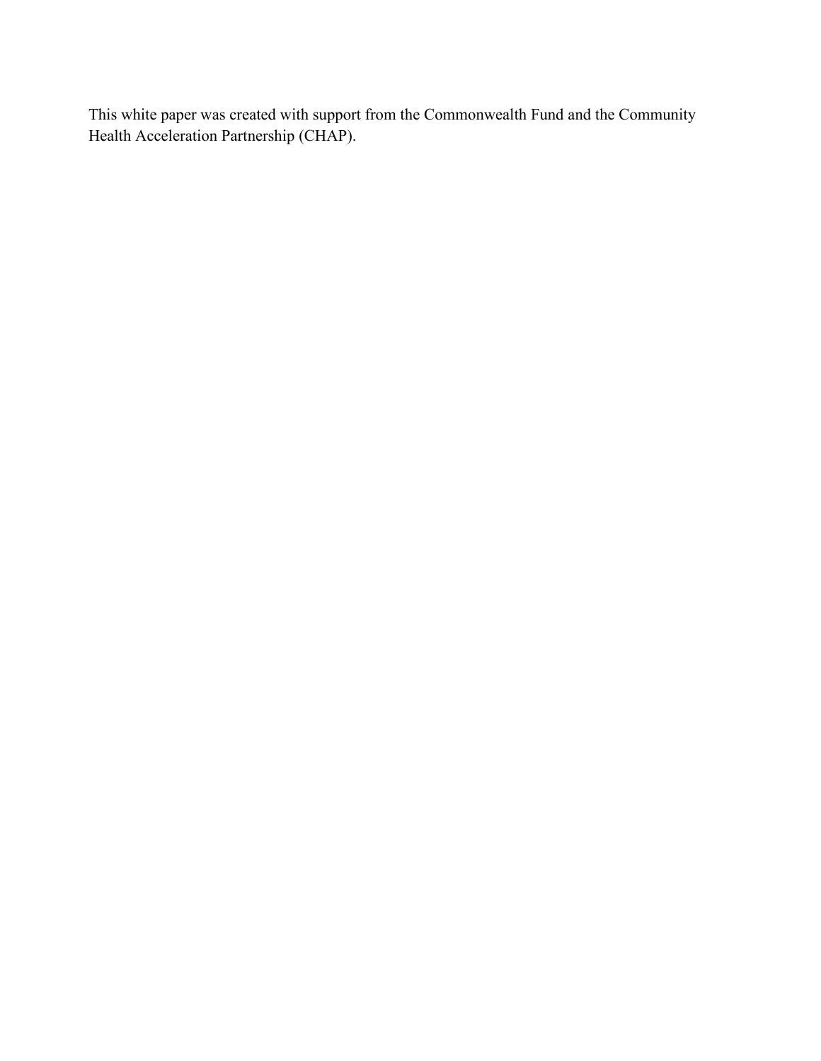This white paper was created with support from the Commonwealth Fund and the Community Health Acceleration Partnership (CHAP).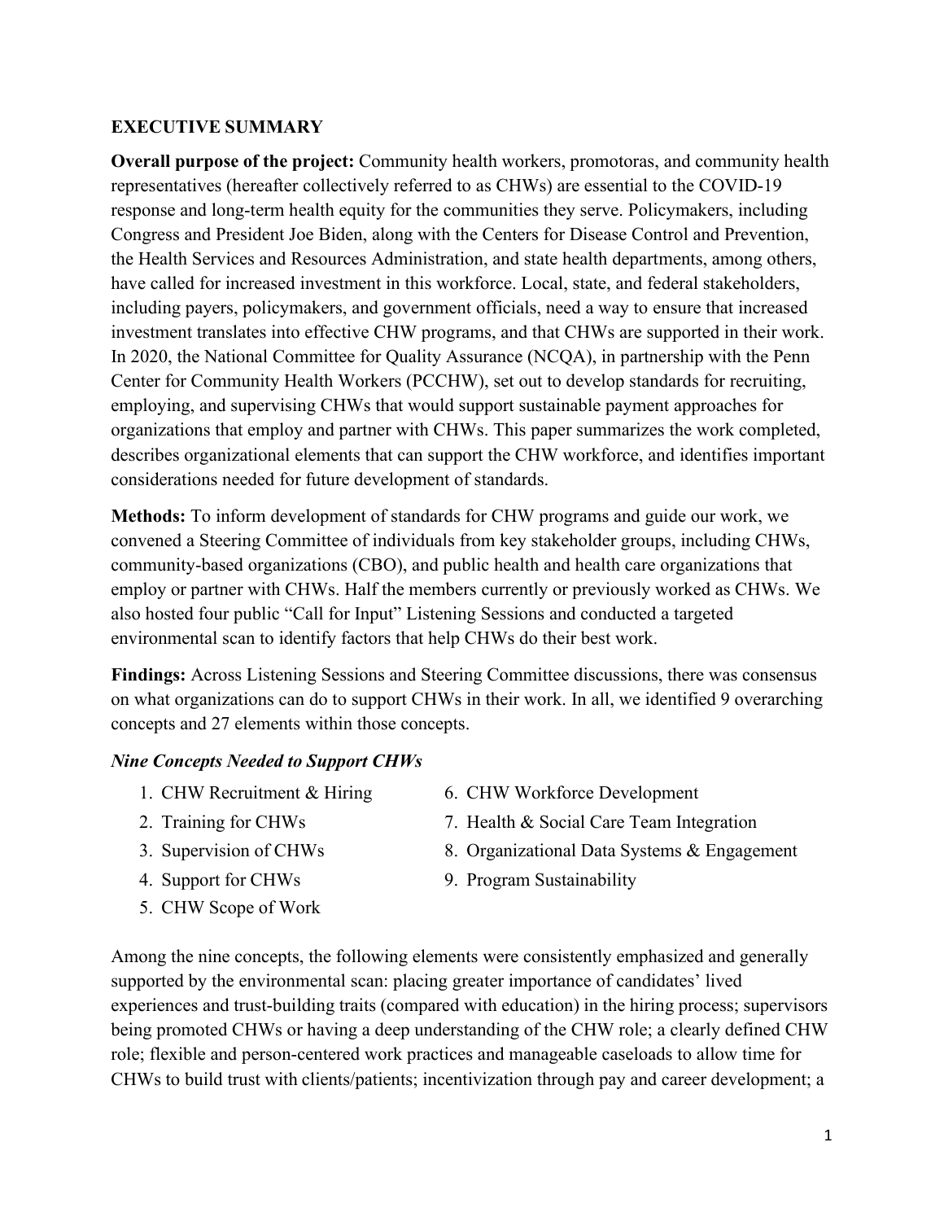## EXECUTIVE SUMMARY

**Overall purpose of the project:** Community health workers, promotoras, and community health representatives (hereafter collectively referred to as CHWs) are essential to the COVID-19 response and long-term health equity for the communities they serve. Policymakers, including Congress and President Joe Biden, along with the Centers for Disease Control and Prevention, the Health Services and Resources Administration, and state health departments, among others, have called for increased investment in this workforce. Local, state, and federal stakeholders, including payers, policymakers, and government officials, need a way to ensure that increased investment translates into effective CHW programs, and that CHWs are supported in their work. In 2020, the National Committee for Quality Assurance (NCQA), in partnership with the Penn Center for Community Health Workers (PCCHW), set out to develop standards for recruiting, employing, and supervising CHWs that would support sustainable payment approaches for organizations that employ and partner with CHWs. This paper summarizes the work completed, describes organizational elements that can support the CHW workforce, and identifies important considerations needed for future development of standards.

**Methods:** To inform development of standards for CHW programs and guide our work, we convened a Steering Committee of individuals from key stakeholder groups, including CHWs, community-based organizations (CBO), and public health and health care organizations that employ or partner with CHWs. Half the members currently or previously worked as CHWs. We also hosted four public "Call for Input" Listening Sessions and conducted a targeted environmental scan to identify factors that help CHWs do their best work.

**Findings:** Across Listening Sessions and Steering Committee discussions, there was consensus on what organizations can do to support CHWs in their work. In all, we identified 9 overarching concepts and 27 elements within those concepts.

***Nine Concepts Needed to Support CHWs***

1. CHW Recruitment & Hiring
2. Training for CHWs
3. Supervision of CHWs
4. Support for CHWs
5. CHW Scope of Work
6. CHW Workforce Development
7. Health & Social Care Team Integration
8. Organizational Data Systems & Engagement
9. Program Sustainability

Among the nine concepts, the following elements were consistently emphasized and generally supported by the environmental scan: placing greater importance of candidates' lived experiences and trust-building traits (compared with education) in the hiring process; supervisors being promoted CHWs or having a deep understanding of the CHW role; a clearly defined CHW role; flexible and person-centered work practices and manageable caseloads to allow time for CHWs to build trust with clients/patients; incentivization through pay and career development; a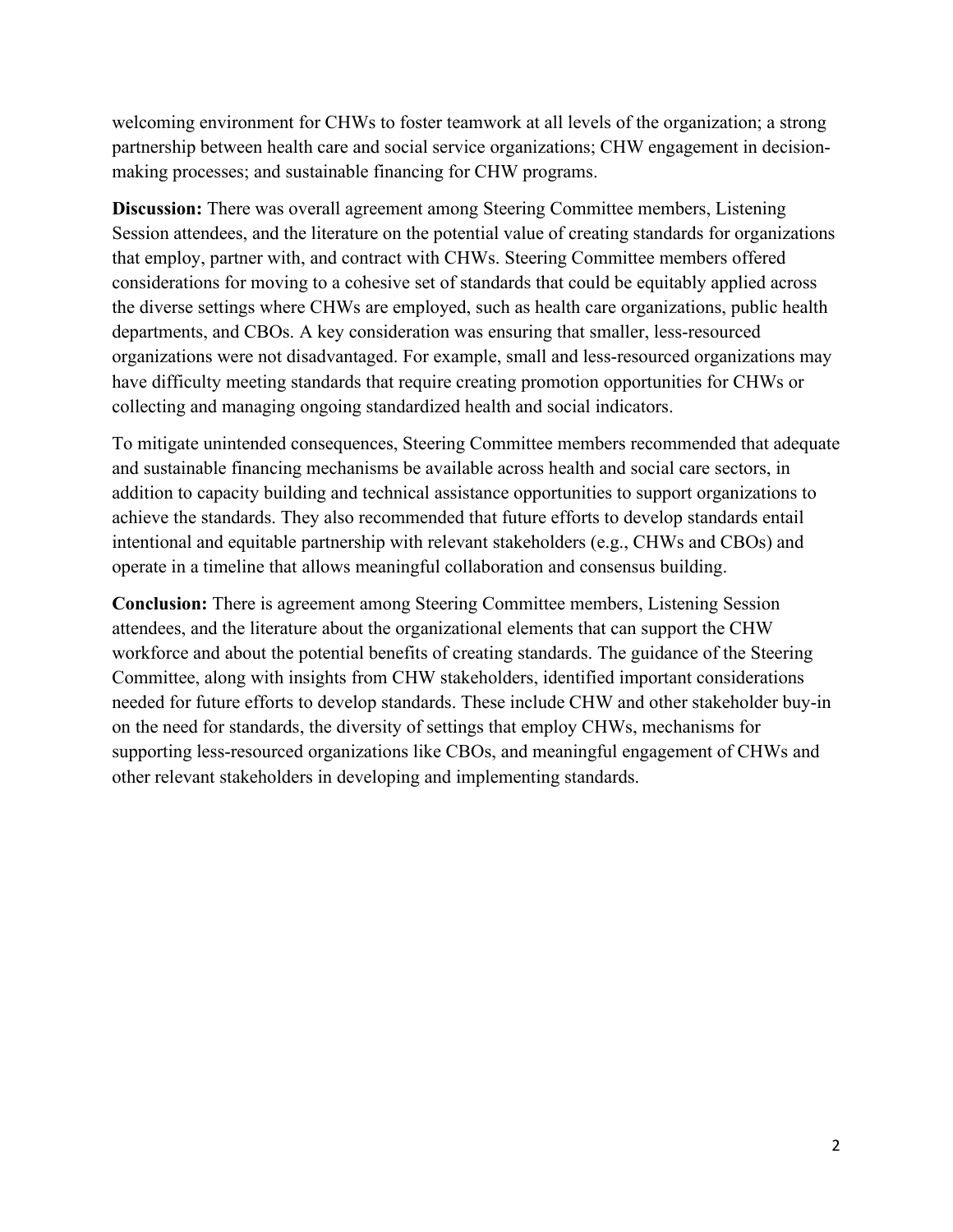welcoming environment for CHWs to foster teamwork at all levels of the organization; a strong partnership between health care and social service organizations; CHW engagement in decision-making processes; and sustainable financing for CHW programs.

**Discussion:** There was overall agreement among Steering Committee members, Listening Session attendees, and the literature on the potential value of creating standards for organizations that employ, partner with, and contract with CHWs. Steering Committee members offered considerations for moving to a cohesive set of standards that could be equitably applied across the diverse settings where CHWs are employed, such as health care organizations, public health departments, and CBOs. A key consideration was ensuring that smaller, less-resourced organizations were not disadvantaged. For example, small and less-resourced organizations may have difficulty meeting standards that require creating promotion opportunities for CHWs or collecting and managing ongoing standardized health and social indicators.

To mitigate unintended consequences, Steering Committee members recommended that adequate and sustainable financing mechanisms be available across health and social care sectors, in addition to capacity building and technical assistance opportunities to support organizations to achieve the standards. They also recommended that future efforts to develop standards entail intentional and equitable partnership with relevant stakeholders (e.g., CHWs and CBOs) and operate in a timeline that allows meaningful collaboration and consensus building.

**Conclusion:** There is agreement among Steering Committee members, Listening Session attendees, and the literature about the organizational elements that can support the CHW workforce and about the potential benefits of creating standards. The guidance of the Steering Committee, along with insights from CHW stakeholders, identified important considerations needed for future efforts to develop standards. These include CHW and other stakeholder buy-in on the need for standards, the diversity of settings that employ CHWs, mechanisms for supporting less-resourced organizations like CBOs, and meaningful engagement of CHWs and other relevant stakeholders in developing and implementing standards.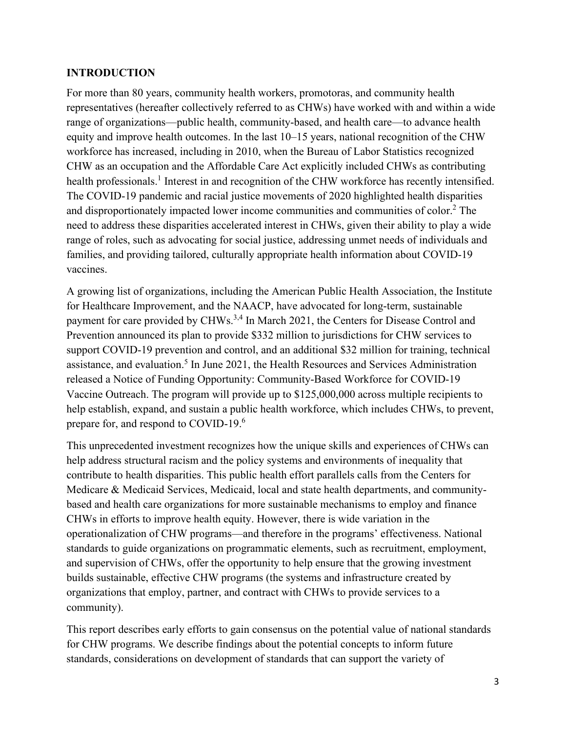## INTRODUCTION

For more than 80 years, community health workers, promotoras, and community health representatives (hereafter collectively referred to as CHWs) have worked with and within a wide range of organizations—public health, community-based, and health care—to advance health equity and improve health outcomes. In the last 10–15 years, national recognition of the CHW workforce has increased, including in 2010, when the Bureau of Labor Statistics recognized CHW as an occupation and the Affordable Care Act explicitly included CHWs as contributing health professionals.[1] Interest in and recognition of the CHW workforce has recently intensified. The COVID-19 pandemic and racial justice movements of 2020 highlighted health disparities and disproportionately impacted lower income communities and communities of color.[2] The need to address these disparities accelerated interest in CHWs, given their ability to play a wide range of roles, such as advocating for social justice, addressing unmet needs of individuals and families, and providing tailored, culturally appropriate health information about COVID-19 vaccines.

A growing list of organizations, including the American Public Health Association, the Institute for Healthcare Improvement, and the NAACP, have advocated for long-term, sustainable payment for care provided by CHWs.[3,4] In March 2021, the Centers for Disease Control and Prevention announced its plan to provide $332 million to jurisdictions for CHW services to support COVID-19 prevention and control, and an additional $32 million for training, technical assistance, and evaluation.[5] In June 2021, the Health Resources and Services Administration released a Notice of Funding Opportunity: Community-Based Workforce for COVID-19 Vaccine Outreach. The program will provide up to $125,000,000 across multiple recipients to help establish, expand, and sustain a public health workforce, which includes CHWs, to prevent, prepare for, and respond to COVID-19.[6]

This unprecedented investment recognizes how the unique skills and experiences of CHWs can help address structural racism and the policy systems and environments of inequality that contribute to health disparities. This public health effort parallels calls from the Centers for Medicare & Medicaid Services, Medicaid, local and state health departments, and community-based and health care organizations for more sustainable mechanisms to employ and finance CHWs in efforts to improve health equity. However, there is wide variation in the operationalization of CHW programs—and therefore in the programs' effectiveness. National standards to guide organizations on programmatic elements, such as recruitment, employment, and supervision of CHWs, offer the opportunity to help ensure that the growing investment builds sustainable, effective CHW programs (the systems and infrastructure created by organizations that employ, partner, and contract with CHWs to provide services to a community).

This report describes early efforts to gain consensus on the potential value of national standards for CHW programs. We describe findings about the potential concepts to inform future standards, considerations on development of standards that can support the variety of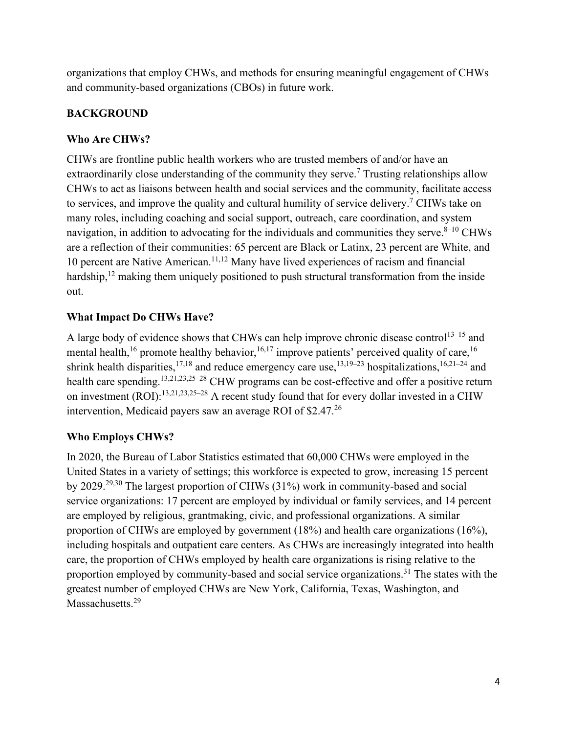organizations that employ CHWs, and methods for ensuring meaningful engagement of CHWs and community-based organizations (CBOs) in future work.

## BACKGROUND

### Who Are CHWs?

CHWs are frontline public health workers who are trusted members of and/or have an extraordinarily close understanding of the community they serve.[7] Trusting relationships allow CHWs to act as liaisons between health and social services and the community, facilitate access to services, and improve the quality and cultural humility of service delivery.[7] CHWs take on many roles, including coaching and social support, outreach, care coordination, and system navigation, in addition to advocating for the individuals and communities they serve.[8–10] CHWs are a reflection of their communities: 65 percent are Black or Latinx, 23 percent are White, and 10 percent are Native American.[11,12] Many have lived experiences of racism and financial hardship,[12] making them uniquely positioned to push structural transformation from the inside out.

### What Impact Do CHWs Have?

A large body of evidence shows that CHWs can help improve chronic disease control[13–15] and mental health,[16] promote healthy behavior,[16,17] improve patients' perceived quality of care,[16] shrink health disparities,[17,18] and reduce emergency care use,[13,19–23] hospitalizations,[16,21–24] and health care spending.[13,21,23,25–28] CHW programs can be cost-effective and offer a positive return on investment (ROI):[13,21,23,25–28] A recent study found that for every dollar invested in a CHW intervention, Medicaid payers saw an average ROI of $2.47.[26]

### Who Employs CHWs?

In 2020, the Bureau of Labor Statistics estimated that 60,000 CHWs were employed in the United States in a variety of settings; this workforce is expected to grow, increasing 15 percent by 2029.[29,30] The largest proportion of CHWs (31%) work in community-based and social service organizations: 17 percent are employed by individual or family services, and 14 percent are employed by religious, grantmaking, civic, and professional organizations. A similar proportion of CHWs are employed by government (18%) and health care organizations (16%), including hospitals and outpatient care centers. As CHWs are increasingly integrated into health care, the proportion of CHWs employed by health care organizations is rising relative to the proportion employed by community-based and social service organizations.[31] The states with the greatest number of employed CHWs are New York, California, Texas, Washington, and Massachusetts.[29]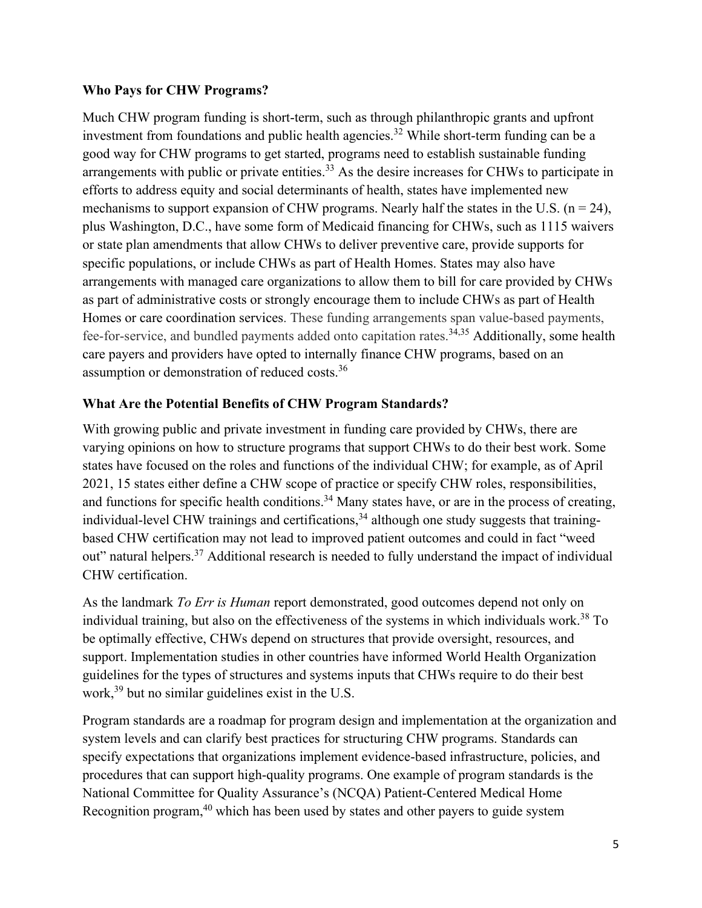## Who Pays for CHW Programs?

Much CHW program funding is short-term, such as through philanthropic grants and upfront investment from foundations and public health agencies.[32] While short-term funding can be a good way for CHW programs to get started, programs need to establish sustainable funding arrangements with public or private entities.[33] As the desire increases for CHWs to participate in efforts to address equity and social determinants of health, states have implemented new mechanisms to support expansion of CHW programs. Nearly half the states in the U.S. (n = 24), plus Washington, D.C., have some form of Medicaid financing for CHWs, such as 1115 waivers or state plan amendments that allow CHWs to deliver preventive care, provide supports for specific populations, or include CHWs as part of Health Homes. States may also have arrangements with managed care organizations to allow them to bill for care provided by CHWs as part of administrative costs or strongly encourage them to include CHWs as part of Health Homes or care coordination services. These funding arrangements span value-based payments, fee-for-service, and bundled payments added onto capitation rates.[34,35] Additionally, some health care payers and providers have opted to internally finance CHW programs, based on an assumption or demonstration of reduced costs.[36]

## What Are the Potential Benefits of CHW Program Standards?

With growing public and private investment in funding care provided by CHWs, there are varying opinions on how to structure programs that support CHWs to do their best work. Some states have focused on the roles and functions of the individual CHW; for example, as of April 2021, 15 states either define a CHW scope of practice or specify CHW roles, responsibilities, and functions for specific health conditions.[34] Many states have, or are in the process of creating, individual-level CHW trainings and certifications,[34] although one study suggests that training-based CHW certification may not lead to improved patient outcomes and could in fact "weed out" natural helpers.[37] Additional research is needed to fully understand the impact of individual CHW certification.

As the landmark *To Err is Human* report demonstrated, good outcomes depend not only on individual training, but also on the effectiveness of the systems in which individuals work.[38] To be optimally effective, CHWs depend on structures that provide oversight, resources, and support. Implementation studies in other countries have informed World Health Organization guidelines for the types of structures and systems inputs that CHWs require to do their best work,[39] but no similar guidelines exist in the U.S.

Program standards are a roadmap for program design and implementation at the organization and system levels and can clarify best practices for structuring CHW programs. Standards can specify expectations that organizations implement evidence-based infrastructure, policies, and procedures that can support high-quality programs. One example of program standards is the National Committee for Quality Assurance's (NCQA) Patient-Centered Medical Home Recognition program,[40] which has been used by states and other payers to guide system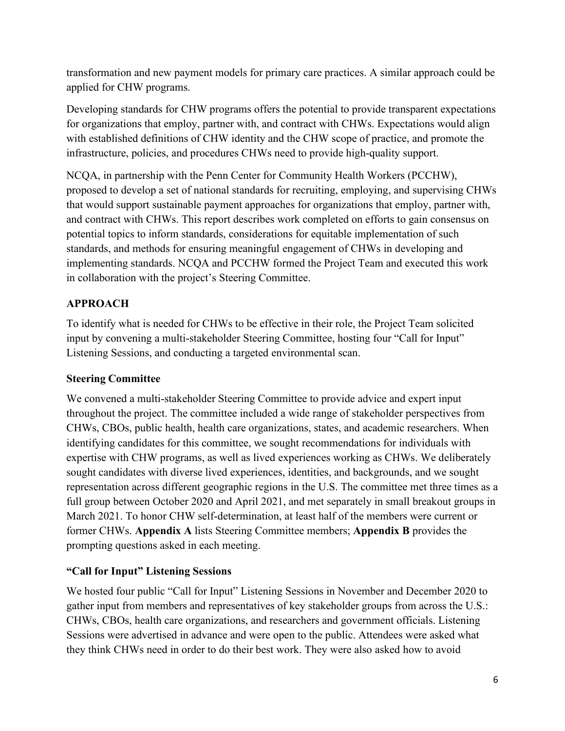transformation and new payment models for primary care practices. A similar approach could be applied for CHW programs.

Developing standards for CHW programs offers the potential to provide transparent expectations for organizations that employ, partner with, and contract with CHWs. Expectations would align with established definitions of CHW identity and the CHW scope of practice, and promote the infrastructure, policies, and procedures CHWs need to provide high-quality support.

NCQA, in partnership with the Penn Center for Community Health Workers (PCCHW), proposed to develop a set of national standards for recruiting, employing, and supervising CHWs that would support sustainable payment approaches for organizations that employ, partner with, and contract with CHWs. This report describes work completed on efforts to gain consensus on potential topics to inform standards, considerations for equitable implementation of such standards, and methods for ensuring meaningful engagement of CHWs in developing and implementing standards. NCQA and PCCHW formed the Project Team and executed this work in collaboration with the project's Steering Committee.

## APPROACH

To identify what is needed for CHWs to be effective in their role, the Project Team solicited input by convening a multi-stakeholder Steering Committee, hosting four "Call for Input" Listening Sessions, and conducting a targeted environmental scan.

### Steering Committee

We convened a multi-stakeholder Steering Committee to provide advice and expert input throughout the project. The committee included a wide range of stakeholder perspectives from CHWs, CBOs, public health, health care organizations, states, and academic researchers. When identifying candidates for this committee, we sought recommendations for individuals with expertise with CHW programs, as well as lived experiences working as CHWs. We deliberately sought candidates with diverse lived experiences, identities, and backgrounds, and we sought representation across different geographic regions in the U.S. The committee met three times as a full group between October 2020 and April 2021, and met separately in small breakout groups in March 2021. To honor CHW self-determination, at least half of the members were current or former CHWs. **Appendix A** lists Steering Committee members; **Appendix B** provides the prompting questions asked in each meeting.

### "Call for Input" Listening Sessions

We hosted four public "Call for Input" Listening Sessions in November and December 2020 to gather input from members and representatives of key stakeholder groups from across the U.S.: CHWs, CBOs, health care organizations, and researchers and government officials. Listening Sessions were advertised in advance and were open to the public. Attendees were asked what they think CHWs need in order to do their best work. They were also asked how to avoid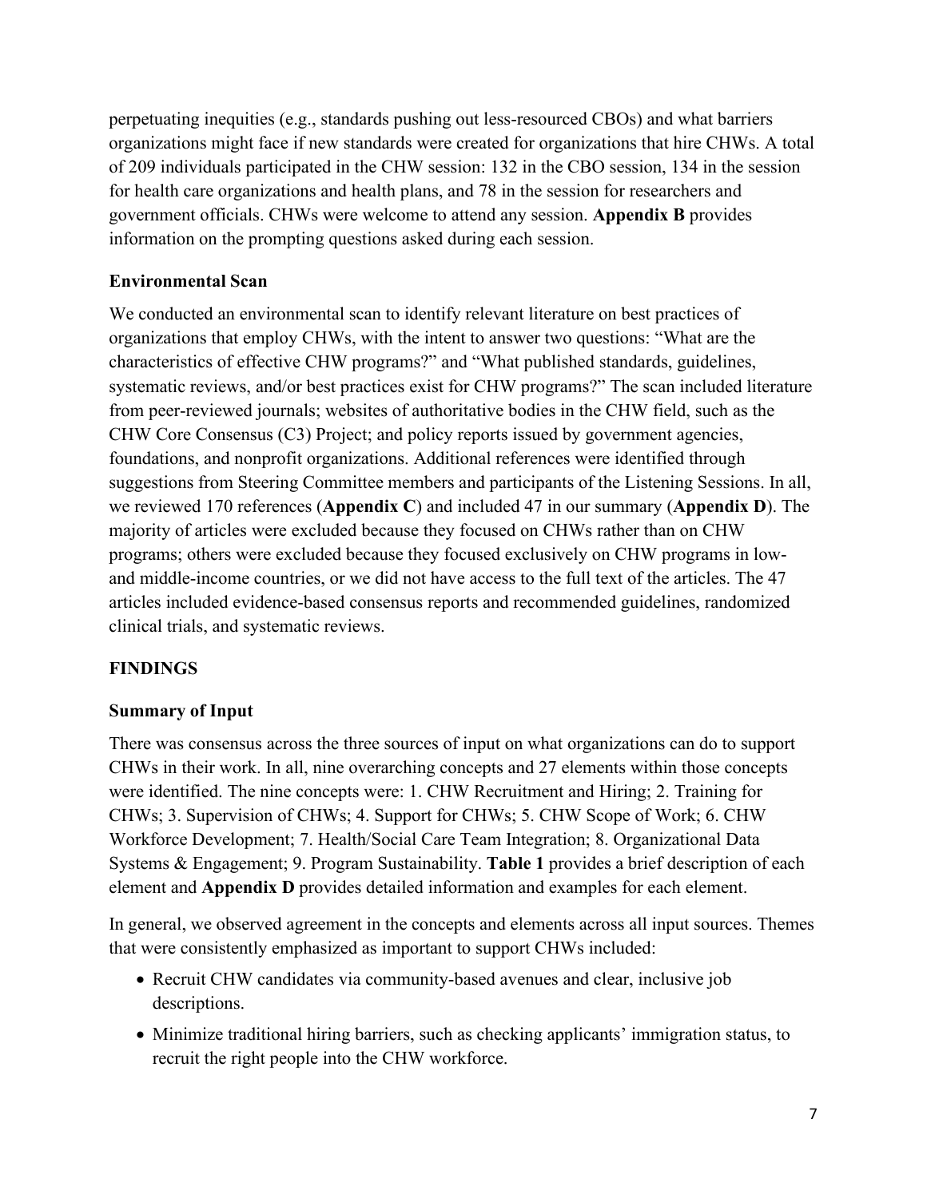perpetuating inequities (e.g., standards pushing out less-resourced CBOs) and what barriers organizations might face if new standards were created for organizations that hire CHWs. A total of 209 individuals participated in the CHW session: 132 in the CBO session, 134 in the session for health care organizations and health plans, and 78 in the session for researchers and government officials. CHWs were welcome to attend any session. **Appendix B** provides information on the prompting questions asked during each session.

### Environmental Scan

We conducted an environmental scan to identify relevant literature on best practices of organizations that employ CHWs, with the intent to answer two questions: "What are the characteristics of effective CHW programs?" and "What published standards, guidelines, systematic reviews, and/or best practices exist for CHW programs?" The scan included literature from peer-reviewed journals; websites of authoritative bodies in the CHW field, such as the CHW Core Consensus (C3) Project; and policy reports issued by government agencies, foundations, and nonprofit organizations. Additional references were identified through suggestions from Steering Committee members and participants of the Listening Sessions. In all, we reviewed 170 references (**Appendix C**) and included 47 in our summary (**Appendix D**). The majority of articles were excluded because they focused on CHWs rather than on CHW programs; others were excluded because they focused exclusively on CHW programs in low- and middle-income countries, or we did not have access to the full text of the articles. The 47 articles included evidence-based consensus reports and recommended guidelines, randomized clinical trials, and systematic reviews.

## FINDINGS

### Summary of Input

There was consensus across the three sources of input on what organizations can do to support CHWs in their work. In all, nine overarching concepts and 27 elements within those concepts were identified. The nine concepts were: 1. CHW Recruitment and Hiring; 2. Training for CHWs; 3. Supervision of CHWs; 4. Support for CHWs; 5. CHW Scope of Work; 6. CHW Workforce Development; 7. Health/Social Care Team Integration; 8. Organizational Data Systems & Engagement; 9. Program Sustainability. **Table 1** provides a brief description of each element and **Appendix D** provides detailed information and examples for each element.

In general, we observed agreement in the concepts and elements across all input sources. Themes that were consistently emphasized as important to support CHWs included:

- Recruit CHW candidates via community-based avenues and clear, inclusive job descriptions.
- Minimize traditional hiring barriers, such as checking applicants' immigration status, to recruit the right people into the CHW workforce.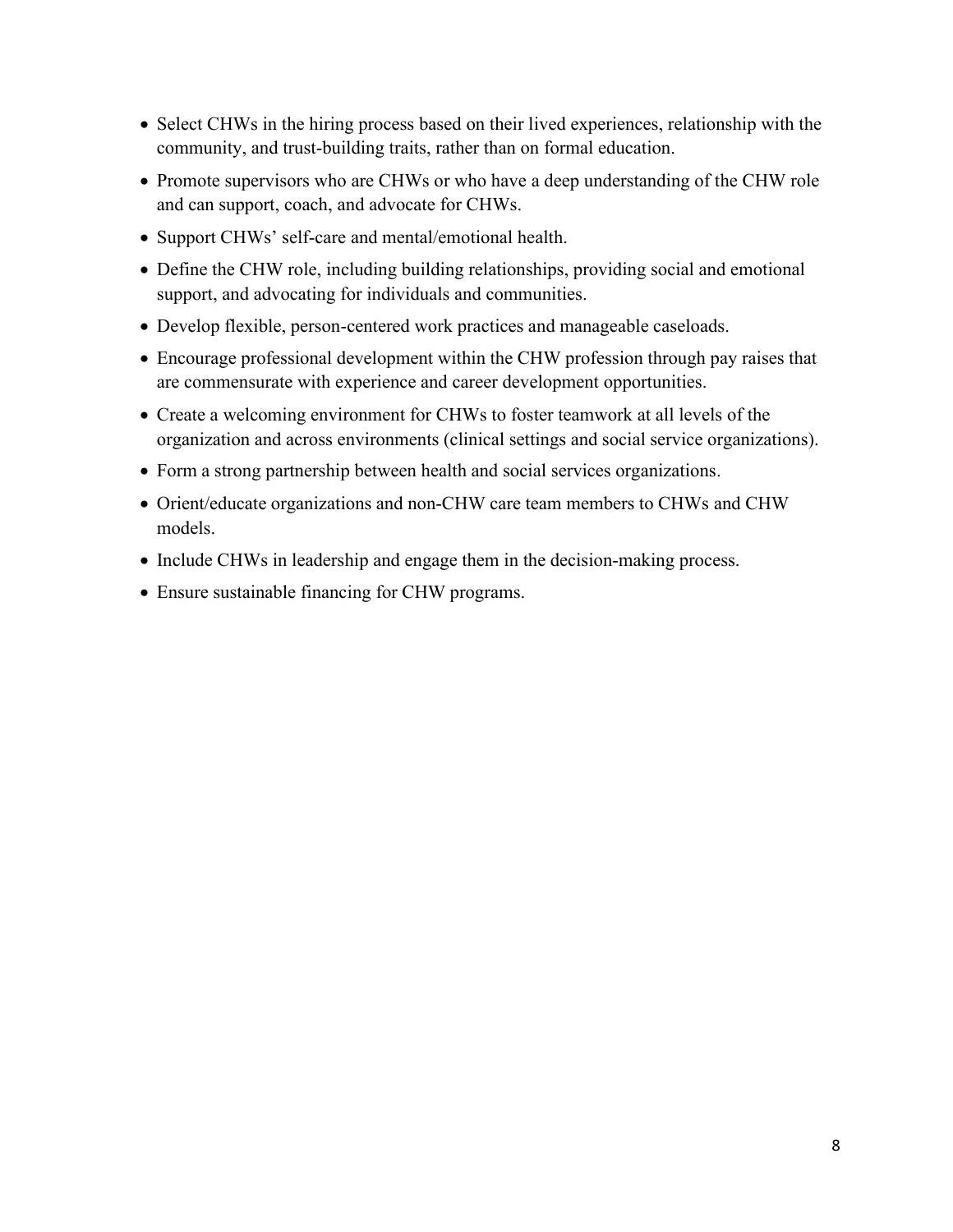- Select CHWs in the hiring process based on their lived experiences, relationship with the community, and trust-building traits, rather than on formal education.
- Promote supervisors who are CHWs or who have a deep understanding of the CHW role and can support, coach, and advocate for CHWs.
- Support CHWs' self-care and mental/emotional health.
- Define the CHW role, including building relationships, providing social and emotional support, and advocating for individuals and communities.
- Develop flexible, person-centered work practices and manageable caseloads.
- Encourage professional development within the CHW profession through pay raises that are commensurate with experience and career development opportunities.
- Create a welcoming environment for CHWs to foster teamwork at all levels of the organization and across environments (clinical settings and social service organizations).
- Form a strong partnership between health and social services organizations.
- Orient/educate organizations and non-CHW care team members to CHWs and CHW models.
- Include CHWs in leadership and engage them in the decision-making process.
- Ensure sustainable financing for CHW programs.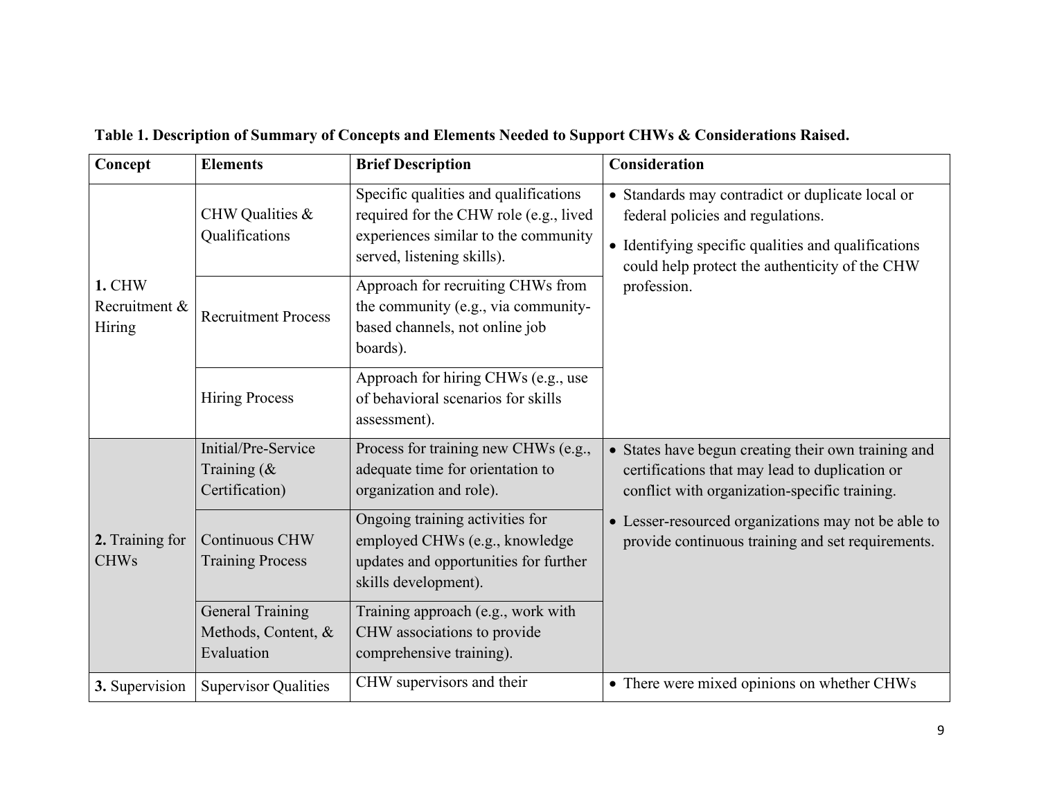**Table 1. Description of Summary of Concepts and Elements Needed to Support CHWs & Considerations Raised.**

| Concept | Elements | Brief Description | Consideration |
|---|---|---|---|
| **1.** CHW Recruitment & Hiring | CHW Qualities & Qualifications | Specific qualities and qualifications required for the CHW role (e.g., lived experiences similar to the community served, listening skills). | • Standards may contradict or duplicate local or federal policies and regulations.<br>• Identifying specific qualities and qualifications could help protect the authenticity of the CHW profession. |
| | Recruitment Process | Approach for recruiting CHWs from the community (e.g., via community-based channels, not online job boards). | |
| | Hiring Process | Approach for hiring CHWs (e.g., use of behavioral scenarios for skills assessment). | |
| **2.** Training for CHWs | Initial/Pre-Service Training (& Certification) | Process for training new CHWs (e.g., adequate time for orientation to organization and role). | • States have begun creating their own training and certifications that may lead to duplication or conflict with organization-specific training.<br>• Lesser-resourced organizations may not be able to provide continuous training and set requirements. |
| | Continuous CHW Training Process | Ongoing training activities for employed CHWs (e.g., knowledge updates and opportunities for further skills development). | |
| | General Training Methods, Content, & Evaluation | Training approach (e.g., work with CHW associations to provide comprehensive training). | |
| **3.** Supervision | Supervisor Qualities | CHW supervisors and their | • There were mixed opinions on whether CHWs |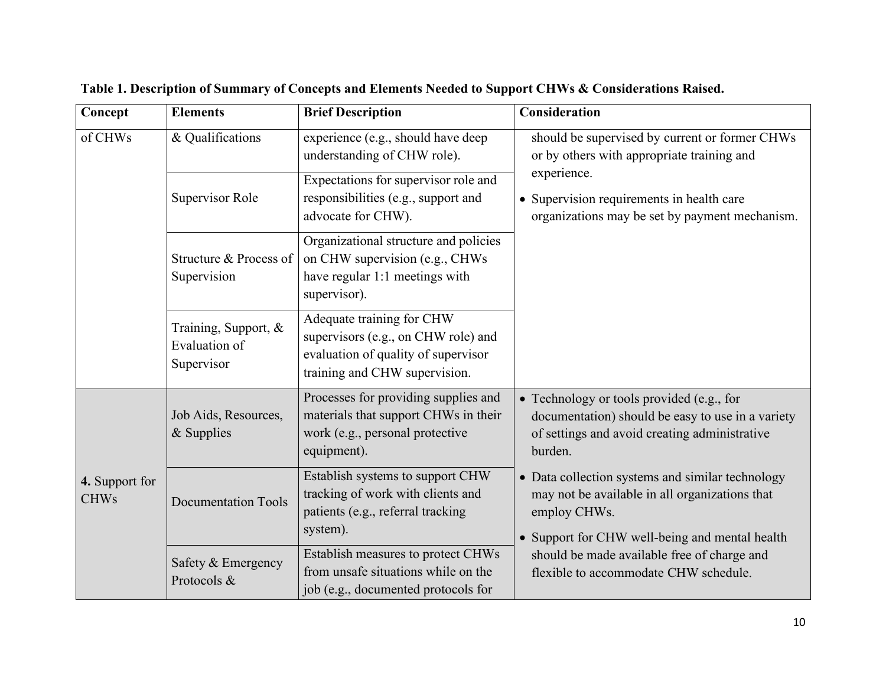**Table 1. Description of Summary of Concepts and Elements Needed to Support CHWs & Considerations Raised.**

| Concept | Elements | Brief Description | Consideration |
|---|---|---|---|
| of CHWs | & Qualifications | experience (e.g., should have deep understanding of CHW role). | should be supervised by current or former CHWs or by others with appropriate training and experience.<br>• Supervision requirements in health care organizations may be set by payment mechanism. |
| | Supervisor Role | Expectations for supervisor role and responsibilities (e.g., support and advocate for CHW). | |
| | Structure & Process of Supervision | Organizational structure and policies on CHW supervision (e.g., CHWs have regular 1:1 meetings with supervisor). | |
| | Training, Support, & Evaluation of Supervisor | Adequate training for CHW supervisors (e.g., on CHW role) and evaluation of quality of supervisor training and CHW supervision. | |
| **4.** Support for CHWs | Job Aids, Resources, & Supplies | Processes for providing supplies and materials that support CHWs in their work (e.g., personal protective equipment). | • Technology or tools provided (e.g., for documentation) should be easy to use in a variety of settings and avoid creating administrative burden.<br>• Data collection systems and similar technology may not be available in all organizations that employ CHWs.<br>• Support for CHW well-being and mental health should be made available free of charge and flexible to accommodate CHW schedule. |
| | Documentation Tools | Establish systems to support CHW tracking of work with clients and patients (e.g., referral tracking system). | |
| | Safety & Emergency Protocols & | Establish measures to protect CHWs from unsafe situations while on the job (e.g., documented protocols for | |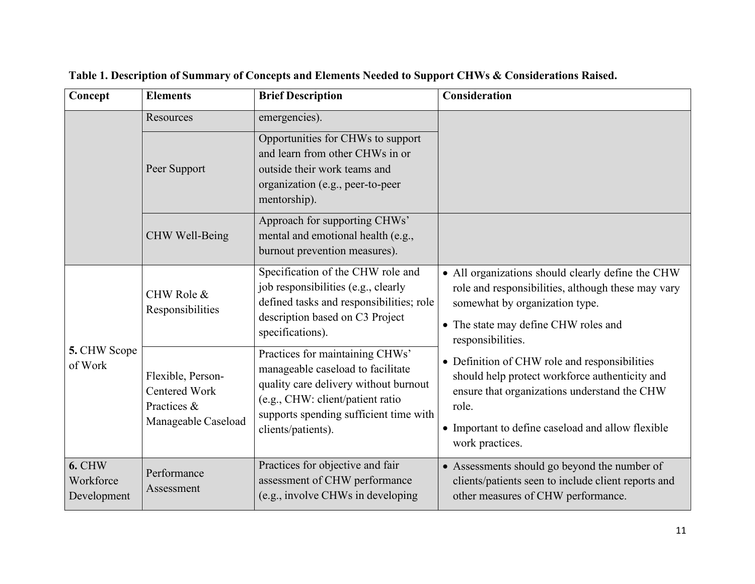**Table 1. Description of Summary of Concepts and Elements Needed to Support CHWs & Considerations Raised.**

| Concept | Elements | Brief Description | Consideration |
|---|---|---|---|
| | Resources | emergencies). | |
| | Peer Support | Opportunities for CHWs to support and learn from other CHWs in or outside their work teams and organization (e.g., peer-to-peer mentorship). | |
| | CHW Well-Being | Approach for supporting CHWs' mental and emotional health (e.g., burnout prevention measures). | |
| **5.** CHW Scope of Work | CHW Role & Responsibilities | Specification of the CHW role and job responsibilities (e.g., clearly defined tasks and responsibilities; role description based on C3 Project specifications). | • All organizations should clearly define the CHW role and responsibilities, although these may vary somewhat by organization type.<br>• The state may define CHW roles and responsibilities.<br>• Definition of CHW role and responsibilities should help protect workforce authenticity and ensure that organizations understand the CHW role.<br>• Important to define caseload and allow flexible work practices. |
| | Flexible, Person-Centered Work Practices & Manageable Caseload | Practices for maintaining CHWs' manageable caseload to facilitate quality care delivery without burnout (e.g., CHW: client/patient ratio supports spending sufficient time with clients/patients). | |
| **6.** CHW Workforce Development | Performance Assessment | Practices for objective and fair assessment of CHW performance (e.g., involve CHWs in developing | • Assessments should go beyond the number of clients/patients seen to include client reports and other measures of CHW performance. |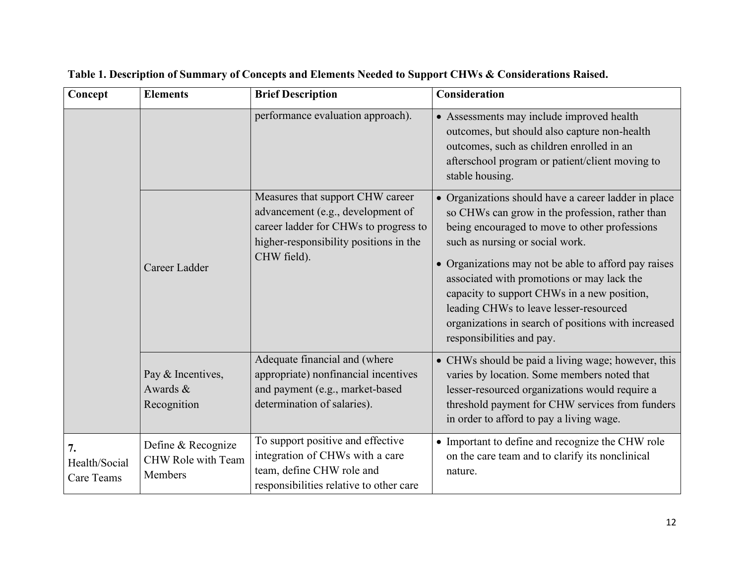**Table 1. Description of Summary of Concepts and Elements Needed to Support CHWs & Considerations Raised.**

| Concept | Elements | Brief Description | Consideration |
|---|---|---|---|
| | | performance evaluation approach). | • Assessments may include improved health outcomes, but should also capture non-health outcomes, such as children enrolled in an afterschool program or patient/client moving to stable housing. |
| | Career Ladder | Measures that support CHW career advancement (e.g., development of career ladder for CHWs to progress to higher-responsibility positions in the CHW field). | • Organizations should have a career ladder in place so CHWs can grow in the profession, rather than being encouraged to move to other professions such as nursing or social work.<br>• Organizations may not be able to afford pay raises associated with promotions or may lack the capacity to support CHWs in a new position, leading CHWs to leave lesser-resourced organizations in search of positions with increased responsibilities and pay. |
| | Pay & Incentives, Awards & Recognition | Adequate financial and (where appropriate) nonfinancial incentives and payment (e.g., market-based determination of salaries). | • CHWs should be paid a living wage; however, this varies by location. Some members noted that lesser-resourced organizations would require a threshold payment for CHW services from funders in order to afford to pay a living wage. |
| **7.** Health/Social Care Teams | Define & Recognize CHW Role with Team Members | To support positive and effective integration of CHWs with a care team, define CHW role and responsibilities relative to other care | • Important to define and recognize the CHW role on the care team and to clarify its nonclinical nature. |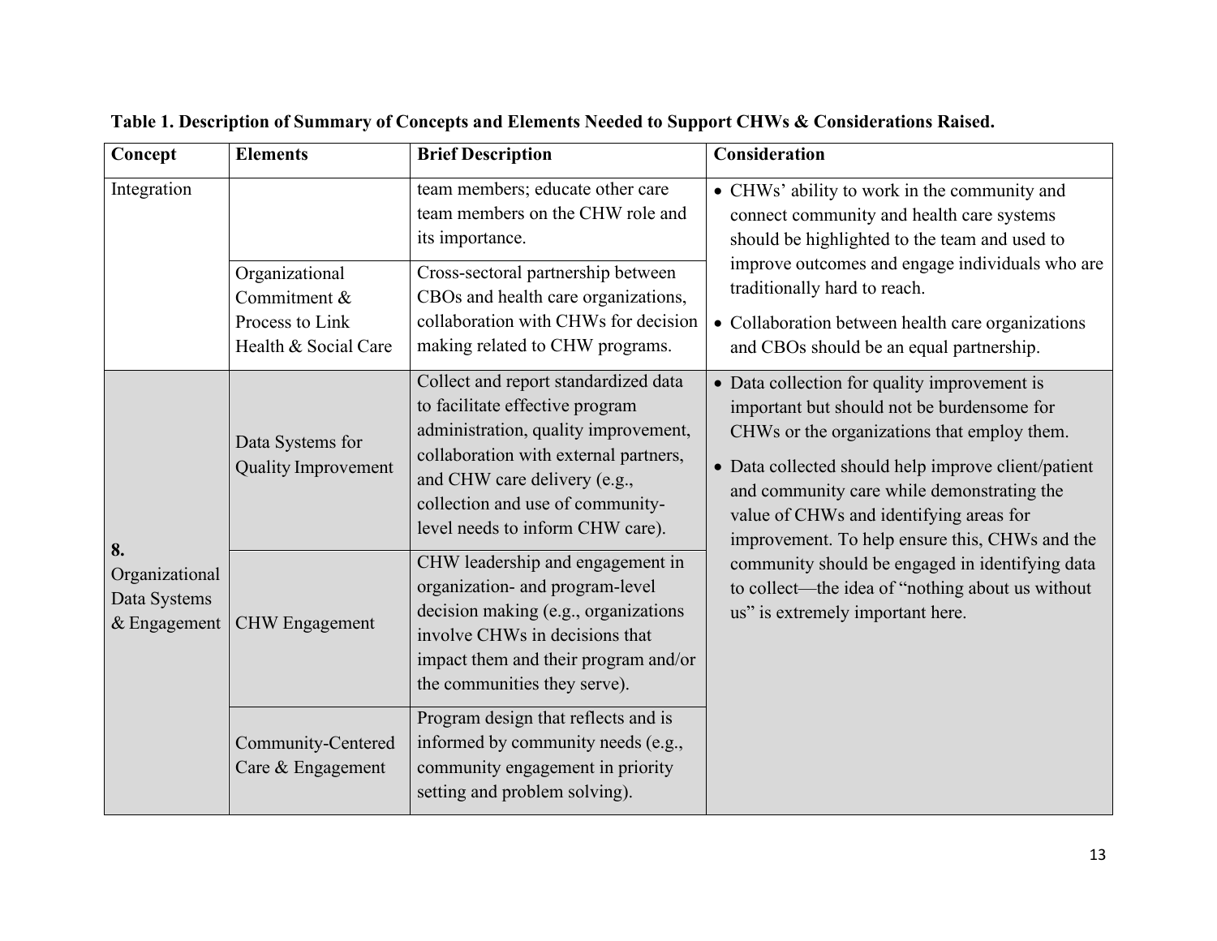**Table 1. Description of Summary of Concepts and Elements Needed to Support CHWs & Considerations Raised.**

| Concept | Elements | Brief Description | Consideration |
|---|---|---|---|
| Integration | | team members; educate other care team members on the CHW role and its importance. | • CHWs' ability to work in the community and connect community and health care systems should be highlighted to the team and used to improve outcomes and engage individuals who are traditionally hard to reach.<br>• Collaboration between health care organizations and CBOs should be an equal partnership. |
| | Organizational Commitment & Process to Link Health & Social Care | Cross-sectoral partnership between CBOs and health care organizations, collaboration with CHWs for decision making related to CHW programs. | |
| **8.** Organizational Data Systems & Engagement | Data Systems for Quality Improvement | Collect and report standardized data to facilitate effective program administration, quality improvement, collaboration with external partners, and CHW care delivery (e.g., collection and use of community-level needs to inform CHW care). | • Data collection for quality improvement is important but should not be burdensome for CHWs or the organizations that employ them.<br>• Data collected should help improve client/patient and community care while demonstrating the value of CHWs and identifying areas for improvement. To help ensure this, CHWs and the community should be engaged in identifying data to collect—the idea of "nothing about us without us" is extremely important here. |
| | CHW Engagement | CHW leadership and engagement in organization- and program-level decision making (e.g., organizations involve CHWs in decisions that impact them and their program and/or the communities they serve). | |
| | Community-Centered Care & Engagement | Program design that reflects and is informed by community needs (e.g., community engagement in priority setting and problem solving). | |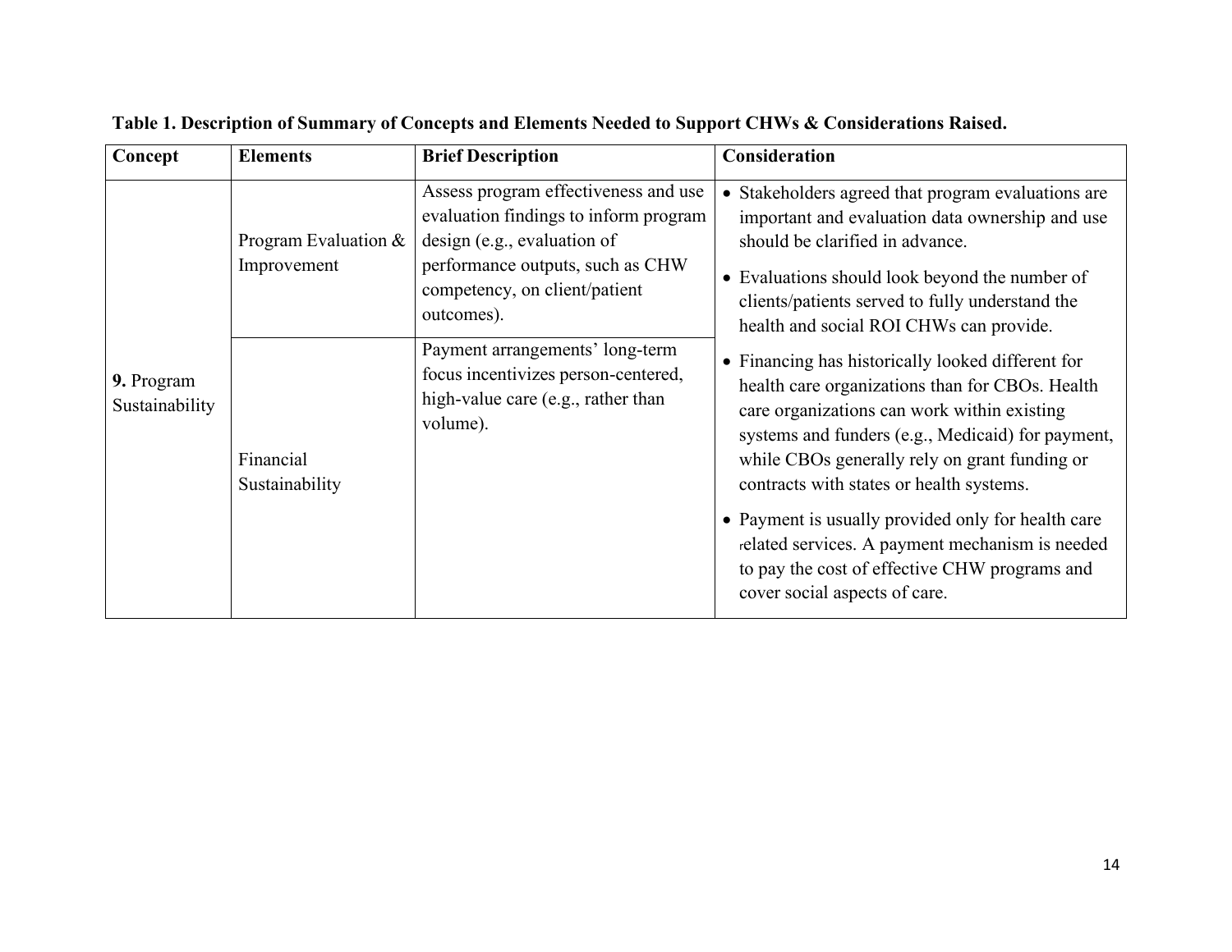**Table 1. Description of Summary of Concepts and Elements Needed to Support CHWs & Considerations Raised.**

| Concept | Elements | Brief Description | Consideration |
|---|---|---|---|
| **9.** Program Sustainability | Program Evaluation & Improvement | Assess program effectiveness and use evaluation findings to inform program design (e.g., evaluation of performance outputs, such as CHW competency, on client/patient outcomes). | • Stakeholders agreed that program evaluations are important and evaluation data ownership and use should be clarified in advance.<br>• Evaluations should look beyond the number of clients/patients served to fully understand the health and social ROI CHWs can provide. |
| | Financial Sustainability | Payment arrangements' long-term focus incentivizes person-centered, high-value care (e.g., rather than volume). | • Financing has historically looked different for health care organizations than for CBOs. Health care organizations can work within existing systems and funders (e.g., Medicaid) for payment, while CBOs generally rely on grant funding or contracts with states or health systems.<br>• Payment is usually provided only for health care related services. A payment mechanism is needed to pay the cost of effective CHW programs and cover social aspects of care. |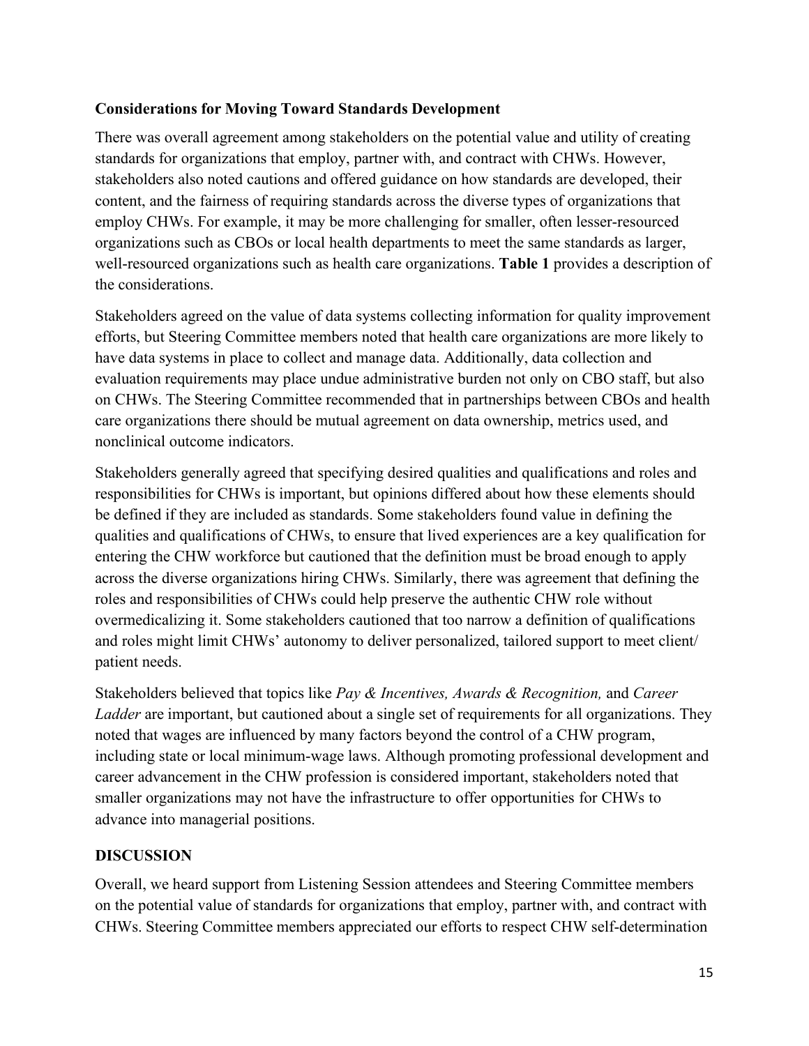### Considerations for Moving Toward Standards Development

There was overall agreement among stakeholders on the potential value and utility of creating standards for organizations that employ, partner with, and contract with CHWs. However, stakeholders also noted cautions and offered guidance on how standards are developed, their content, and the fairness of requiring standards across the diverse types of organizations that employ CHWs. For example, it may be more challenging for smaller, often lesser-resourced organizations such as CBOs or local health departments to meet the same standards as larger, well-resourced organizations such as health care organizations. **Table 1** provides a description of the considerations.

Stakeholders agreed on the value of data systems collecting information for quality improvement efforts, but Steering Committee members noted that health care organizations are more likely to have data systems in place to collect and manage data. Additionally, data collection and evaluation requirements may place undue administrative burden not only on CBO staff, but also on CHWs. The Steering Committee recommended that in partnerships between CBOs and health care organizations there should be mutual agreement on data ownership, metrics used, and nonclinical outcome indicators.

Stakeholders generally agreed that specifying desired qualities and qualifications and roles and responsibilities for CHWs is important, but opinions differed about how these elements should be defined if they are included as standards. Some stakeholders found value in defining the qualities and qualifications of CHWs, to ensure that lived experiences are a key qualification for entering the CHW workforce but cautioned that the definition must be broad enough to apply across the diverse organizations hiring CHWs. Similarly, there was agreement that defining the roles and responsibilities of CHWs could help preserve the authentic CHW role without overmedicalizing it. Some stakeholders cautioned that too narrow a definition of qualifications and roles might limit CHWs' autonomy to deliver personalized, tailored support to meet client/ patient needs.

Stakeholders believed that topics like *Pay & Incentives, Awards & Recognition,* and *Career Ladder* are important, but cautioned about a single set of requirements for all organizations. They noted that wages are influenced by many factors beyond the control of a CHW program, including state or local minimum-wage laws. Although promoting professional development and career advancement in the CHW profession is considered important, stakeholders noted that smaller organizations may not have the infrastructure to offer opportunities for CHWs to advance into managerial positions.

## DISCUSSION

Overall, we heard support from Listening Session attendees and Steering Committee members on the potential value of standards for organizations that employ, partner with, and contract with CHWs. Steering Committee members appreciated our efforts to respect CHW self-determination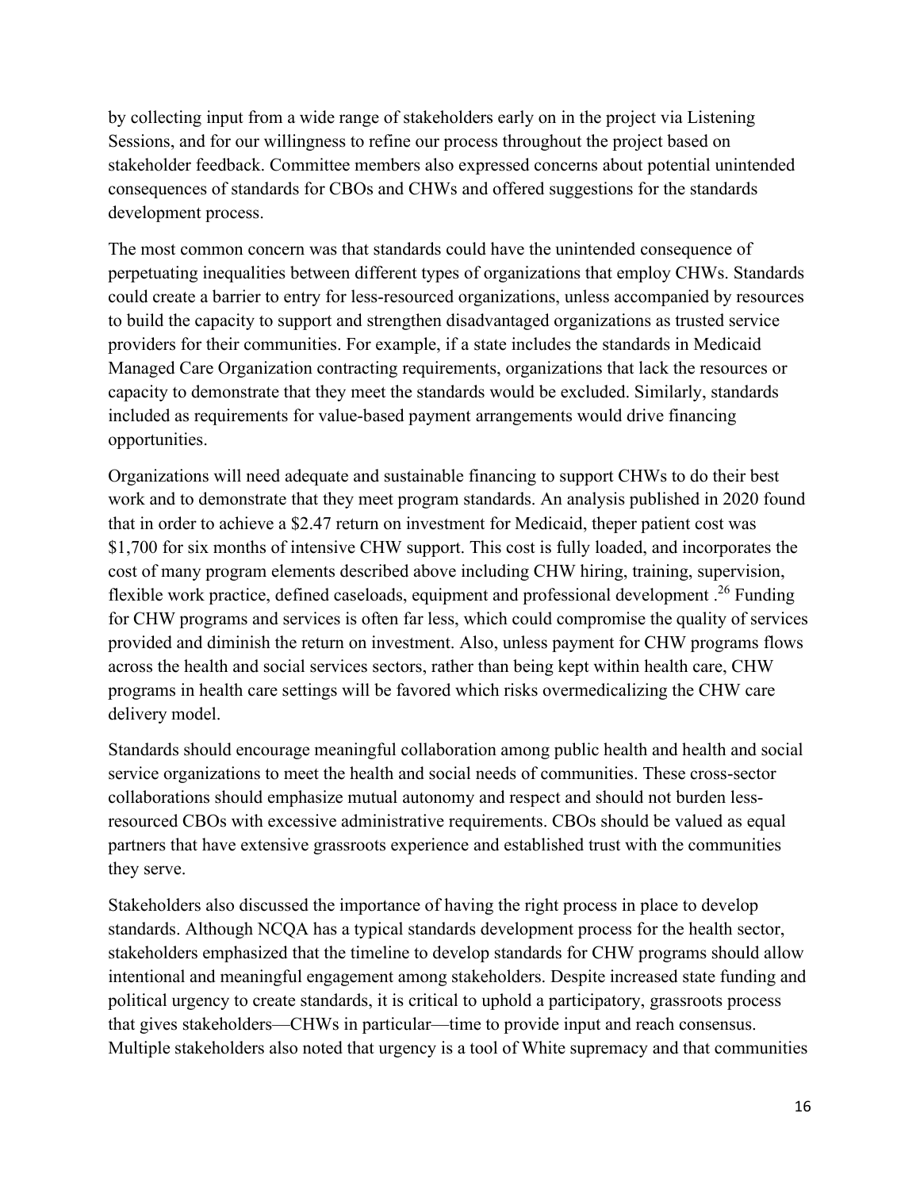by collecting input from a wide range of stakeholders early on in the project via Listening Sessions, and for our willingness to refine our process throughout the project based on stakeholder feedback. Committee members also expressed concerns about potential unintended consequences of standards for CBOs and CHWs and offered suggestions for the standards development process.

The most common concern was that standards could have the unintended consequence of perpetuating inequalities between different types of organizations that employ CHWs. Standards could create a barrier to entry for less-resourced organizations, unless accompanied by resources to build the capacity to support and strengthen disadvantaged organizations as trusted service providers for their communities. For example, if a state includes the standards in Medicaid Managed Care Organization contracting requirements, organizations that lack the resources or capacity to demonstrate that they meet the standards would be excluded. Similarly, standards included as requirements for value-based payment arrangements would drive financing opportunities.

Organizations will need adequate and sustainable financing to support CHWs to do their best work and to demonstrate that they meet program standards. An analysis published in 2020 found that in order to achieve a $2.47 return on investment for Medicaid, theper patient cost was $1,700 for six months of intensive CHW support. This cost is fully loaded, and incorporates the cost of many program elements described above including CHW hiring, training, supervision, flexible work practice, defined caseloads, equipment and professional development .[26] Funding for CHW programs and services is often far less, which could compromise the quality of services provided and diminish the return on investment. Also, unless payment for CHW programs flows across the health and social services sectors, rather than being kept within health care, CHW programs in health care settings will be favored which risks overmedicalizing the CHW care delivery model.

Standards should encourage meaningful collaboration among public health and health and social service organizations to meet the health and social needs of communities. These cross-sector collaborations should emphasize mutual autonomy and respect and should not burden less-resourced CBOs with excessive administrative requirements. CBOs should be valued as equal partners that have extensive grassroots experience and established trust with the communities they serve.

Stakeholders also discussed the importance of having the right process in place to develop standards. Although NCQA has a typical standards development process for the health sector, stakeholders emphasized that the timeline to develop standards for CHW programs should allow intentional and meaningful engagement among stakeholders. Despite increased state funding and political urgency to create standards, it is critical to uphold a participatory, grassroots process that gives stakeholders—CHWs in particular—time to provide input and reach consensus. Multiple stakeholders also noted that urgency is a tool of White supremacy and that communities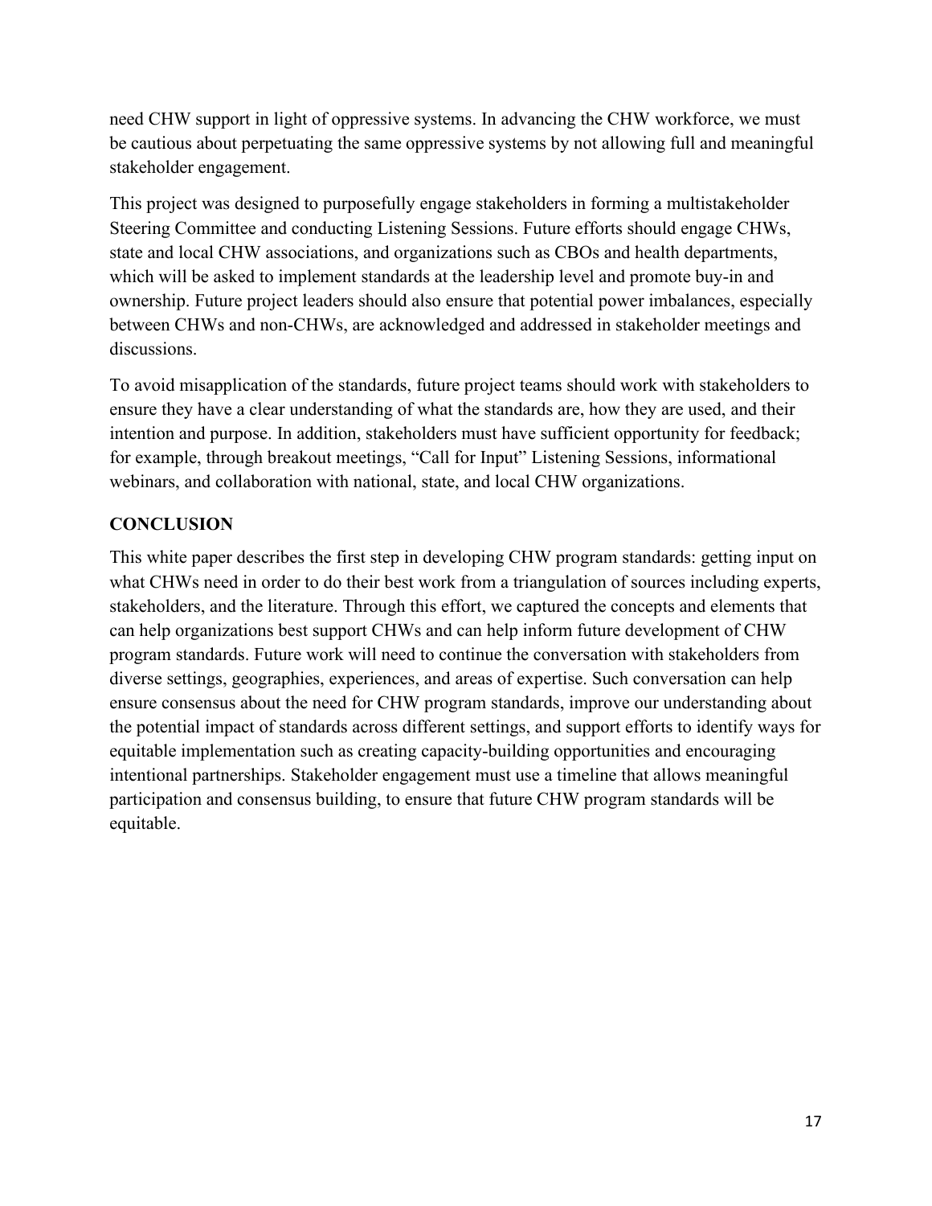need CHW support in light of oppressive systems. In advancing the CHW workforce, we must be cautious about perpetuating the same oppressive systems by not allowing full and meaningful stakeholder engagement.

This project was designed to purposefully engage stakeholders in forming a multistakeholder Steering Committee and conducting Listening Sessions. Future efforts should engage CHWs, state and local CHW associations, and organizations such as CBOs and health departments, which will be asked to implement standards at the leadership level and promote buy-in and ownership. Future project leaders should also ensure that potential power imbalances, especially between CHWs and non-CHWs, are acknowledged and addressed in stakeholder meetings and discussions.

To avoid misapplication of the standards, future project teams should work with stakeholders to ensure they have a clear understanding of what the standards are, how they are used, and their intention and purpose. In addition, stakeholders must have sufficient opportunity for feedback; for example, through breakout meetings, "Call for Input" Listening Sessions, informational webinars, and collaboration with national, state, and local CHW organizations.

## CONCLUSION

This white paper describes the first step in developing CHW program standards: getting input on what CHWs need in order to do their best work from a triangulation of sources including experts, stakeholders, and the literature. Through this effort, we captured the concepts and elements that can help organizations best support CHWs and can help inform future development of CHW program standards. Future work will need to continue the conversation with stakeholders from diverse settings, geographies, experiences, and areas of expertise. Such conversation can help ensure consensus about the need for CHW program standards, improve our understanding about the potential impact of standards across different settings, and support efforts to identify ways for equitable implementation such as creating capacity-building opportunities and encouraging intentional partnerships. Stakeholder engagement must use a timeline that allows meaningful participation and consensus building, to ensure that future CHW program standards will be equitable.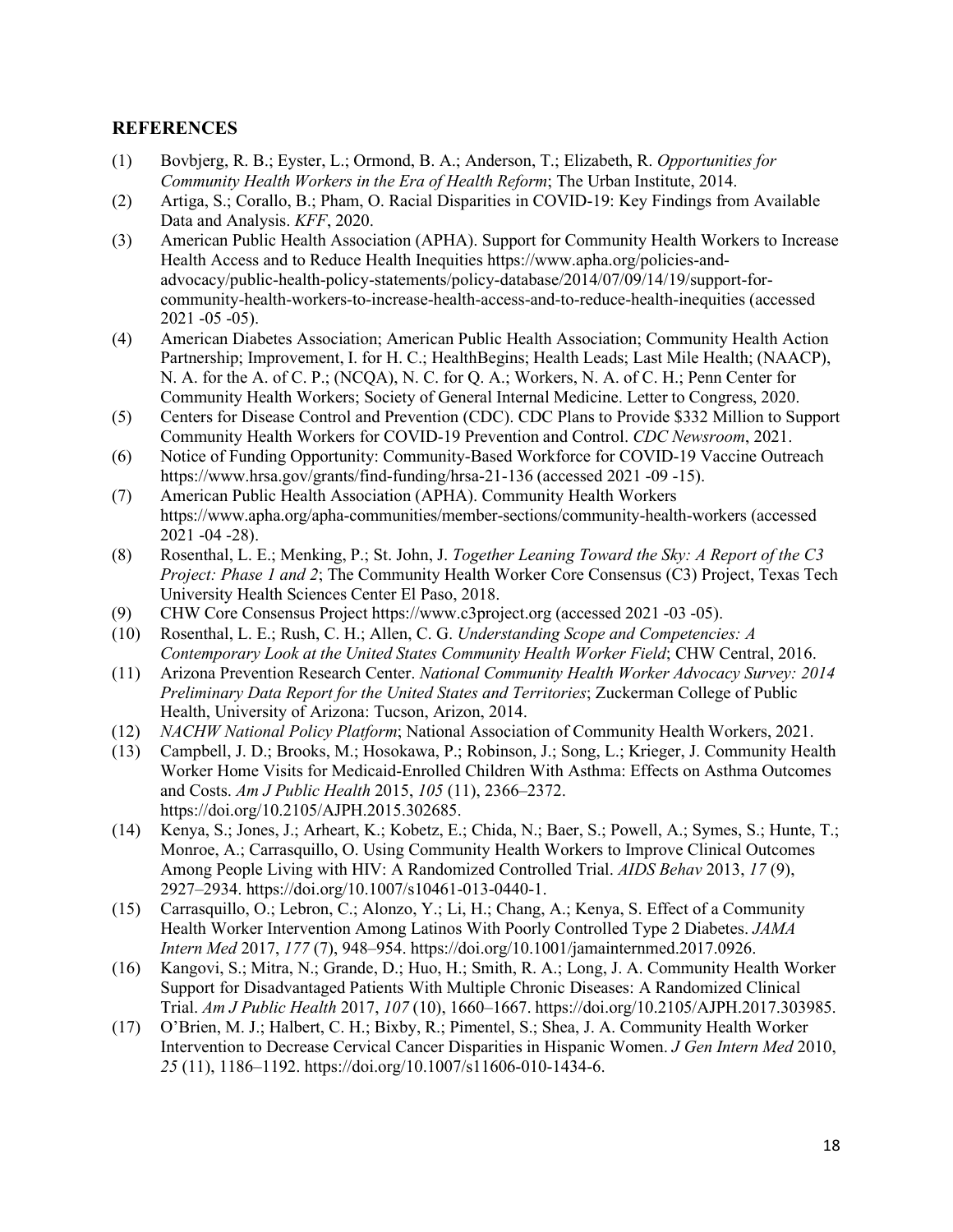## REFERENCES

(1) Bovbjerg, R. B.; Eyster, L.; Ormond, B. A.; Anderson, T.; Elizabeth, R. *Opportunities for Community Health Workers in the Era of Health Reform*; The Urban Institute, 2014.

(2) Artiga, S.; Corallo, B.; Pham, O. Racial Disparities in COVID-19: Key Findings from Available Data and Analysis. *KFF*, 2020.

(3) American Public Health Association (APHA). Support for Community Health Workers to Increase Health Access and to Reduce Health Inequities https://www.apha.org/policies-and-advocacy/public-health-policy-statements/policy-database/2014/07/09/14/19/support-for-community-health-workers-to-increase-health-access-and-to-reduce-health-inequities (accessed 2021 -05 -05).

(4) American Diabetes Association; American Public Health Association; Community Health Action Partnership; Improvement, I. for H. C.; HealthBegins; Health Leads; Last Mile Health; (NAACP), N. A. for the A. of C. P.; (NCQA), N. C. for Q. A.; Workers, N. A. of C. H.; Penn Center for Community Health Workers; Society of General Internal Medicine. Letter to Congress, 2020.

(5) Centers for Disease Control and Prevention (CDC). CDC Plans to Provide $332 Million to Support Community Health Workers for COVID-19 Prevention and Control. *CDC Newsroom*, 2021.

(6) Notice of Funding Opportunity: Community-Based Workforce for COVID-19 Vaccine Outreach https://www.hrsa.gov/grants/find-funding/hrsa-21-136 (accessed 2021 -09 -15).

(7) American Public Health Association (APHA). Community Health Workers https://www.apha.org/apha-communities/member-sections/community-health-workers (accessed 2021 -04 -28).

(8) Rosenthal, L. E.; Menking, P.; St. John, J. *Together Leaning Toward the Sky: A Report of the C3 Project: Phase 1 and 2*; The Community Health Worker Core Consensus (C3) Project, Texas Tech University Health Sciences Center El Paso, 2018.

(9) CHW Core Consensus Project https://www.c3project.org (accessed 2021 -03 -05).

(10) Rosenthal, L. E.; Rush, C. H.; Allen, C. G. *Understanding Scope and Competencies: A Contemporary Look at the United States Community Health Worker Field*; CHW Central, 2016.

(11) Arizona Prevention Research Center. *National Community Health Worker Advocacy Survey: 2014 Preliminary Data Report for the United States and Territories*; Zuckerman College of Public Health, University of Arizona: Tucson, Arizon, 2014.

(12) *NACHW National Policy Platform*; National Association of Community Health Workers, 2021.

(13) Campbell, J. D.; Brooks, M.; Hosokawa, P.; Robinson, J.; Song, L.; Krieger, J. Community Health Worker Home Visits for Medicaid-Enrolled Children With Asthma: Effects on Asthma Outcomes and Costs. *Am J Public Health* 2015, *105* (11), 2366–2372. https://doi.org/10.2105/AJPH.2015.302685.

(14) Kenya, S.; Jones, J.; Arheart, K.; Kobetz, E.; Chida, N.; Baer, S.; Powell, A.; Symes, S.; Hunte, T.; Monroe, A.; Carrasquillo, O. Using Community Health Workers to Improve Clinical Outcomes Among People Living with HIV: A Randomized Controlled Trial. *AIDS Behav* 2013, *17* (9), 2927–2934. https://doi.org/10.1007/s10461-013-0440-1.

(15) Carrasquillo, O.; Lebron, C.; Alonzo, Y.; Li, H.; Chang, A.; Kenya, S. Effect of a Community Health Worker Intervention Among Latinos With Poorly Controlled Type 2 Diabetes. *JAMA Intern Med* 2017, *177* (7), 948–954. https://doi.org/10.1001/jamainternmed.2017.0926.

(16) Kangovi, S.; Mitra, N.; Grande, D.; Huo, H.; Smith, R. A.; Long, J. A. Community Health Worker Support for Disadvantaged Patients With Multiple Chronic Diseases: A Randomized Clinical Trial. *Am J Public Health* 2017, *107* (10), 1660–1667. https://doi.org/10.2105/AJPH.2017.303985.

(17) O'Brien, M. J.; Halbert, C. H.; Bixby, R.; Pimentel, S.; Shea, J. A. Community Health Worker Intervention to Decrease Cervical Cancer Disparities in Hispanic Women. *J Gen Intern Med* 2010, *25* (11), 1186–1192. https://doi.org/10.1007/s11606-010-1434-6.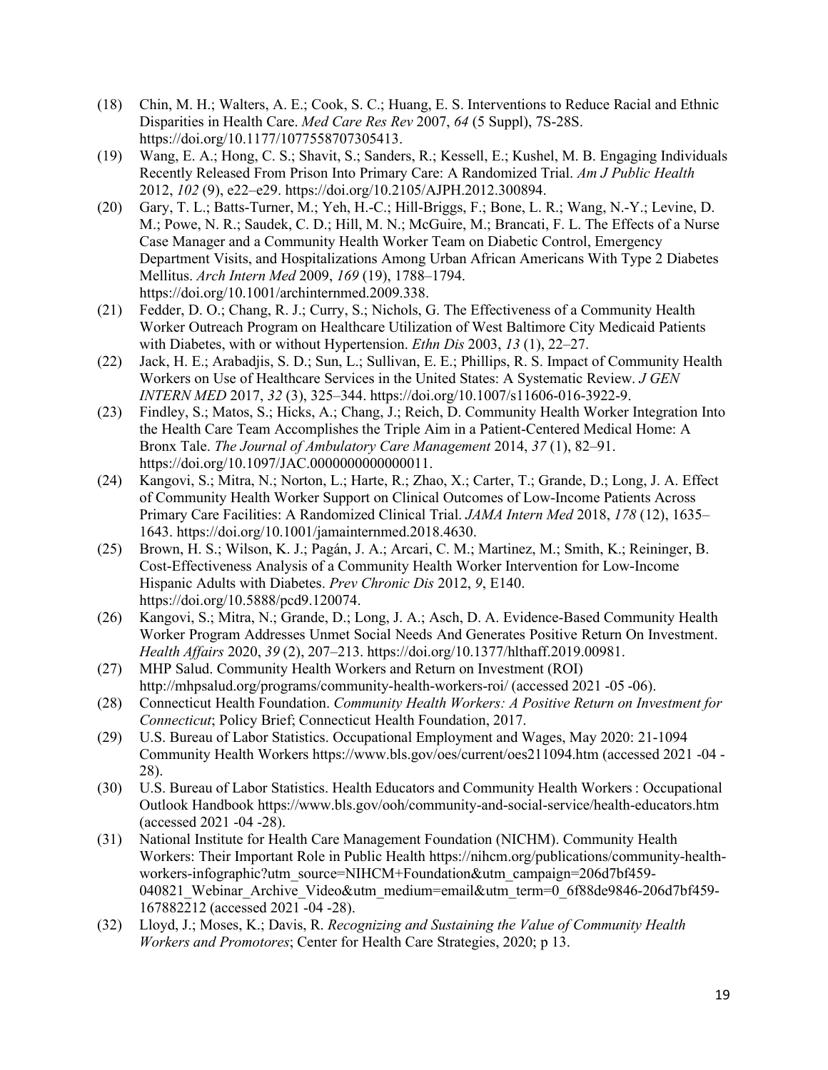(18) Chin, M. H.; Walters, A. E.; Cook, S. C.; Huang, E. S. Interventions to Reduce Racial and Ethnic Disparities in Health Care. *Med Care Res Rev* 2007, *64* (5 Suppl), 7S-28S. https://doi.org/10.1177/1077558707305413.

(19) Wang, E. A.; Hong, C. S.; Shavit, S.; Sanders, R.; Kessell, E.; Kushel, M. B. Engaging Individuals Recently Released From Prison Into Primary Care: A Randomized Trial. *Am J Public Health* 2012, *102* (9), e22–e29. https://doi.org/10.2105/AJPH.2012.300894.

(20) Gary, T. L.; Batts-Turner, M.; Yeh, H.-C.; Hill-Briggs, F.; Bone, L. R.; Wang, N.-Y.; Levine, D. M.; Powe, N. R.; Saudek, C. D.; Hill, M. N.; McGuire, M.; Brancati, F. L. The Effects of a Nurse Case Manager and a Community Health Worker Team on Diabetic Control, Emergency Department Visits, and Hospitalizations Among Urban African Americans With Type 2 Diabetes Mellitus. *Arch Intern Med* 2009, *169* (19), 1788–1794. https://doi.org/10.1001/archinternmed.2009.338.

(21) Fedder, D. O.; Chang, R. J.; Curry, S.; Nichols, G. The Effectiveness of a Community Health Worker Outreach Program on Healthcare Utilization of West Baltimore City Medicaid Patients with Diabetes, with or without Hypertension. *Ethn Dis* 2003, *13* (1), 22–27.

(22) Jack, H. E.; Arabadjis, S. D.; Sun, L.; Sullivan, E. E.; Phillips, R. S. Impact of Community Health Workers on Use of Healthcare Services in the United States: A Systematic Review. *J GEN INTERN MED* 2017, *32* (3), 325–344. https://doi.org/10.1007/s11606-016-3922-9.

(23) Findley, S.; Matos, S.; Hicks, A.; Chang, J.; Reich, D. Community Health Worker Integration Into the Health Care Team Accomplishes the Triple Aim in a Patient-Centered Medical Home: A Bronx Tale. *The Journal of Ambulatory Care Management* 2014, *37* (1), 82–91. https://doi.org/10.1097/JAC.0000000000000011.

(24) Kangovi, S.; Mitra, N.; Norton, L.; Harte, R.; Zhao, X.; Carter, T.; Grande, D.; Long, J. A. Effect of Community Health Worker Support on Clinical Outcomes of Low-Income Patients Across Primary Care Facilities: A Randomized Clinical Trial. *JAMA Intern Med* 2018, *178* (12), 1635–1643. https://doi.org/10.1001/jamainternmed.2018.4630.

(25) Brown, H. S.; Wilson, K. J.; Pagán, J. A.; Arcari, C. M.; Martinez, M.; Smith, K.; Reininger, B. Cost-Effectiveness Analysis of a Community Health Worker Intervention for Low-Income Hispanic Adults with Diabetes. *Prev Chronic Dis* 2012, *9*, E140. https://doi.org/10.5888/pcd9.120074.

(26) Kangovi, S.; Mitra, N.; Grande, D.; Long, J. A.; Asch, D. A. Evidence-Based Community Health Worker Program Addresses Unmet Social Needs And Generates Positive Return On Investment. *Health Affairs* 2020, *39* (2), 207–213. https://doi.org/10.1377/hlthaff.2019.00981.

(27) MHP Salud. Community Health Workers and Return on Investment (ROI) http://mhpsalud.org/programs/community-health-workers-roi/ (accessed 2021 -05 -06).

(28) Connecticut Health Foundation. *Community Health Workers: A Positive Return on Investment for Connecticut*; Policy Brief; Connecticut Health Foundation, 2017.

(29) U.S. Bureau of Labor Statistics. Occupational Employment and Wages, May 2020: 21-1094 Community Health Workers https://www.bls.gov/oes/current/oes211094.htm (accessed 2021 -04 -28).

(30) U.S. Bureau of Labor Statistics. Health Educators and Community Health Workers : Occupational Outlook Handbook https://www.bls.gov/ooh/community-and-social-service/health-educators.htm (accessed 2021 -04 -28).

(31) National Institute for Health Care Management Foundation (NICHM). Community Health Workers: Their Important Role in Public Health https://nihcm.org/publications/community-health-workers-infographic?utm_source=NIHCM+Foundation&utm_campaign=206d7bf459-040821_Webinar_Archive_Video&utm_medium=email&utm_term=0_6f88de9846-206d7bf459-167882212 (accessed 2021 -04 -28).

(32) Lloyd, J.; Moses, K.; Davis, R. *Recognizing and Sustaining the Value of Community Health Workers and Promotores*; Center for Health Care Strategies, 2020; p 13.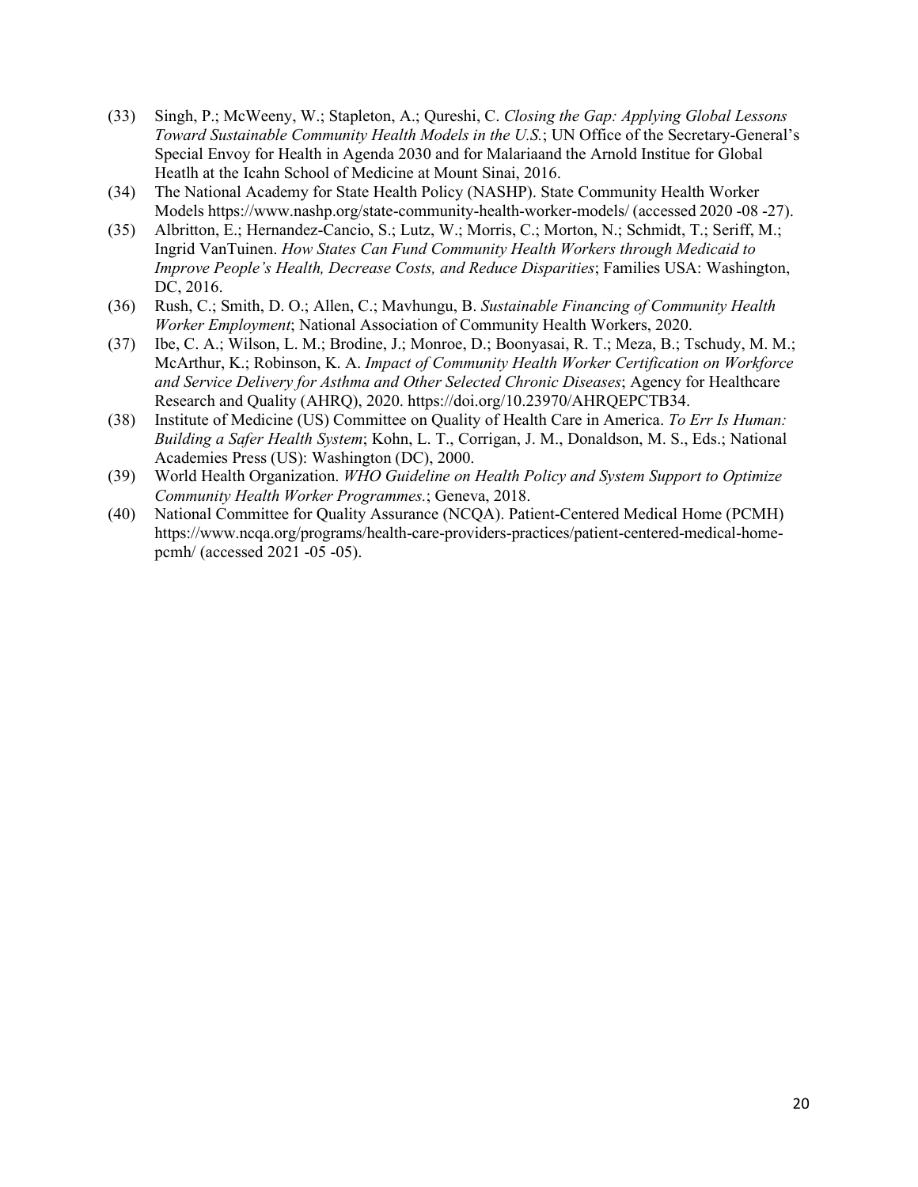(33) Singh, P.; McWeeny, W.; Stapleton, A.; Qureshi, C. *Closing the Gap: Applying Global Lessons Toward Sustainable Community Health Models in the U.S.*; UN Office of the Secretary-General's Special Envoy for Health in Agenda 2030 and for Malariaand the Arnold Institue for Global Heatlh at the Icahn School of Medicine at Mount Sinai, 2016.

(34) The National Academy for State Health Policy (NASHP). State Community Health Worker Models https://www.nashp.org/state-community-health-worker-models/ (accessed 2020 -08 -27).

(35) Albritton, E.; Hernandez-Cancio, S.; Lutz, W.; Morris, C.; Morton, N.; Schmidt, T.; Seriff, M.; Ingrid VanTuinen. *How States Can Fund Community Health Workers through Medicaid to Improve People's Health, Decrease Costs, and Reduce Disparities*; Families USA: Washington, DC, 2016.

(36) Rush, C.; Smith, D. O.; Allen, C.; Mavhungu, B. *Sustainable Financing of Community Health Worker Employment*; National Association of Community Health Workers, 2020.

(37) Ibe, C. A.; Wilson, L. M.; Brodine, J.; Monroe, D.; Boonyasai, R. T.; Meza, B.; Tschudy, M. M.; McArthur, K.; Robinson, K. A. *Impact of Community Health Worker Certification on Workforce and Service Delivery for Asthma and Other Selected Chronic Diseases*; Agency for Healthcare Research and Quality (AHRQ), 2020. https://doi.org/10.23970/AHRQEPCTB34.

(38) Institute of Medicine (US) Committee on Quality of Health Care in America. *To Err Is Human: Building a Safer Health System*; Kohn, L. T., Corrigan, J. M., Donaldson, M. S., Eds.; National Academies Press (US): Washington (DC), 2000.

(39) World Health Organization. *WHO Guideline on Health Policy and System Support to Optimize Community Health Worker Programmes.*; Geneva, 2018.

(40) National Committee for Quality Assurance (NCQA). Patient-Centered Medical Home (PCMH) https://www.ncqa.org/programs/health-care-providers-practices/patient-centered-medical-home-pcmh/ (accessed 2021 -05 -05).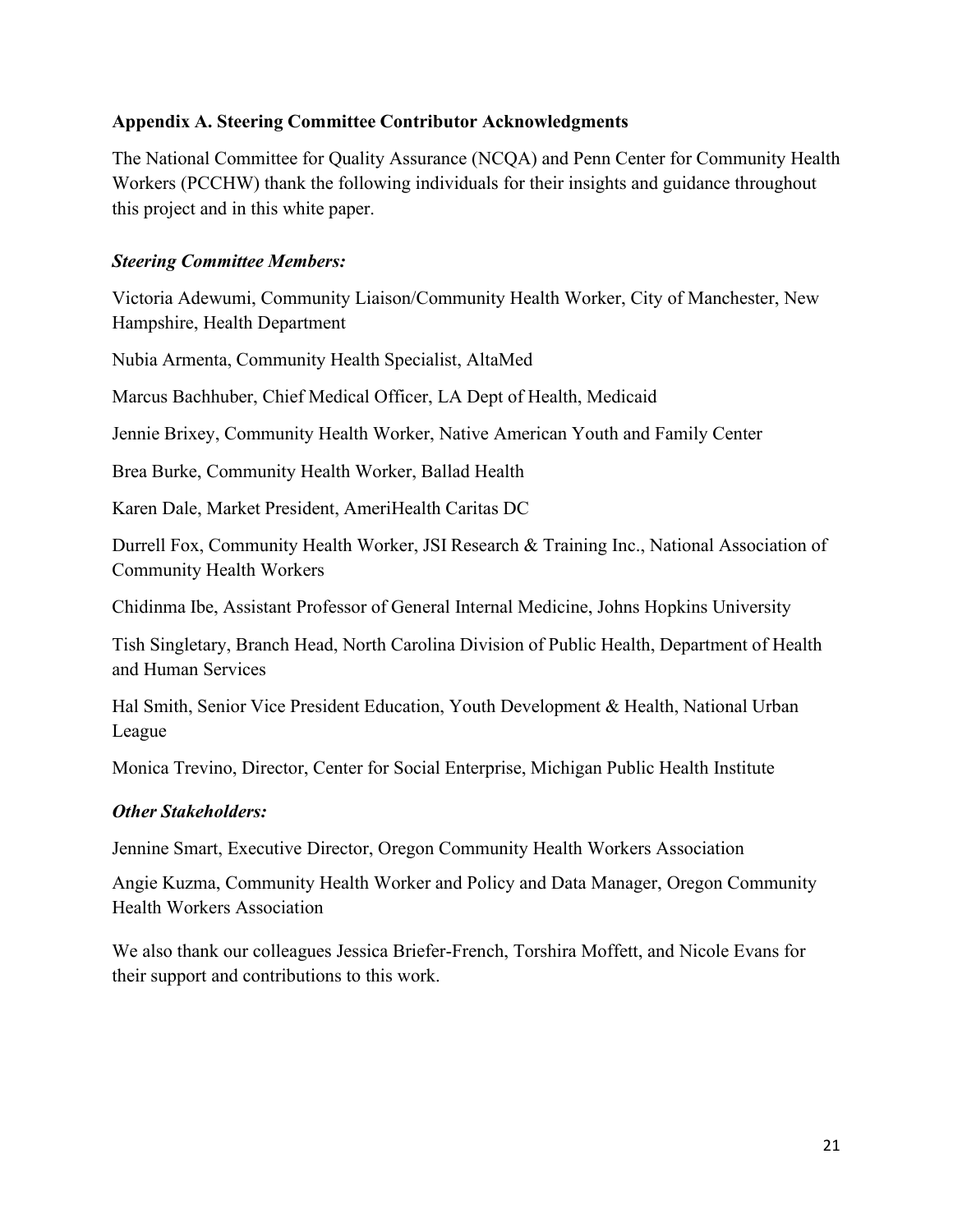## Appendix A. Steering Committee Contributor Acknowledgments

The National Committee for Quality Assurance (NCQA) and Penn Center for Community Health Workers (PCCHW) thank the following individuals for their insights and guidance throughout this project and in this white paper.

### *Steering Committee Members:*

Victoria Adewumi, Community Liaison/Community Health Worker, City of Manchester, New Hampshire, Health Department

Nubia Armenta, Community Health Specialist, AltaMed

Marcus Bachhuber, Chief Medical Officer, LA Dept of Health, Medicaid

Jennie Brixey, Community Health Worker, Native American Youth and Family Center

Brea Burke, Community Health Worker, Ballad Health

Karen Dale, Market President, AmeriHealth Caritas DC

Durrell Fox, Community Health Worker, JSI Research & Training Inc., National Association of Community Health Workers

Chidinma Ibe, Assistant Professor of General Internal Medicine, Johns Hopkins University

Tish Singletary, Branch Head, North Carolina Division of Public Health, Department of Health and Human Services

Hal Smith, Senior Vice President Education, Youth Development & Health, National Urban League

Monica Trevino, Director, Center for Social Enterprise, Michigan Public Health Institute

### *Other Stakeholders:*

Jennine Smart, Executive Director, Oregon Community Health Workers Association

Angie Kuzma, Community Health Worker and Policy and Data Manager, Oregon Community Health Workers Association

We also thank our colleagues Jessica Briefer-French, Torshira Moffett, and Nicole Evans for their support and contributions to this work.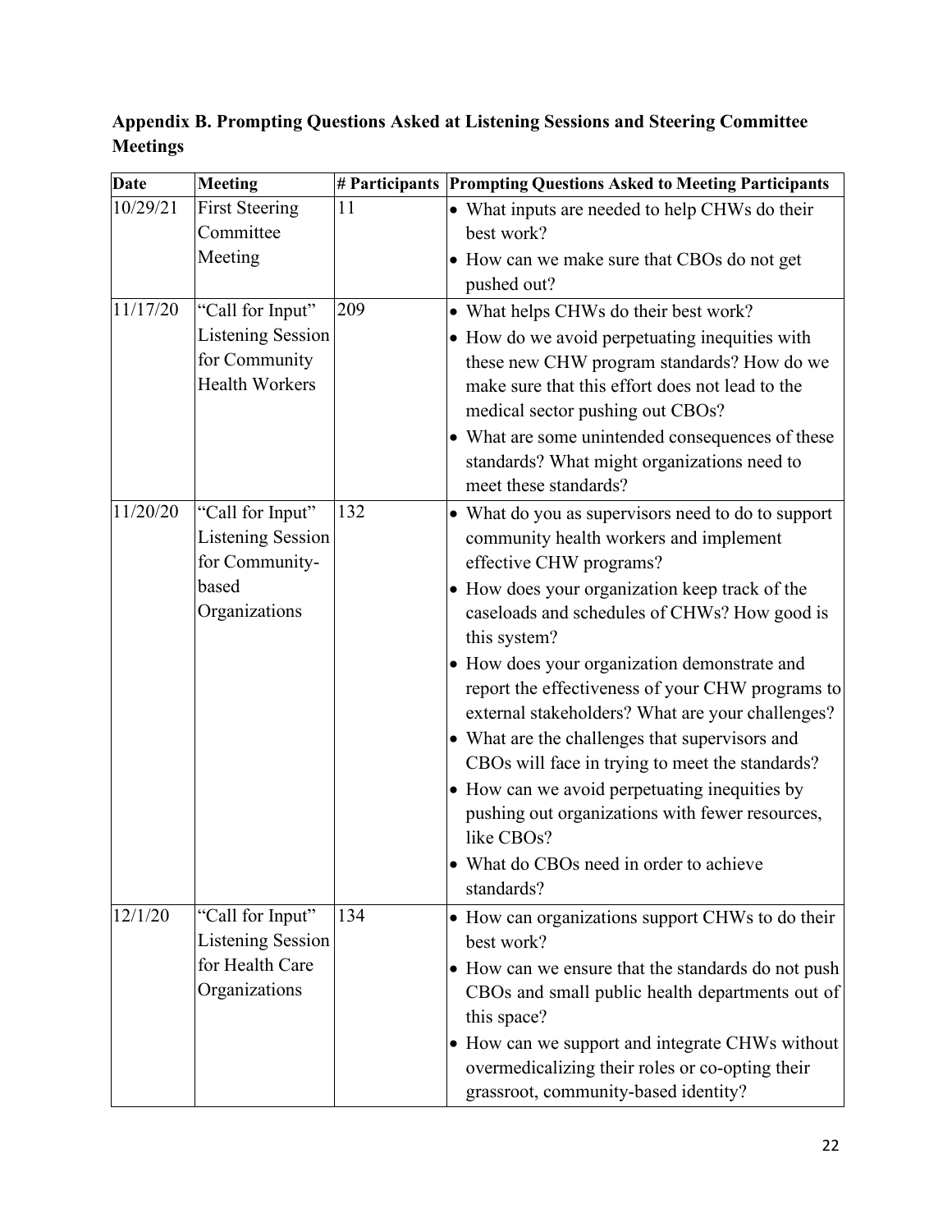**Appendix B. Prompting Questions Asked at Listening Sessions and Steering Committee Meetings**

| Date | Meeting | # Participants | Prompting Questions Asked to Meeting Participants |
|---|---|---|---|
| 10/29/21 | First Steering Committee Meeting | 11 | • What inputs are needed to help CHWs do their best work?<br>• How can we make sure that CBOs do not get pushed out? |
| 11/17/20 | "Call for Input" Listening Session for Community Health Workers | 209 | • What helps CHWs do their best work?<br>• How do we avoid perpetuating inequities with these new CHW program standards? How do we make sure that this effort does not lead to the medical sector pushing out CBOs?<br>• What are some unintended consequences of these standards? What might organizations need to meet these standards? |
| 11/20/20 | "Call for Input" Listening Session for Community-based Organizations | 132 | • What do you as supervisors need to do to support community health workers and implement effective CHW programs?<br>• How does your organization keep track of the caseloads and schedules of CHWs? How good is this system?<br>• How does your organization demonstrate and report the effectiveness of your CHW programs to external stakeholders? What are your challenges?<br>• What are the challenges that supervisors and CBOs will face in trying to meet the standards?<br>• How can we avoid perpetuating inequities by pushing out organizations with fewer resources, like CBOs?<br>• What do CBOs need in order to achieve standards? |
| 12/1/20 | "Call for Input" Listening Session for Health Care Organizations | 134 | • How can organizations support CHWs to do their best work?<br>• How can we ensure that the standards do not push CBOs and small public health departments out of this space?<br>• How can we support and integrate CHWs without overmedicalizing their roles or co-opting their grassroot, community-based identity? |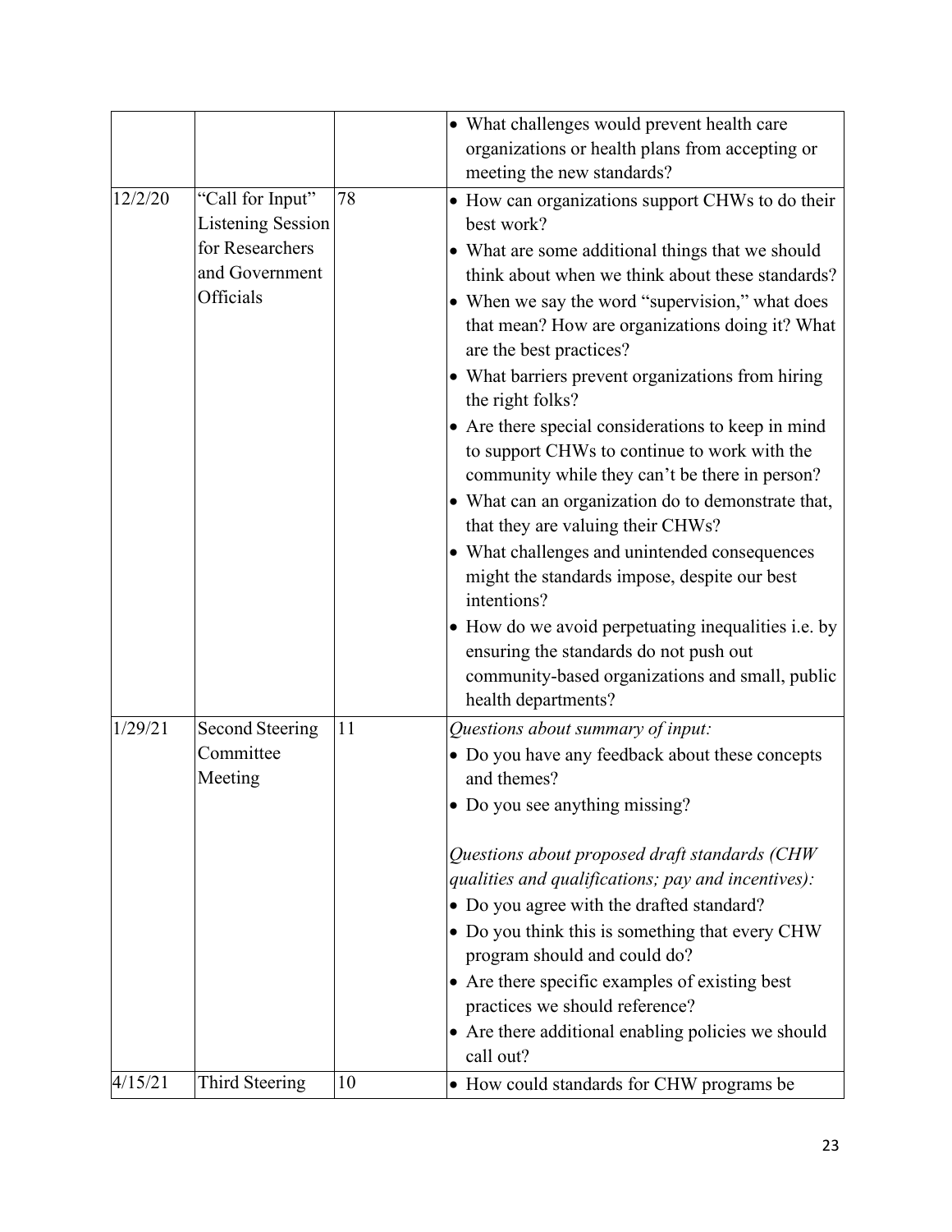| | | | • What challenges would prevent health care organizations or health plans from accepting or meeting the new standards? |
|---|---|---|---|
| 12/2/20 | "Call for Input" Listening Session for Researchers and Government Officials | 78 | • How can organizations support CHWs to do their best work?<br>• What are some additional things that we should think about when we think about these standards?<br>• When we say the word "supervision," what does that mean? How are organizations doing it? What are the best practices?<br>• What barriers prevent organizations from hiring the right folks?<br>• Are there special considerations to keep in mind to support CHWs to continue to work with the community while they can't be there in person?<br>• What can an organization do to demonstrate that, that they are valuing their CHWs?<br>• What challenges and unintended consequences might the standards impose, despite our best intentions?<br>• How do we avoid perpetuating inequalities i.e. by ensuring the standards do not push out community-based organizations and small, public health departments? |
| 1/29/21 | Second Steering Committee Meeting | 11 | *Questions about summary of input:*<br>• Do you have any feedback about these concepts and themes?<br>• Do you see anything missing?<br><br>*Questions about proposed draft standards (CHW qualities and qualifications; pay and incentives):*<br>• Do you agree with the drafted standard?<br>• Do you think this is something that every CHW program should and could do?<br>• Are there specific examples of existing best practices we should reference?<br>• Are there additional enabling policies we should call out? |
| 4/15/21 | Third Steering | 10 | • How could standards for CHW programs be |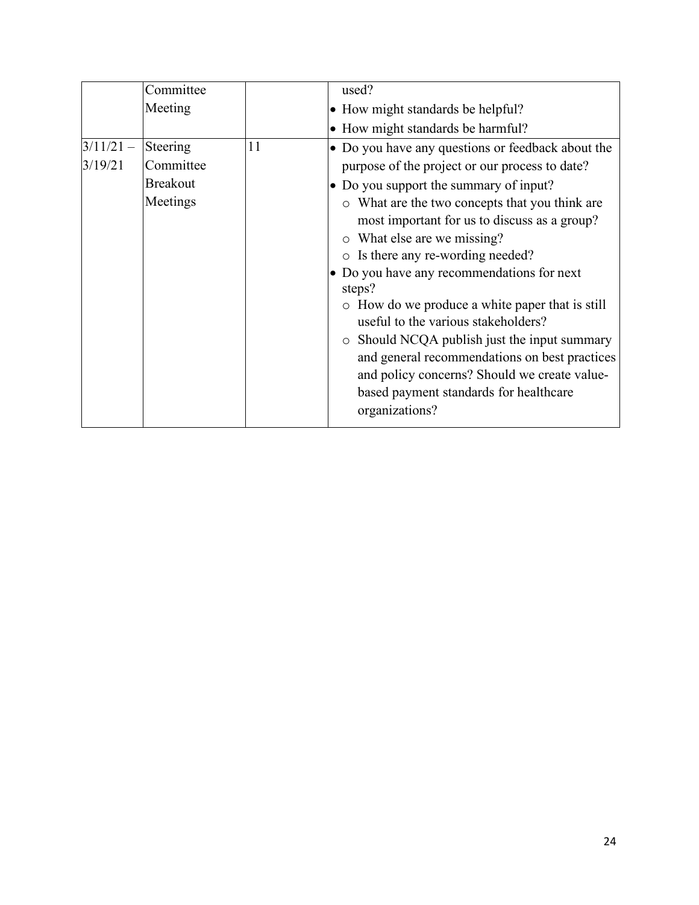| | | | |
|---|---|---|---|
| | Committee Meeting | | used?<br>• How might standards be helpful?<br>• How might standards be harmful? |
| 3/11/21 – 3/19/21 | Steering Committee Breakout Meetings | 11 | • Do you have any questions or feedback about the purpose of the project or our process to date?<br>• Do you support the summary of input?<br>  ○ What are the two concepts that you think are most important for us to discuss as a group?<br>  ○ What else are we missing?<br>  ○ Is there any re-wording needed?<br>• Do you have any recommendations for next steps?<br>  ○ How do we produce a white paper that is still useful to the various stakeholders?<br>  ○ Should NCQA publish just the input summary and general recommendations on best practices and policy concerns? Should we create value-based payment standards for healthcare organizations? |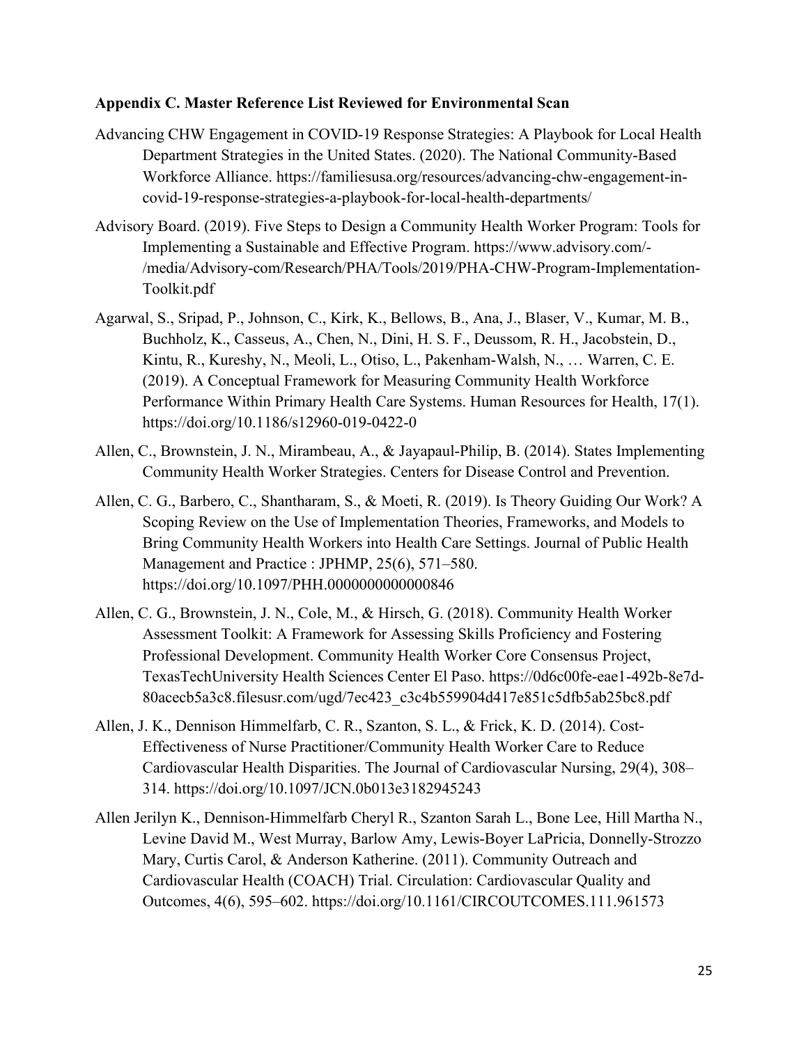### Appendix C. Master Reference List Reviewed for Environmental Scan

Advancing CHW Engagement in COVID-19 Response Strategies: A Playbook for Local Health Department Strategies in the United States. (2020). The National Community-Based Workforce Alliance. https://familiesusa.org/resources/advancing-chw-engagement-in-covid-19-response-strategies-a-playbook-for-local-health-departments/

Advisory Board. (2019). Five Steps to Design a Community Health Worker Program: Tools for Implementing a Sustainable and Effective Program. https://www.advisory.com/-/media/Advisory-com/Research/PHA/Tools/2019/PHA-CHW-Program-Implementation-Toolkit.pdf

Agarwal, S., Sripad, P., Johnson, C., Kirk, K., Bellows, B., Ana, J., Blaser, V., Kumar, M. B., Buchholz, K., Casseus, A., Chen, N., Dini, H. S. F., Deussom, R. H., Jacobstein, D., Kintu, R., Kureshy, N., Meoli, L., Otiso, L., Pakenham-Walsh, N., … Warren, C. E. (2019). A Conceptual Framework for Measuring Community Health Workforce Performance Within Primary Health Care Systems. Human Resources for Health, 17(1). https://doi.org/10.1186/s12960-019-0422-0

Allen, C., Brownstein, J. N., Mirambeau, A., & Jayapaul-Philip, B. (2014). States Implementing Community Health Worker Strategies. Centers for Disease Control and Prevention.

Allen, C. G., Barbero, C., Shantharam, S., & Moeti, R. (2019). Is Theory Guiding Our Work? A Scoping Review on the Use of Implementation Theories, Frameworks, and Models to Bring Community Health Workers into Health Care Settings. Journal of Public Health Management and Practice : JPHMP, 25(6), 571–580. https://doi.org/10.1097/PHH.0000000000000846

Allen, C. G., Brownstein, J. N., Cole, M., & Hirsch, G. (2018). Community Health Worker Assessment Toolkit: A Framework for Assessing Skills Proficiency and Fostering Professional Development. Community Health Worker Core Consensus Project, TexasTechUniversity Health Sciences Center El Paso. https://0d6c00fe-eae1-492b-8e7d-80acecb5a3c8.filesusr.com/ugd/7ec423_c3c4b559904d417e851c5dfb5ab25bc8.pdf

Allen, J. K., Dennison Himmelfarb, C. R., Szanton, S. L., & Frick, K. D. (2014). Cost-Effectiveness of Nurse Practitioner/Community Health Worker Care to Reduce Cardiovascular Health Disparities. The Journal of Cardiovascular Nursing, 29(4), 308–314. https://doi.org/10.1097/JCN.0b013e3182945243

Allen Jerilyn K., Dennison-Himmelfarb Cheryl R., Szanton Sarah L., Bone Lee, Hill Martha N., Levine David M., West Murray, Barlow Amy, Lewis-Boyer LaPricia, Donnelly-Strozzo Mary, Curtis Carol, & Anderson Katherine. (2011). Community Outreach and Cardiovascular Health (COACH) Trial. Circulation: Cardiovascular Quality and Outcomes, 4(6), 595–602. https://doi.org/10.1161/CIRCOUTCOMES.111.961573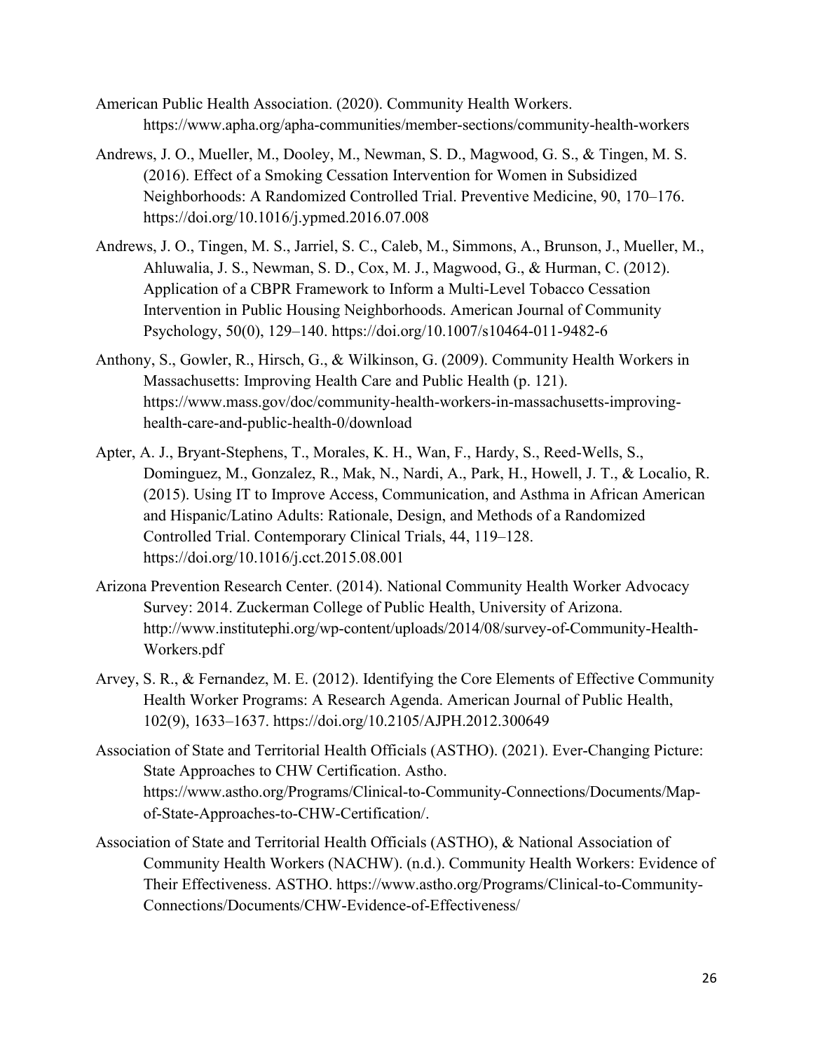American Public Health Association. (2020). Community Health Workers. https://www.apha.org/apha-communities/member-sections/community-health-workers

Andrews, J. O., Mueller, M., Dooley, M., Newman, S. D., Magwood, G. S., & Tingen, M. S. (2016). Effect of a Smoking Cessation Intervention for Women in Subsidized Neighborhoods: A Randomized Controlled Trial. Preventive Medicine, 90, 170–176. https://doi.org/10.1016/j.ypmed.2016.07.008

Andrews, J. O., Tingen, M. S., Jarriel, S. C., Caleb, M., Simmons, A., Brunson, J., Mueller, M., Ahluwalia, J. S., Newman, S. D., Cox, M. J., Magwood, G., & Hurman, C. (2012). Application of a CBPR Framework to Inform a Multi-Level Tobacco Cessation Intervention in Public Housing Neighborhoods. American Journal of Community Psychology, 50(0), 129–140. https://doi.org/10.1007/s10464-011-9482-6

Anthony, S., Gowler, R., Hirsch, G., & Wilkinson, G. (2009). Community Health Workers in Massachusetts: Improving Health Care and Public Health (p. 121). https://www.mass.gov/doc/community-health-workers-in-massachusetts-improving-health-care-and-public-health-0/download

Apter, A. J., Bryant-Stephens, T., Morales, K. H., Wan, F., Hardy, S., Reed-Wells, S., Dominguez, M., Gonzalez, R., Mak, N., Nardi, A., Park, H., Howell, J. T., & Localio, R. (2015). Using IT to Improve Access, Communication, and Asthma in African American and Hispanic/Latino Adults: Rationale, Design, and Methods of a Randomized Controlled Trial. Contemporary Clinical Trials, 44, 119–128. https://doi.org/10.1016/j.cct.2015.08.001

Arizona Prevention Research Center. (2014). National Community Health Worker Advocacy Survey: 2014. Zuckerman College of Public Health, University of Arizona. http://www.institutephi.org/wp-content/uploads/2014/08/survey-of-Community-Health-Workers.pdf

Arvey, S. R., & Fernandez, M. E. (2012). Identifying the Core Elements of Effective Community Health Worker Programs: A Research Agenda. American Journal of Public Health, 102(9), 1633–1637. https://doi.org/10.2105/AJPH.2012.300649

Association of State and Territorial Health Officials (ASTHO). (2021). Ever-Changing Picture: State Approaches to CHW Certification. Astho. https://www.astho.org/Programs/Clinical-to-Community-Connections/Documents/Map-of-State-Approaches-to-CHW-Certification/.

Association of State and Territorial Health Officials (ASTHO), & National Association of Community Health Workers (NACHW). (n.d.). Community Health Workers: Evidence of Their Effectiveness. ASTHO. https://www.astho.org/Programs/Clinical-to-Community-Connections/Documents/CHW-Evidence-of-Effectiveness/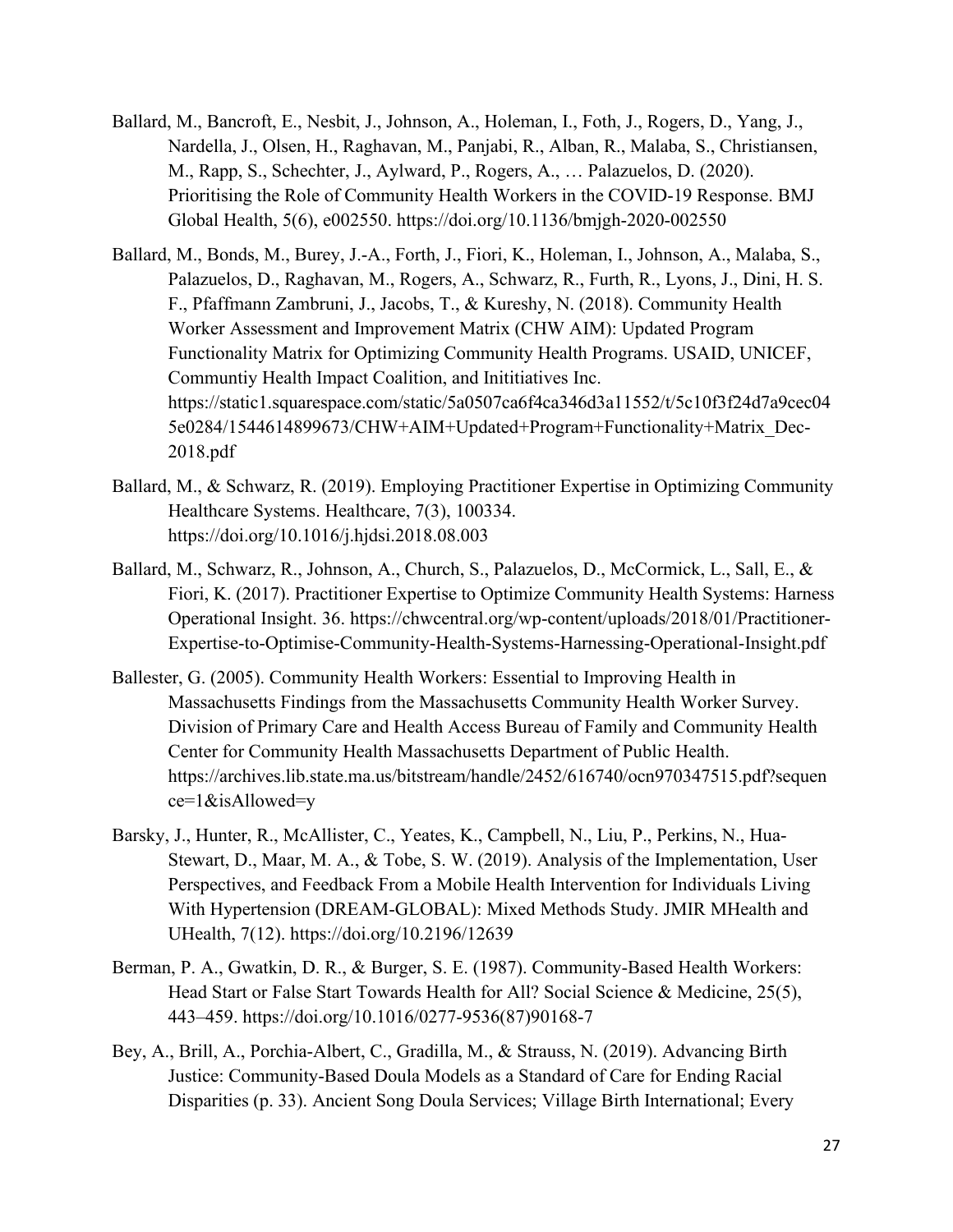Ballard, M., Bancroft, E., Nesbit, J., Johnson, A., Holeman, I., Foth, J., Rogers, D., Yang, J., Nardella, J., Olsen, H., Raghavan, M., Panjabi, R., Alban, R., Malaba, S., Christiansen, M., Rapp, S., Schechter, J., Aylward, P., Rogers, A., … Palazuelos, D. (2020). Prioritising the Role of Community Health Workers in the COVID-19 Response. BMJ Global Health, 5(6), e002550. https://doi.org/10.1136/bmjgh-2020-002550

Ballard, M., Bonds, M., Burey, J.-A., Forth, J., Fiori, K., Holeman, I., Johnson, A., Malaba, S., Palazuelos, D., Raghavan, M., Rogers, A., Schwarz, R., Furth, R., Lyons, J., Dini, H. S. F., Pfaffmann Zambruni, J., Jacobs, T., & Kureshy, N. (2018). Community Health Worker Assessment and Improvement Matrix (CHW AIM): Updated Program Functionality Matrix for Optimizing Community Health Programs. USAID, UNICEF, Communtiy Health Impact Coalition, and Inititiatives Inc. https://static1.squarespace.com/static/5a0507ca6f4ca346d3a11552/t/5c10f3f24d7a9cec045e0284/1544614899673/CHW+AIM+Updated+Program+Functionality+Matrix_Dec-2018.pdf

Ballard, M., & Schwarz, R. (2019). Employing Practitioner Expertise in Optimizing Community Healthcare Systems. Healthcare, 7(3), 100334. https://doi.org/10.1016/j.hjdsi.2018.08.003

Ballard, M., Schwarz, R., Johnson, A., Church, S., Palazuelos, D., McCormick, L., Sall, E., & Fiori, K. (2017). Practitioner Expertise to Optimize Community Health Systems: Harness Operational Insight. 36. https://chwcentral.org/wp-content/uploads/2018/01/Practitioner-Expertise-to-Optimise-Community-Health-Systems-Harnessing-Operational-Insight.pdf

Ballester, G. (2005). Community Health Workers: Essential to Improving Health in Massachusetts Findings from the Massachusetts Community Health Worker Survey. Division of Primary Care and Health Access Bureau of Family and Community Health Center for Community Health Massachusetts Department of Public Health. https://archives.lib.state.ma.us/bitstream/handle/2452/616740/ocn970347515.pdf?sequence=1&isAllowed=y

Barsky, J., Hunter, R., McAllister, C., Yeates, K., Campbell, N., Liu, P., Perkins, N., Hua-Stewart, D., Maar, M. A., & Tobe, S. W. (2019). Analysis of the Implementation, User Perspectives, and Feedback From a Mobile Health Intervention for Individuals Living With Hypertension (DREAM-GLOBAL): Mixed Methods Study. JMIR MHealth and UHealth, 7(12). https://doi.org/10.2196/12639

Berman, P. A., Gwatkin, D. R., & Burger, S. E. (1987). Community-Based Health Workers: Head Start or False Start Towards Health for All? Social Science & Medicine, 25(5), 443–459. https://doi.org/10.1016/0277-9536(87)90168-7

Bey, A., Brill, A., Porchia-Albert, C., Gradilla, M., & Strauss, N. (2019). Advancing Birth Justice: Community-Based Doula Models as a Standard of Care for Ending Racial Disparities (p. 33). Ancient Song Doula Services; Village Birth International; Every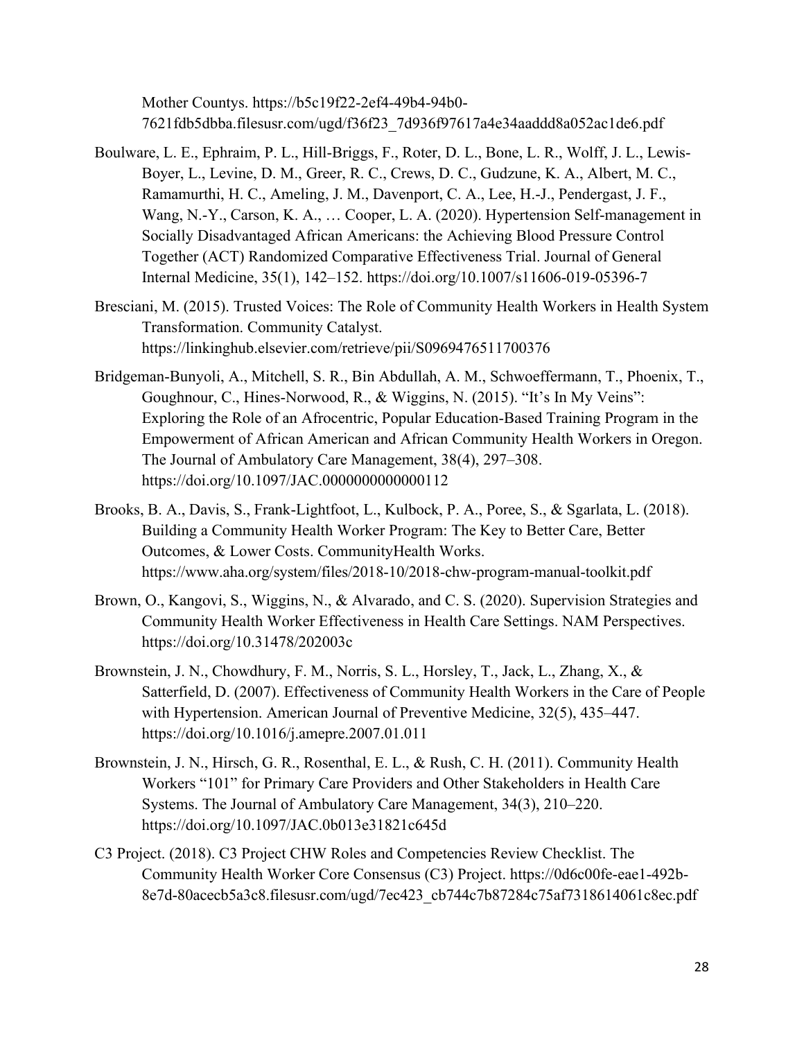Mother Countys. https://b5c19f22-2ef4-49b4-94b0-7621fdb5dbba.filesusr.com/ugd/f36f23_7d936f97617a4e34aaddd8a052ac1de6.pdf

Boulware, L. E., Ephraim, P. L., Hill-Briggs, F., Roter, D. L., Bone, L. R., Wolff, J. L., Lewis-Boyer, L., Levine, D. M., Greer, R. C., Crews, D. C., Gudzune, K. A., Albert, M. C., Ramamurthi, H. C., Ameling, J. M., Davenport, C. A., Lee, H.-J., Pendergast, J. F., Wang, N.-Y., Carson, K. A., … Cooper, L. A. (2020). Hypertension Self-management in Socially Disadvantaged African Americans: the Achieving Blood Pressure Control Together (ACT) Randomized Comparative Effectiveness Trial. Journal of General Internal Medicine, 35(1), 142–152. https://doi.org/10.1007/s11606-019-05396-7

Bresciani, M. (2015). Trusted Voices: The Role of Community Health Workers in Health System Transformation. Community Catalyst. https://linkinghub.elsevier.com/retrieve/pii/S0969476511700376

Bridgeman-Bunyoli, A., Mitchell, S. R., Bin Abdullah, A. M., Schwoeffermann, T., Phoenix, T., Goughnour, C., Hines-Norwood, R., & Wiggins, N. (2015). "It's In My Veins": Exploring the Role of an Afrocentric, Popular Education-Based Training Program in the Empowerment of African American and African Community Health Workers in Oregon. The Journal of Ambulatory Care Management, 38(4), 297–308. https://doi.org/10.1097/JAC.0000000000000112

Brooks, B. A., Davis, S., Frank-Lightfoot, L., Kulbock, P. A., Poree, S., & Sgarlata, L. (2018). Building a Community Health Worker Program: The Key to Better Care, Better Outcomes, & Lower Costs. CommunityHealth Works. https://www.aha.org/system/files/2018-10/2018-chw-program-manual-toolkit.pdf

Brown, O., Kangovi, S., Wiggins, N., & Alvarado, and C. S. (2020). Supervision Strategies and Community Health Worker Effectiveness in Health Care Settings. NAM Perspectives. https://doi.org/10.31478/202003c

Brownstein, J. N., Chowdhury, F. M., Norris, S. L., Horsley, T., Jack, L., Zhang, X., & Satterfield, D. (2007). Effectiveness of Community Health Workers in the Care of People with Hypertension. American Journal of Preventive Medicine, 32(5), 435–447. https://doi.org/10.1016/j.amepre.2007.01.011

Brownstein, J. N., Hirsch, G. R., Rosenthal, E. L., & Rush, C. H. (2011). Community Health Workers "101" for Primary Care Providers and Other Stakeholders in Health Care Systems. The Journal of Ambulatory Care Management, 34(3), 210–220. https://doi.org/10.1097/JAC.0b013e31821c645d

C3 Project. (2018). C3 Project CHW Roles and Competencies Review Checklist. The Community Health Worker Core Consensus (C3) Project. https://0d6c00fe-eae1-492b-8e7d-80acecb5a3c8.filesusr.com/ugd/7ec423_cb744c7b87284c75af7318614061c8ec.pdf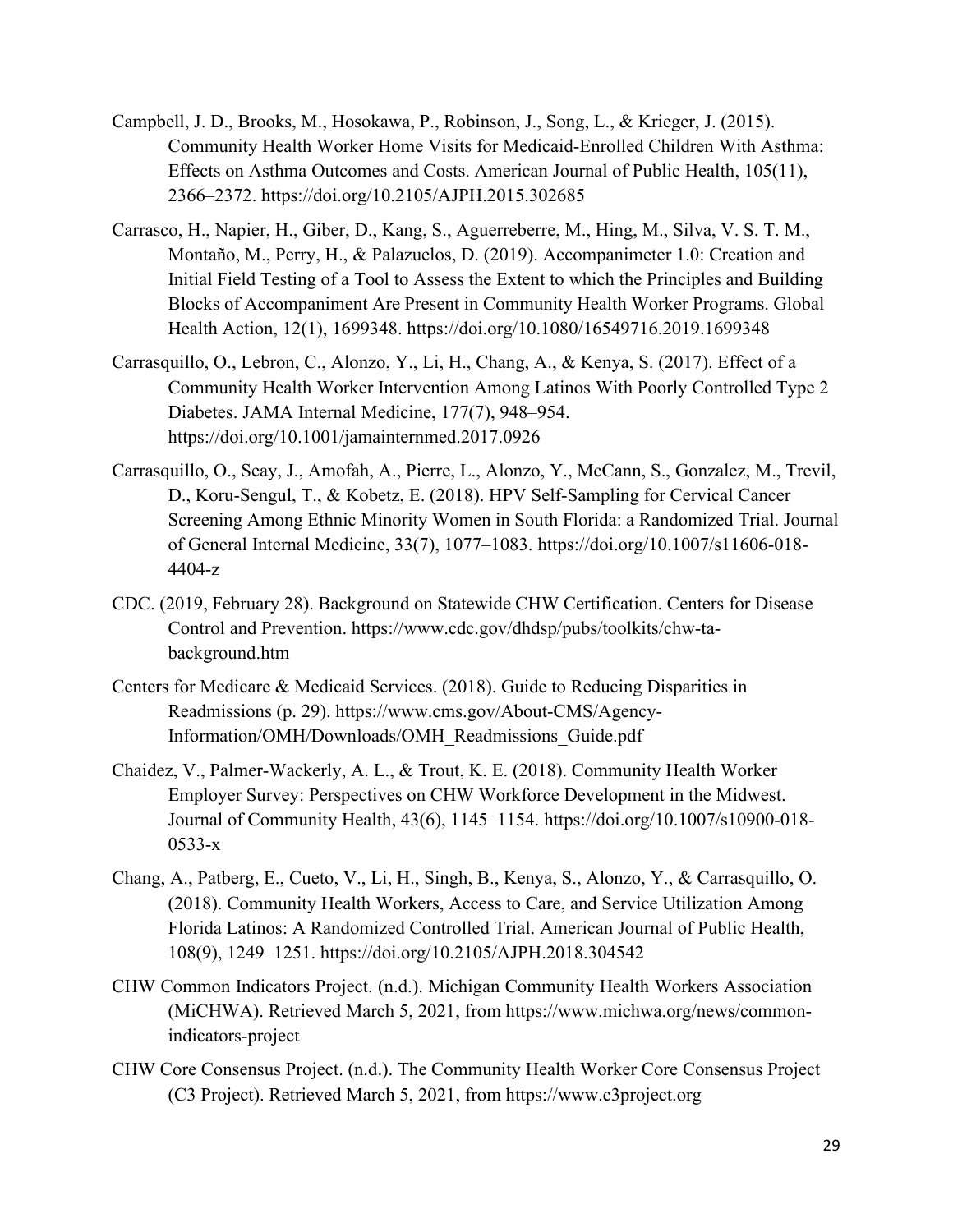Campbell, J. D., Brooks, M., Hosokawa, P., Robinson, J., Song, L., & Krieger, J. (2015). Community Health Worker Home Visits for Medicaid-Enrolled Children With Asthma: Effects on Asthma Outcomes and Costs. American Journal of Public Health, 105(11), 2366–2372. https://doi.org/10.2105/AJPH.2015.302685

Carrasco, H., Napier, H., Giber, D., Kang, S., Aguerreberre, M., Hing, M., Silva, V. S. T. M., Montaño, M., Perry, H., & Palazuelos, D. (2019). Accompanimeter 1.0: Creation and Initial Field Testing of a Tool to Assess the Extent to which the Principles and Building Blocks of Accompaniment Are Present in Community Health Worker Programs. Global Health Action, 12(1), 1699348. https://doi.org/10.1080/16549716.2019.1699348

Carrasquillo, O., Lebron, C., Alonzo, Y., Li, H., Chang, A., & Kenya, S. (2017). Effect of a Community Health Worker Intervention Among Latinos With Poorly Controlled Type 2 Diabetes. JAMA Internal Medicine, 177(7), 948–954. https://doi.org/10.1001/jamainternmed.2017.0926

Carrasquillo, O., Seay, J., Amofah, A., Pierre, L., Alonzo, Y., McCann, S., Gonzalez, M., Trevil, D., Koru-Sengul, T., & Kobetz, E. (2018). HPV Self-Sampling for Cervical Cancer Screening Among Ethnic Minority Women in South Florida: a Randomized Trial. Journal of General Internal Medicine, 33(7), 1077–1083. https://doi.org/10.1007/s11606-018-4404-z

CDC. (2019, February 28). Background on Statewide CHW Certification. Centers for Disease Control and Prevention. https://www.cdc.gov/dhdsp/pubs/toolkits/chw-ta-background.htm

Centers for Medicare & Medicaid Services. (2018). Guide to Reducing Disparities in Readmissions (p. 29). https://www.cms.gov/About-CMS/Agency-Information/OMH/Downloads/OMH_Readmissions_Guide.pdf

Chaidez, V., Palmer-Wackerly, A. L., & Trout, K. E. (2018). Community Health Worker Employer Survey: Perspectives on CHW Workforce Development in the Midwest. Journal of Community Health, 43(6), 1145–1154. https://doi.org/10.1007/s10900-018-0533-x

Chang, A., Patberg, E., Cueto, V., Li, H., Singh, B., Kenya, S., Alonzo, Y., & Carrasquillo, O. (2018). Community Health Workers, Access to Care, and Service Utilization Among Florida Latinos: A Randomized Controlled Trial. American Journal of Public Health, 108(9), 1249–1251. https://doi.org/10.2105/AJPH.2018.304542

CHW Common Indicators Project. (n.d.). Michigan Community Health Workers Association (MiCHWA). Retrieved March 5, 2021, from https://www.michwa.org/news/common-indicators-project

CHW Core Consensus Project. (n.d.). The Community Health Worker Core Consensus Project (C3 Project). Retrieved March 5, 2021, from https://www.c3project.org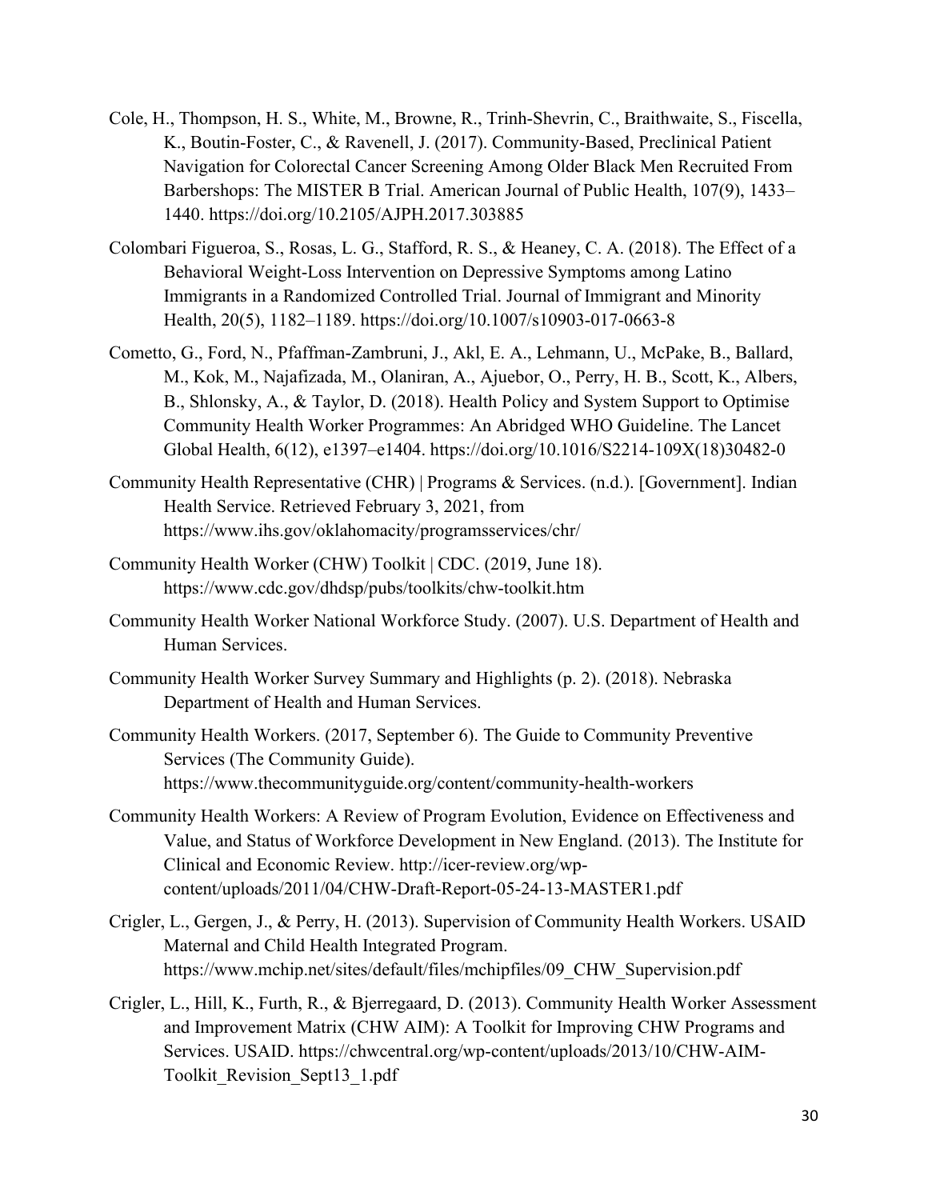Cole, H., Thompson, H. S., White, M., Browne, R., Trinh-Shevrin, C., Braithwaite, S., Fiscella, K., Boutin-Foster, C., & Ravenell, J. (2017). Community-Based, Preclinical Patient Navigation for Colorectal Cancer Screening Among Older Black Men Recruited From Barbershops: The MISTER B Trial. American Journal of Public Health, 107(9), 1433–1440. https://doi.org/10.2105/AJPH.2017.303885

Colombari Figueroa, S., Rosas, L. G., Stafford, R. S., & Heaney, C. A. (2018). The Effect of a Behavioral Weight-Loss Intervention on Depressive Symptoms among Latino Immigrants in a Randomized Controlled Trial. Journal of Immigrant and Minority Health, 20(5), 1182–1189. https://doi.org/10.1007/s10903-017-0663-8

Cometto, G., Ford, N., Pfaffman-Zambruni, J., Akl, E. A., Lehmann, U., McPake, B., Ballard, M., Kok, M., Najafizada, M., Olaniran, A., Ajuebor, O., Perry, H. B., Scott, K., Albers, B., Shlonsky, A., & Taylor, D. (2018). Health Policy and System Support to Optimise Community Health Worker Programmes: An Abridged WHO Guideline. The Lancet Global Health, 6(12), e1397–e1404. https://doi.org/10.1016/S2214-109X(18)30482-0

Community Health Representative (CHR) | Programs & Services. (n.d.). [Government]. Indian Health Service. Retrieved February 3, 2021, from https://www.ihs.gov/oklahomacity/programsservices/chr/

Community Health Worker (CHW) Toolkit | CDC. (2019, June 18). https://www.cdc.gov/dhdsp/pubs/toolkits/chw-toolkit.htm

Community Health Worker National Workforce Study. (2007). U.S. Department of Health and Human Services.

Community Health Worker Survey Summary and Highlights (p. 2). (2018). Nebraska Department of Health and Human Services.

Community Health Workers. (2017, September 6). The Guide to Community Preventive Services (The Community Guide). https://www.thecommunityguide.org/content/community-health-workers

Community Health Workers: A Review of Program Evolution, Evidence on Effectiveness and Value, and Status of Workforce Development in New England. (2013). The Institute for Clinical and Economic Review. http://icer-review.org/wp-content/uploads/2011/04/CHW-Draft-Report-05-24-13-MASTER1.pdf

Crigler, L., Gergen, J., & Perry, H. (2013). Supervision of Community Health Workers. USAID Maternal and Child Health Integrated Program. https://www.mchip.net/sites/default/files/mchipfiles/09_CHW_Supervision.pdf

Crigler, L., Hill, K., Furth, R., & Bjerregaard, D. (2013). Community Health Worker Assessment and Improvement Matrix (CHW AIM): A Toolkit for Improving CHW Programs and Services. USAID. https://chwcentral.org/wp-content/uploads/2013/10/CHW-AIM-Toolkit_Revision_Sept13_1.pdf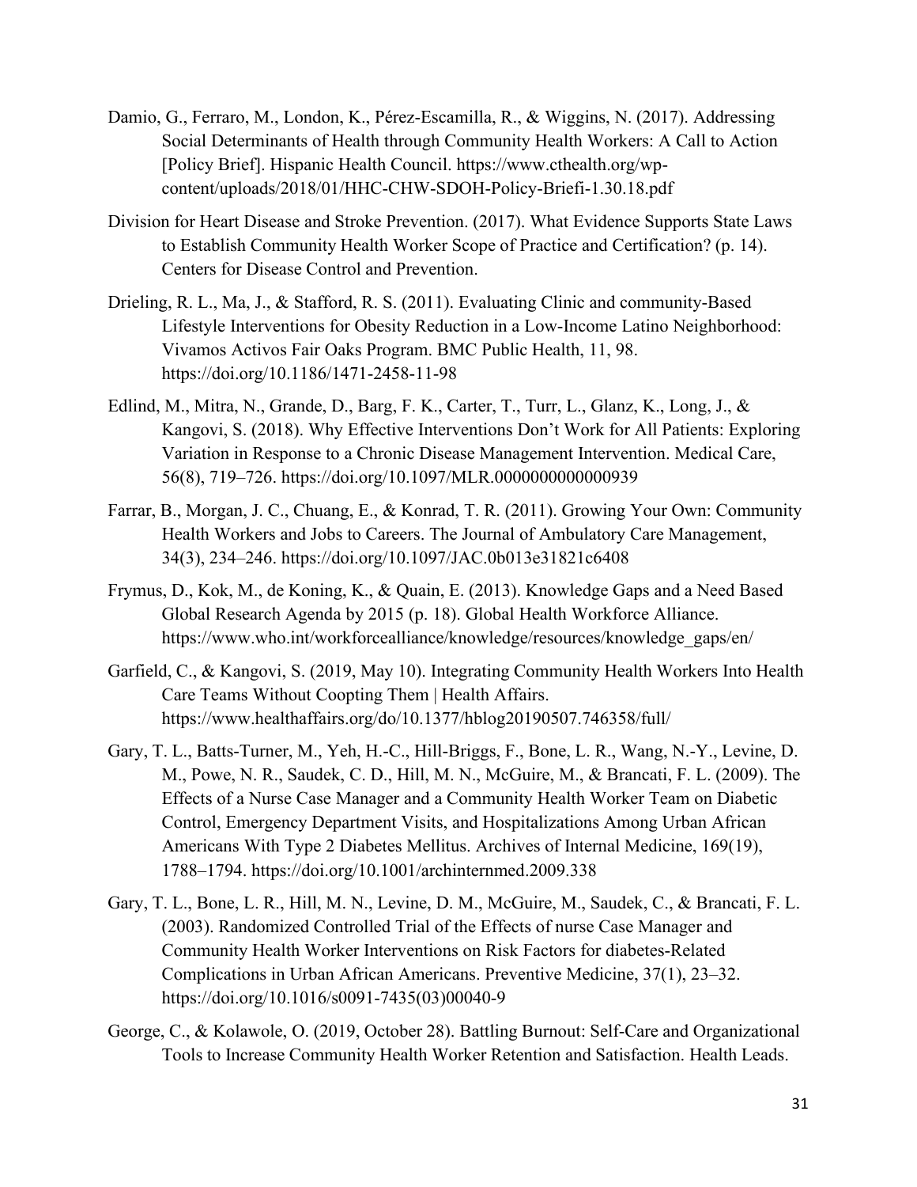Damio, G., Ferraro, M., London, K., Pérez-Escamilla, R., & Wiggins, N. (2017). Addressing Social Determinants of Health through Community Health Workers: A Call to Action [Policy Brief]. Hispanic Health Council. https://www.cthealth.org/wp-content/uploads/2018/01/HHC-CHW-SDOH-Policy-Briefi-1.30.18.pdf

Division for Heart Disease and Stroke Prevention. (2017). What Evidence Supports State Laws to Establish Community Health Worker Scope of Practice and Certification? (p. 14). Centers for Disease Control and Prevention.

Drieling, R. L., Ma, J., & Stafford, R. S. (2011). Evaluating Clinic and community-Based Lifestyle Interventions for Obesity Reduction in a Low-Income Latino Neighborhood: Vivamos Activos Fair Oaks Program. BMC Public Health, 11, 98. https://doi.org/10.1186/1471-2458-11-98

Edlind, M., Mitra, N., Grande, D., Barg, F. K., Carter, T., Turr, L., Glanz, K., Long, J., & Kangovi, S. (2018). Why Effective Interventions Don't Work for All Patients: Exploring Variation in Response to a Chronic Disease Management Intervention. Medical Care, 56(8), 719–726. https://doi.org/10.1097/MLR.0000000000000939

Farrar, B., Morgan, J. C., Chuang, E., & Konrad, T. R. (2011). Growing Your Own: Community Health Workers and Jobs to Careers. The Journal of Ambulatory Care Management, 34(3), 234–246. https://doi.org/10.1097/JAC.0b013e31821c6408

Frymus, D., Kok, M., de Koning, K., & Quain, E. (2013). Knowledge Gaps and a Need Based Global Research Agenda by 2015 (p. 18). Global Health Workforce Alliance. https://www.who.int/workforcealliance/knowledge/resources/knowledge_gaps/en/

Garfield, C., & Kangovi, S. (2019, May 10). Integrating Community Health Workers Into Health Care Teams Without Coopting Them | Health Affairs. https://www.healthaffairs.org/do/10.1377/hblog20190507.746358/full/

Gary, T. L., Batts-Turner, M., Yeh, H.-C., Hill-Briggs, F., Bone, L. R., Wang, N.-Y., Levine, D. M., Powe, N. R., Saudek, C. D., Hill, M. N., McGuire, M., & Brancati, F. L. (2009). The Effects of a Nurse Case Manager and a Community Health Worker Team on Diabetic Control, Emergency Department Visits, and Hospitalizations Among Urban African Americans With Type 2 Diabetes Mellitus. Archives of Internal Medicine, 169(19), 1788–1794. https://doi.org/10.1001/archinternmed.2009.338

Gary, T. L., Bone, L. R., Hill, M. N., Levine, D. M., McGuire, M., Saudek, C., & Brancati, F. L. (2003). Randomized Controlled Trial of the Effects of nurse Case Manager and Community Health Worker Interventions on Risk Factors for diabetes-Related Complications in Urban African Americans. Preventive Medicine, 37(1), 23–32. https://doi.org/10.1016/s0091-7435(03)00040-9

George, C., & Kolawole, O. (2019, October 28). Battling Burnout: Self-Care and Organizational Tools to Increase Community Health Worker Retention and Satisfaction. Health Leads.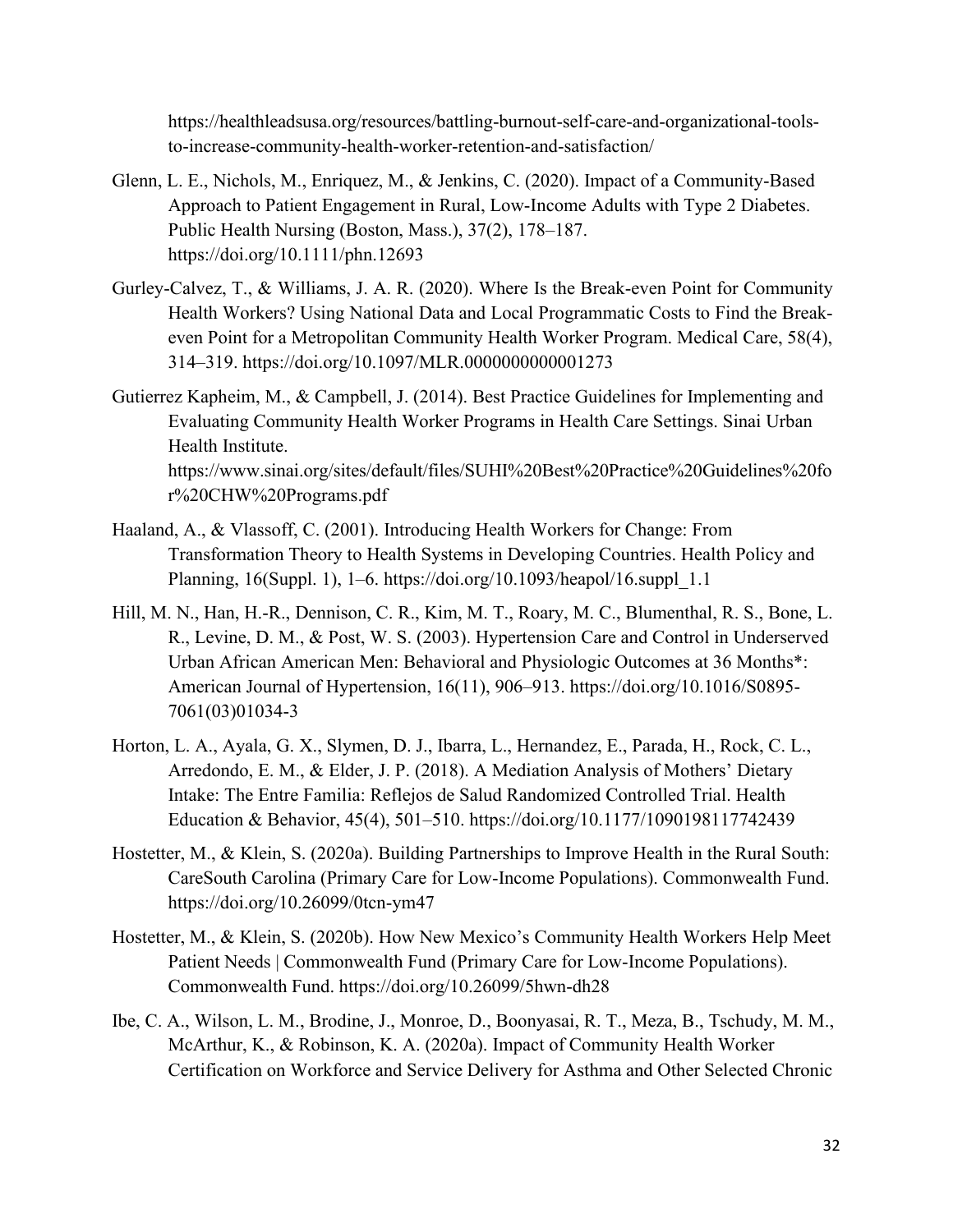https://healthleadsusa.org/resources/battling-burnout-self-care-and-organizational-tools-to-increase-community-health-worker-retention-and-satisfaction/

Glenn, L. E., Nichols, M., Enriquez, M., & Jenkins, C. (2020). Impact of a Community-Based Approach to Patient Engagement in Rural, Low-Income Adults with Type 2 Diabetes. Public Health Nursing (Boston, Mass.), 37(2), 178–187. https://doi.org/10.1111/phn.12693

Gurley-Calvez, T., & Williams, J. A. R. (2020). Where Is the Break-even Point for Community Health Workers? Using National Data and Local Programmatic Costs to Find the Break-even Point for a Metropolitan Community Health Worker Program. Medical Care, 58(4), 314–319. https://doi.org/10.1097/MLR.0000000000001273

Gutierrez Kapheim, M., & Campbell, J. (2014). Best Practice Guidelines for Implementing and Evaluating Community Health Worker Programs in Health Care Settings. Sinai Urban Health Institute. https://www.sinai.org/sites/default/files/SUHI%20Best%20Practice%20Guidelines%20for%20CHW%20Programs.pdf

Haaland, A., & Vlassoff, C. (2001). Introducing Health Workers for Change: From Transformation Theory to Health Systems in Developing Countries. Health Policy and Planning, 16(Suppl. 1), 1–6. https://doi.org/10.1093/heapol/16.suppl_1.1

Hill, M. N., Han, H.-R., Dennison, C. R., Kim, M. T., Roary, M. C., Blumenthal, R. S., Bone, L. R., Levine, D. M., & Post, W. S. (2003). Hypertension Care and Control in Underserved Urban African American Men: Behavioral and Physiologic Outcomes at 36 Months*: American Journal of Hypertension, 16(11), 906–913. https://doi.org/10.1016/S0895-7061(03)01034-3

Horton, L. A., Ayala, G. X., Slymen, D. J., Ibarra, L., Hernandez, E., Parada, H., Rock, C. L., Arredondo, E. M., & Elder, J. P. (2018). A Mediation Analysis of Mothers' Dietary Intake: The Entre Familia: Reflejos de Salud Randomized Controlled Trial. Health Education & Behavior, 45(4), 501–510. https://doi.org/10.1177/1090198117742439

Hostetter, M., & Klein, S. (2020a). Building Partnerships to Improve Health in the Rural South: CareSouth Carolina (Primary Care for Low-Income Populations). Commonwealth Fund. https://doi.org/10.26099/0tcn-ym47

Hostetter, M., & Klein, S. (2020b). How New Mexico's Community Health Workers Help Meet Patient Needs | Commonwealth Fund (Primary Care for Low-Income Populations). Commonwealth Fund. https://doi.org/10.26099/5hwn-dh28

Ibe, C. A., Wilson, L. M., Brodine, J., Monroe, D., Boonyasai, R. T., Meza, B., Tschudy, M. M., McArthur, K., & Robinson, K. A. (2020a). Impact of Community Health Worker Certification on Workforce and Service Delivery for Asthma and Other Selected Chronic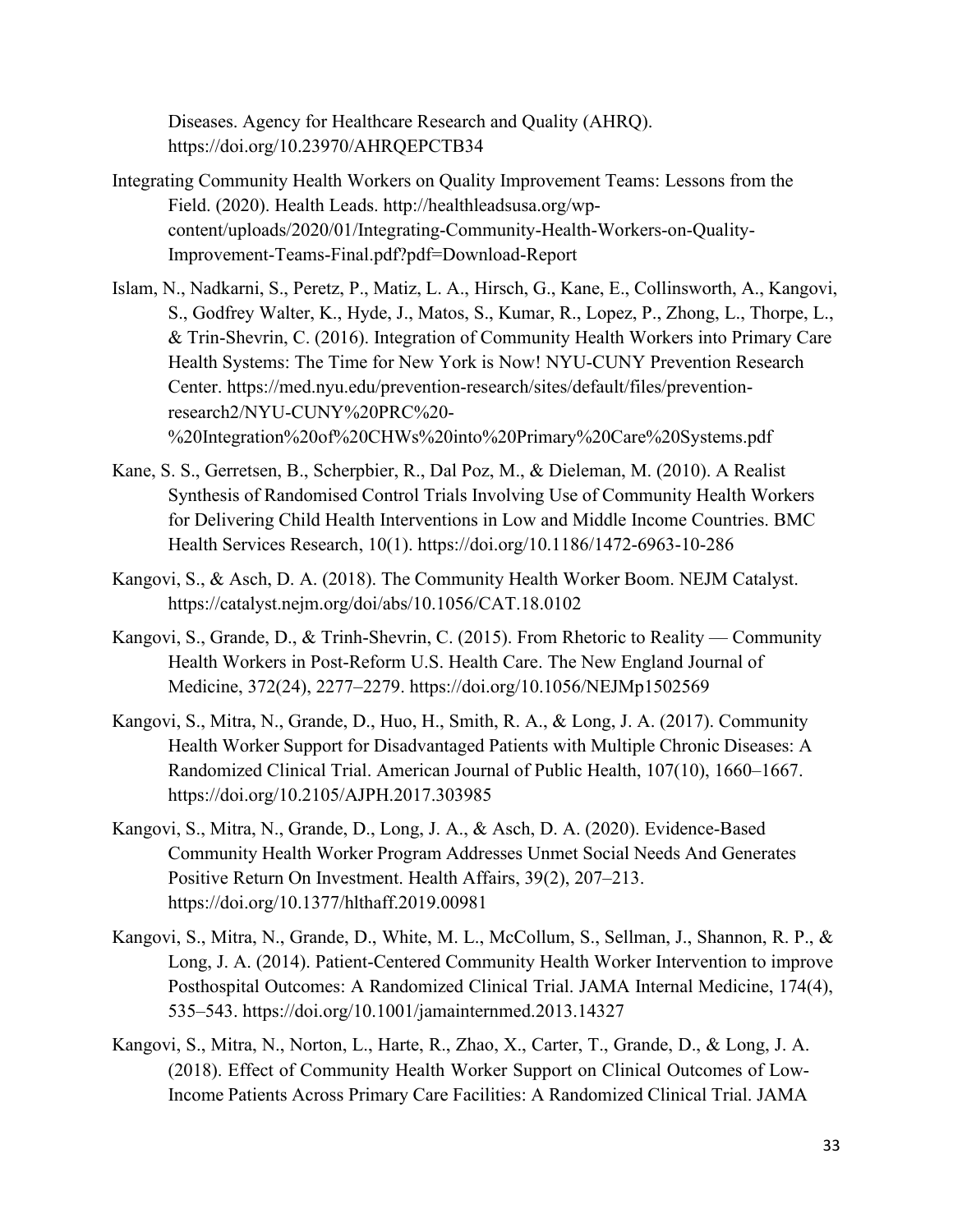Diseases. Agency for Healthcare Research and Quality (AHRQ). https://doi.org/10.23970/AHRQEPCTB34

Integrating Community Health Workers on Quality Improvement Teams: Lessons from the Field. (2020). Health Leads. http://healthleadsusa.org/wp-content/uploads/2020/01/Integrating-Community-Health-Workers-on-Quality-Improvement-Teams-Final.pdf?pdf=Download-Report

Islam, N., Nadkarni, S., Peretz, P., Matiz, L. A., Hirsch, G., Kane, E., Collinsworth, A., Kangovi, S., Godfrey Walter, K., Hyde, J., Matos, S., Kumar, R., Lopez, P., Zhong, L., Thorpe, L., & Trin-Shevrin, C. (2016). Integration of Community Health Workers into Primary Care Health Systems: The Time for New York is Now! NYU-CUNY Prevention Research Center. https://med.nyu.edu/prevention-research/sites/default/files/prevention-research2/NYU-CUNY%20PRC%20-%20Integration%20of%20CHWs%20into%20Primary%20Care%20Systems.pdf

Kane, S. S., Gerretsen, B., Scherpbier, R., Dal Poz, M., & Dieleman, M. (2010). A Realist Synthesis of Randomised Control Trials Involving Use of Community Health Workers for Delivering Child Health Interventions in Low and Middle Income Countries. BMC Health Services Research, 10(1). https://doi.org/10.1186/1472-6963-10-286

Kangovi, S., & Asch, D. A. (2018). The Community Health Worker Boom. NEJM Catalyst. https://catalyst.nejm.org/doi/abs/10.1056/CAT.18.0102

Kangovi, S., Grande, D., & Trinh-Shevrin, C. (2015). From Rhetoric to Reality — Community Health Workers in Post-Reform U.S. Health Care. The New England Journal of Medicine, 372(24), 2277–2279. https://doi.org/10.1056/NEJMp1502569

Kangovi, S., Mitra, N., Grande, D., Huo, H., Smith, R. A., & Long, J. A. (2017). Community Health Worker Support for Disadvantaged Patients with Multiple Chronic Diseases: A Randomized Clinical Trial. American Journal of Public Health, 107(10), 1660–1667. https://doi.org/10.2105/AJPH.2017.303985

Kangovi, S., Mitra, N., Grande, D., Long, J. A., & Asch, D. A. (2020). Evidence-Based Community Health Worker Program Addresses Unmet Social Needs And Generates Positive Return On Investment. Health Affairs, 39(2), 207–213. https://doi.org/10.1377/hlthaff.2019.00981

Kangovi, S., Mitra, N., Grande, D., White, M. L., McCollum, S., Sellman, J., Shannon, R. P., & Long, J. A. (2014). Patient-Centered Community Health Worker Intervention to improve Posthospital Outcomes: A Randomized Clinical Trial. JAMA Internal Medicine, 174(4), 535–543. https://doi.org/10.1001/jamainternmed.2013.14327

Kangovi, S., Mitra, N., Norton, L., Harte, R., Zhao, X., Carter, T., Grande, D., & Long, J. A. (2018). Effect of Community Health Worker Support on Clinical Outcomes of Low-Income Patients Across Primary Care Facilities: A Randomized Clinical Trial. JAMA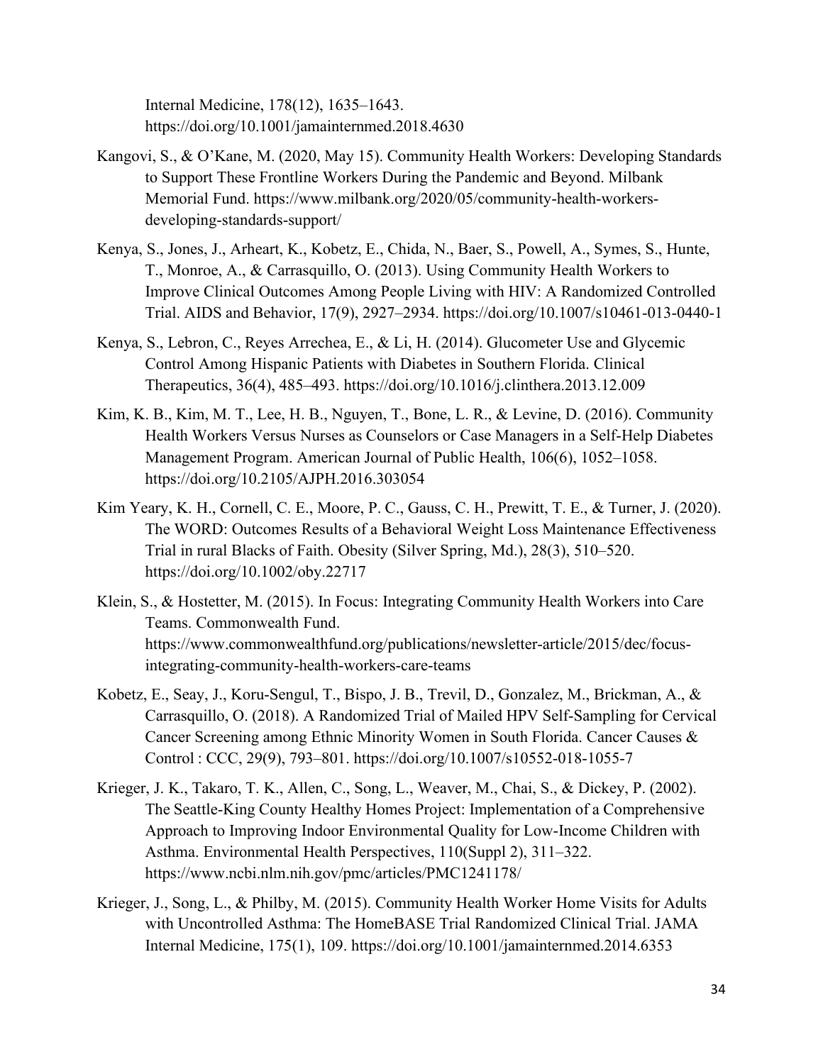Internal Medicine, 178(12), 1635–1643. https://doi.org/10.1001/jamainternmed.2018.4630

Kangovi, S., & O'Kane, M. (2020, May 15). Community Health Workers: Developing Standards to Support These Frontline Workers During the Pandemic and Beyond. Milbank Memorial Fund. https://www.milbank.org/2020/05/community-health-workers-developing-standards-support/

Kenya, S., Jones, J., Arheart, K., Kobetz, E., Chida, N., Baer, S., Powell, A., Symes, S., Hunte, T., Monroe, A., & Carrasquillo, O. (2013). Using Community Health Workers to Improve Clinical Outcomes Among People Living with HIV: A Randomized Controlled Trial. AIDS and Behavior, 17(9), 2927–2934. https://doi.org/10.1007/s10461-013-0440-1

Kenya, S., Lebron, C., Reyes Arrechea, E., & Li, H. (2014). Glucometer Use and Glycemic Control Among Hispanic Patients with Diabetes in Southern Florida. Clinical Therapeutics, 36(4), 485–493. https://doi.org/10.1016/j.clinthera.2013.12.009

Kim, K. B., Kim, M. T., Lee, H. B., Nguyen, T., Bone, L. R., & Levine, D. (2016). Community Health Workers Versus Nurses as Counselors or Case Managers in a Self-Help Diabetes Management Program. American Journal of Public Health, 106(6), 1052–1058. https://doi.org/10.2105/AJPH.2016.303054

Kim Yeary, K. H., Cornell, C. E., Moore, P. C., Gauss, C. H., Prewitt, T. E., & Turner, J. (2020). The WORD: Outcomes Results of a Behavioral Weight Loss Maintenance Effectiveness Trial in rural Blacks of Faith. Obesity (Silver Spring, Md.), 28(3), 510–520. https://doi.org/10.1002/oby.22717

Klein, S., & Hostetter, M. (2015). In Focus: Integrating Community Health Workers into Care Teams. Commonwealth Fund. https://www.commonwealthfund.org/publications/newsletter-article/2015/dec/focus-integrating-community-health-workers-care-teams

Kobetz, E., Seay, J., Koru-Sengul, T., Bispo, J. B., Trevil, D., Gonzalez, M., Brickman, A., & Carrasquillo, O. (2018). A Randomized Trial of Mailed HPV Self-Sampling for Cervical Cancer Screening among Ethnic Minority Women in South Florida. Cancer Causes & Control : CCC, 29(9), 793–801. https://doi.org/10.1007/s10552-018-1055-7

Krieger, J. K., Takaro, T. K., Allen, C., Song, L., Weaver, M., Chai, S., & Dickey, P. (2002). The Seattle-King County Healthy Homes Project: Implementation of a Comprehensive Approach to Improving Indoor Environmental Quality for Low-Income Children with Asthma. Environmental Health Perspectives, 110(Suppl 2), 311–322. https://www.ncbi.nlm.nih.gov/pmc/articles/PMC1241178/

Krieger, J., Song, L., & Philby, M. (2015). Community Health Worker Home Visits for Adults with Uncontrolled Asthma: The HomeBASE Trial Randomized Clinical Trial. JAMA Internal Medicine, 175(1), 109. https://doi.org/10.1001/jamainternmed.2014.6353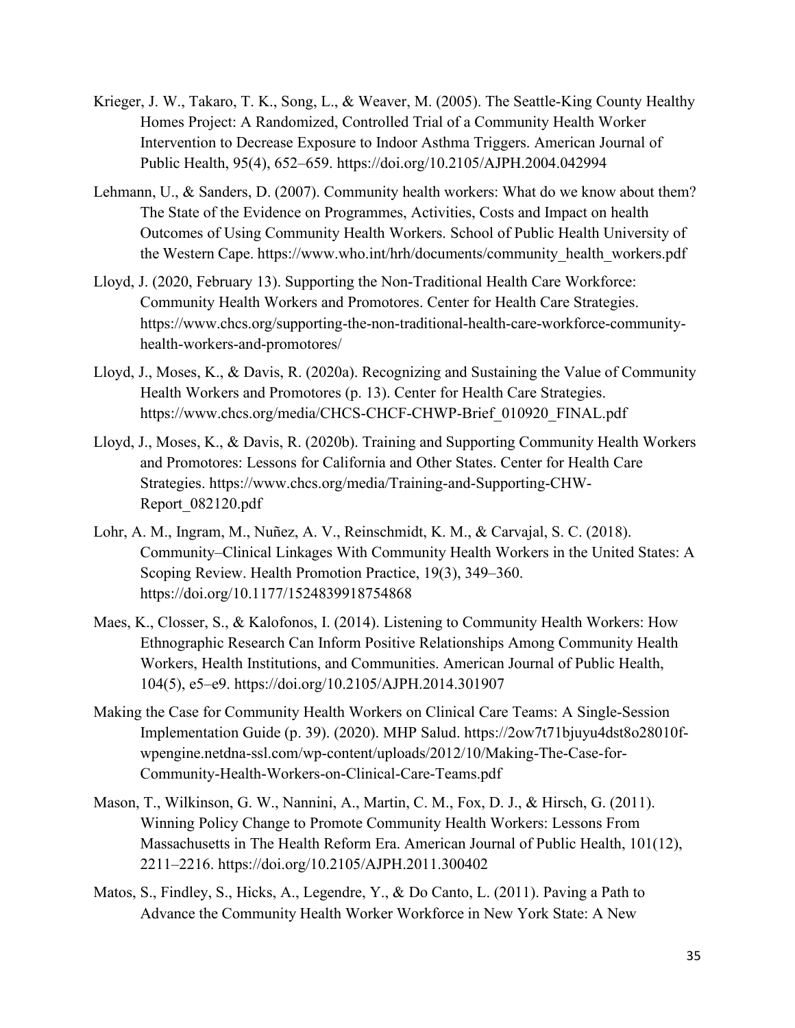Krieger, J. W., Takaro, T. K., Song, L., & Weaver, M. (2005). The Seattle-King County Healthy Homes Project: A Randomized, Controlled Trial of a Community Health Worker Intervention to Decrease Exposure to Indoor Asthma Triggers. American Journal of Public Health, 95(4), 652–659. https://doi.org/10.2105/AJPH.2004.042994

Lehmann, U., & Sanders, D. (2007). Community health workers: What do we know about them? The State of the Evidence on Programmes, Activities, Costs and Impact on health Outcomes of Using Community Health Workers. School of Public Health University of the Western Cape. https://www.who.int/hrh/documents/community_health_workers.pdf

Lloyd, J. (2020, February 13). Supporting the Non-Traditional Health Care Workforce: Community Health Workers and Promotores. Center for Health Care Strategies. https://www.chcs.org/supporting-the-non-traditional-health-care-workforce-community-health-workers-and-promotores/

Lloyd, J., Moses, K., & Davis, R. (2020a). Recognizing and Sustaining the Value of Community Health Workers and Promotores (p. 13). Center for Health Care Strategies. https://www.chcs.org/media/CHCS-CHCF-CHWP-Brief_010920_FINAL.pdf

Lloyd, J., Moses, K., & Davis, R. (2020b). Training and Supporting Community Health Workers and Promotores: Lessons for California and Other States. Center for Health Care Strategies. https://www.chcs.org/media/Training-and-Supporting-CHW-Report_082120.pdf

Lohr, A. M., Ingram, M., Nuñez, A. V., Reinschmidt, K. M., & Carvajal, S. C. (2018). Community–Clinical Linkages With Community Health Workers in the United States: A Scoping Review. Health Promotion Practice, 19(3), 349–360. https://doi.org/10.1177/1524839918754868

Maes, K., Closser, S., & Kalofonos, I. (2014). Listening to Community Health Workers: How Ethnographic Research Can Inform Positive Relationships Among Community Health Workers, Health Institutions, and Communities. American Journal of Public Health, 104(5), e5–e9. https://doi.org/10.2105/AJPH.2014.301907

Making the Case for Community Health Workers on Clinical Care Teams: A Single-Session Implementation Guide (p. 39). (2020). MHP Salud. https://2ow7t71bjuyu4dst8o28010f-wpengine.netdna-ssl.com/wp-content/uploads/2012/10/Making-The-Case-for-Community-Health-Workers-on-Clinical-Care-Teams.pdf

Mason, T., Wilkinson, G. W., Nannini, A., Martin, C. M., Fox, D. J., & Hirsch, G. (2011). Winning Policy Change to Promote Community Health Workers: Lessons From Massachusetts in The Health Reform Era. American Journal of Public Health, 101(12), 2211–2216. https://doi.org/10.2105/AJPH.2011.300402

Matos, S., Findley, S., Hicks, A., Legendre, Y., & Do Canto, L. (2011). Paving a Path to Advance the Community Health Worker Workforce in New York State: A New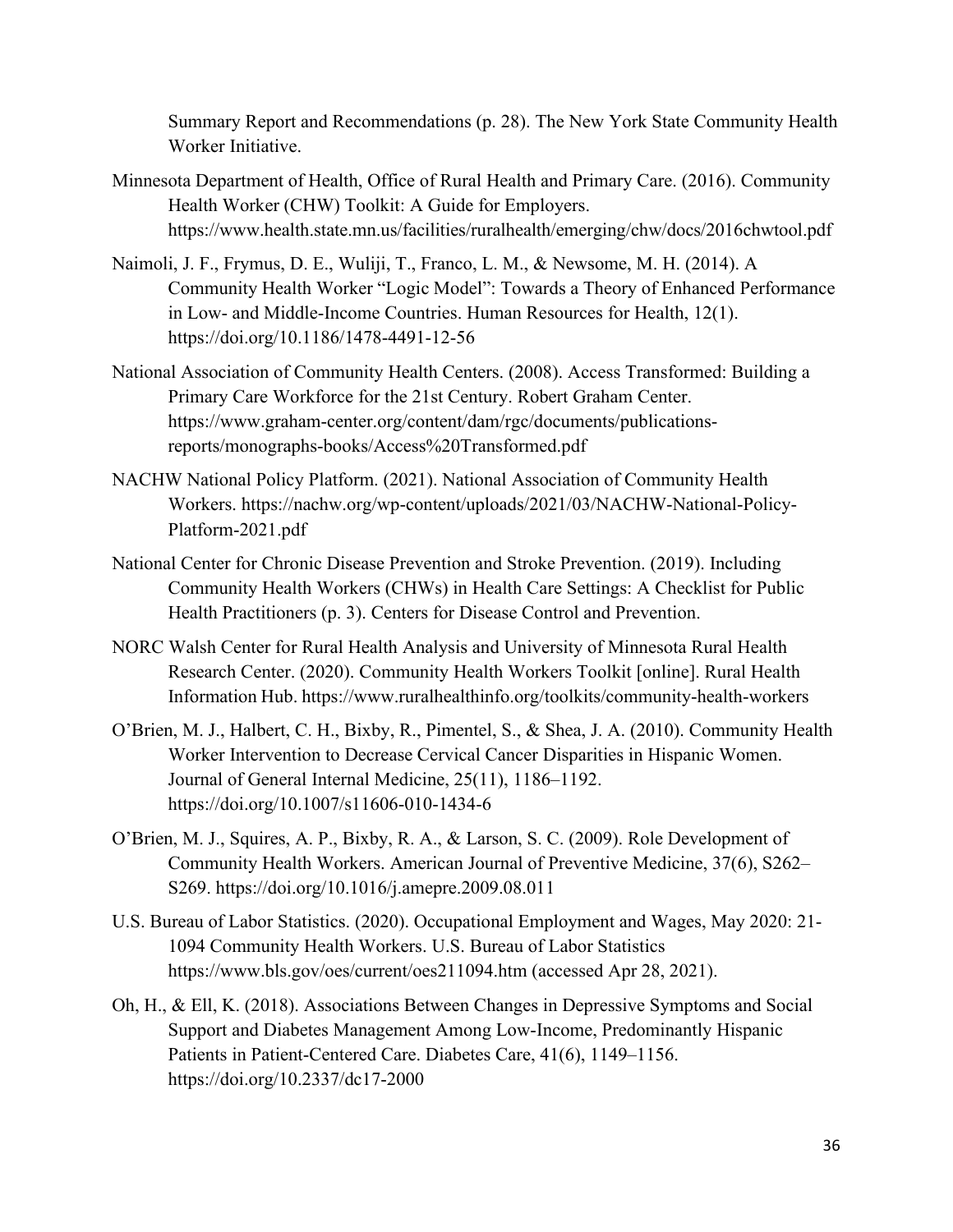Summary Report and Recommendations (p. 28). The New York State Community Health Worker Initiative.

Minnesota Department of Health, Office of Rural Health and Primary Care. (2016). Community Health Worker (CHW) Toolkit: A Guide for Employers. https://www.health.state.mn.us/facilities/ruralhealth/emerging/chw/docs/2016chwtool.pdf

Naimoli, J. F., Frymus, D. E., Wuliji, T., Franco, L. M., & Newsome, M. H. (2014). A Community Health Worker "Logic Model": Towards a Theory of Enhanced Performance in Low- and Middle-Income Countries. Human Resources for Health, 12(1). https://doi.org/10.1186/1478-4491-12-56

National Association of Community Health Centers. (2008). Access Transformed: Building a Primary Care Workforce for the 21st Century. Robert Graham Center. https://www.graham-center.org/content/dam/rgc/documents/publications-reports/monographs-books/Access%20Transformed.pdf

NACHW National Policy Platform. (2021). National Association of Community Health Workers. https://nachw.org/wp-content/uploads/2021/03/NACHW-National-Policy-Platform-2021.pdf

National Center for Chronic Disease Prevention and Stroke Prevention. (2019). Including Community Health Workers (CHWs) in Health Care Settings: A Checklist for Public Health Practitioners (p. 3). Centers for Disease Control and Prevention.

NORC Walsh Center for Rural Health Analysis and University of Minnesota Rural Health Research Center. (2020). Community Health Workers Toolkit [online]. Rural Health Information Hub. https://www.ruralhealthinfo.org/toolkits/community-health-workers

O'Brien, M. J., Halbert, C. H., Bixby, R., Pimentel, S., & Shea, J. A. (2010). Community Health Worker Intervention to Decrease Cervical Cancer Disparities in Hispanic Women. Journal of General Internal Medicine, 25(11), 1186–1192. https://doi.org/10.1007/s11606-010-1434-6

O'Brien, M. J., Squires, A. P., Bixby, R. A., & Larson, S. C. (2009). Role Development of Community Health Workers. American Journal of Preventive Medicine, 37(6), S262–S269. https://doi.org/10.1016/j.amepre.2009.08.011

U.S. Bureau of Labor Statistics. (2020). Occupational Employment and Wages, May 2020: 21-1094 Community Health Workers. U.S. Bureau of Labor Statistics https://www.bls.gov/oes/current/oes211094.htm (accessed Apr 28, 2021).

Oh, H., & Ell, K. (2018). Associations Between Changes in Depressive Symptoms and Social Support and Diabetes Management Among Low-Income, Predominantly Hispanic Patients in Patient-Centered Care. Diabetes Care, 41(6), 1149–1156. https://doi.org/10.2337/dc17-2000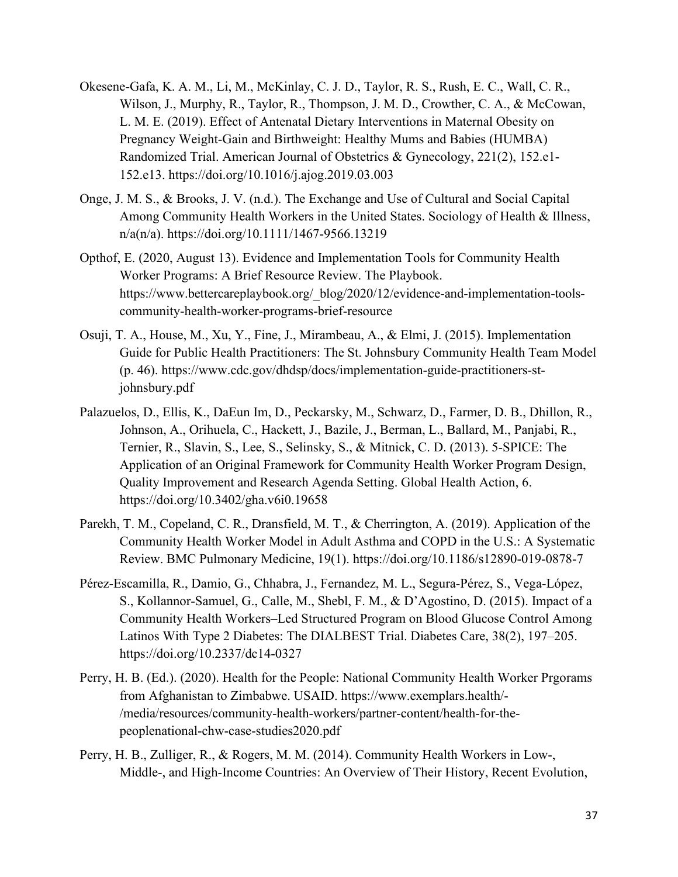Okesene-Gafa, K. A. M., Li, M., McKinlay, C. J. D., Taylor, R. S., Rush, E. C., Wall, C. R., Wilson, J., Murphy, R., Taylor, R., Thompson, J. M. D., Crowther, C. A., & McCowan, L. M. E. (2019). Effect of Antenatal Dietary Interventions in Maternal Obesity on Pregnancy Weight-Gain and Birthweight: Healthy Mums and Babies (HUMBA) Randomized Trial. American Journal of Obstetrics & Gynecology, 221(2), 152.e1-152.e13. https://doi.org/10.1016/j.ajog.2019.03.003

Onge, J. M. S., & Brooks, J. V. (n.d.). The Exchange and Use of Cultural and Social Capital Among Community Health Workers in the United States. Sociology of Health & Illness, n/a(n/a). https://doi.org/10.1111/1467-9566.13219

Opthof, E. (2020, August 13). Evidence and Implementation Tools for Community Health Worker Programs: A Brief Resource Review. The Playbook. https://www.bettercareplaybook.org/_blog/2020/12/evidence-and-implementation-tools-community-health-worker-programs-brief-resource

Osuji, T. A., House, M., Xu, Y., Fine, J., Mirambeau, A., & Elmi, J. (2015). Implementation Guide for Public Health Practitioners: The St. Johnsbury Community Health Team Model (p. 46). https://www.cdc.gov/dhdsp/docs/implementation-guide-practitioners-st-johnsbury.pdf

Palazuelos, D., Ellis, K., DaEun Im, D., Peckarsky, M., Schwarz, D., Farmer, D. B., Dhillon, R., Johnson, A., Orihuela, C., Hackett, J., Bazile, J., Berman, L., Ballard, M., Panjabi, R., Ternier, R., Slavin, S., Lee, S., Selinsky, S., & Mitnick, C. D. (2013). 5-SPICE: The Application of an Original Framework for Community Health Worker Program Design, Quality Improvement and Research Agenda Setting. Global Health Action, 6. https://doi.org/10.3402/gha.v6i0.19658

Parekh, T. M., Copeland, C. R., Dransfield, M. T., & Cherrington, A. (2019). Application of the Community Health Worker Model in Adult Asthma and COPD in the U.S.: A Systematic Review. BMC Pulmonary Medicine, 19(1). https://doi.org/10.1186/s12890-019-0878-7

Pérez-Escamilla, R., Damio, G., Chhabra, J., Fernandez, M. L., Segura-Pérez, S., Vega-López, S., Kollannor-Samuel, G., Calle, M., Shebl, F. M., & D'Agostino, D. (2015). Impact of a Community Health Workers–Led Structured Program on Blood Glucose Control Among Latinos With Type 2 Diabetes: The DIALBEST Trial. Diabetes Care, 38(2), 197–205. https://doi.org/10.2337/dc14-0327

Perry, H. B. (Ed.). (2020). Health for the People: National Community Health Worker Prgorams from Afghanistan to Zimbabwe. USAID. https://www.exemplars.health/-/media/resources/community-health-workers/partner-content/health-for-the-peoplenational-chw-case-studies2020.pdf

Perry, H. B., Zulliger, R., & Rogers, M. M. (2014). Community Health Workers in Low-, Middle-, and High-Income Countries: An Overview of Their History, Recent Evolution,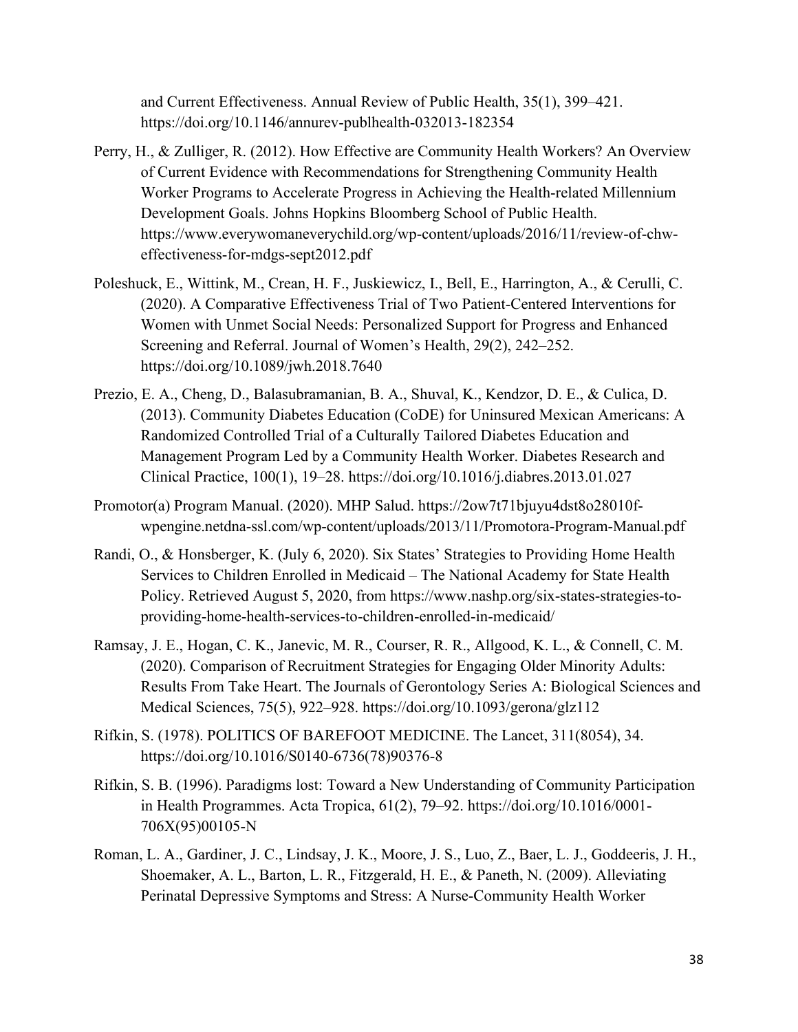and Current Effectiveness. Annual Review of Public Health, 35(1), 399–421. https://doi.org/10.1146/annurev-publhealth-032013-182354

Perry, H., & Zulliger, R. (2012). How Effective are Community Health Workers? An Overview of Current Evidence with Recommendations for Strengthening Community Health Worker Programs to Accelerate Progress in Achieving the Health-related Millennium Development Goals. Johns Hopkins Bloomberg School of Public Health. https://www.everywomaneverychild.org/wp-content/uploads/2016/11/review-of-chw-effectiveness-for-mdgs-sept2012.pdf

Poleshuck, E., Wittink, M., Crean, H. F., Juskiewicz, I., Bell, E., Harrington, A., & Cerulli, C. (2020). A Comparative Effectiveness Trial of Two Patient-Centered Interventions for Women with Unmet Social Needs: Personalized Support for Progress and Enhanced Screening and Referral. Journal of Women's Health, 29(2), 242–252. https://doi.org/10.1089/jwh.2018.7640

Prezio, E. A., Cheng, D., Balasubramanian, B. A., Shuval, K., Kendzor, D. E., & Culica, D. (2013). Community Diabetes Education (CoDE) for Uninsured Mexican Americans: A Randomized Controlled Trial of a Culturally Tailored Diabetes Education and Management Program Led by a Community Health Worker. Diabetes Research and Clinical Practice, 100(1), 19–28. https://doi.org/10.1016/j.diabres.2013.01.027

Promotor(a) Program Manual. (2020). MHP Salud. https://2ow7t71bjuyu4dst8o28010f-wpengine.netdna-ssl.com/wp-content/uploads/2013/11/Promotora-Program-Manual.pdf

Randi, O., & Honsberger, K. (July 6, 2020). Six States' Strategies to Providing Home Health Services to Children Enrolled in Medicaid – The National Academy for State Health Policy. Retrieved August 5, 2020, from https://www.nashp.org/six-states-strategies-to-providing-home-health-services-to-children-enrolled-in-medicaid/

Ramsay, J. E., Hogan, C. K., Janevic, M. R., Courser, R. R., Allgood, K. L., & Connell, C. M. (2020). Comparison of Recruitment Strategies for Engaging Older Minority Adults: Results From Take Heart. The Journals of Gerontology Series A: Biological Sciences and Medical Sciences, 75(5), 922–928. https://doi.org/10.1093/gerona/glz112

Rifkin, S. (1978). POLITICS OF BAREFOOT MEDICINE. The Lancet, 311(8054), 34. https://doi.org/10.1016/S0140-6736(78)90376-8

Rifkin, S. B. (1996). Paradigms lost: Toward a New Understanding of Community Participation in Health Programmes. Acta Tropica, 61(2), 79–92. https://doi.org/10.1016/0001-706X(95)00105-N

Roman, L. A., Gardiner, J. C., Lindsay, J. K., Moore, J. S., Luo, Z., Baer, L. J., Goddeeris, J. H., Shoemaker, A. L., Barton, L. R., Fitzgerald, H. E., & Paneth, N. (2009). Alleviating Perinatal Depressive Symptoms and Stress: A Nurse-Community Health Worker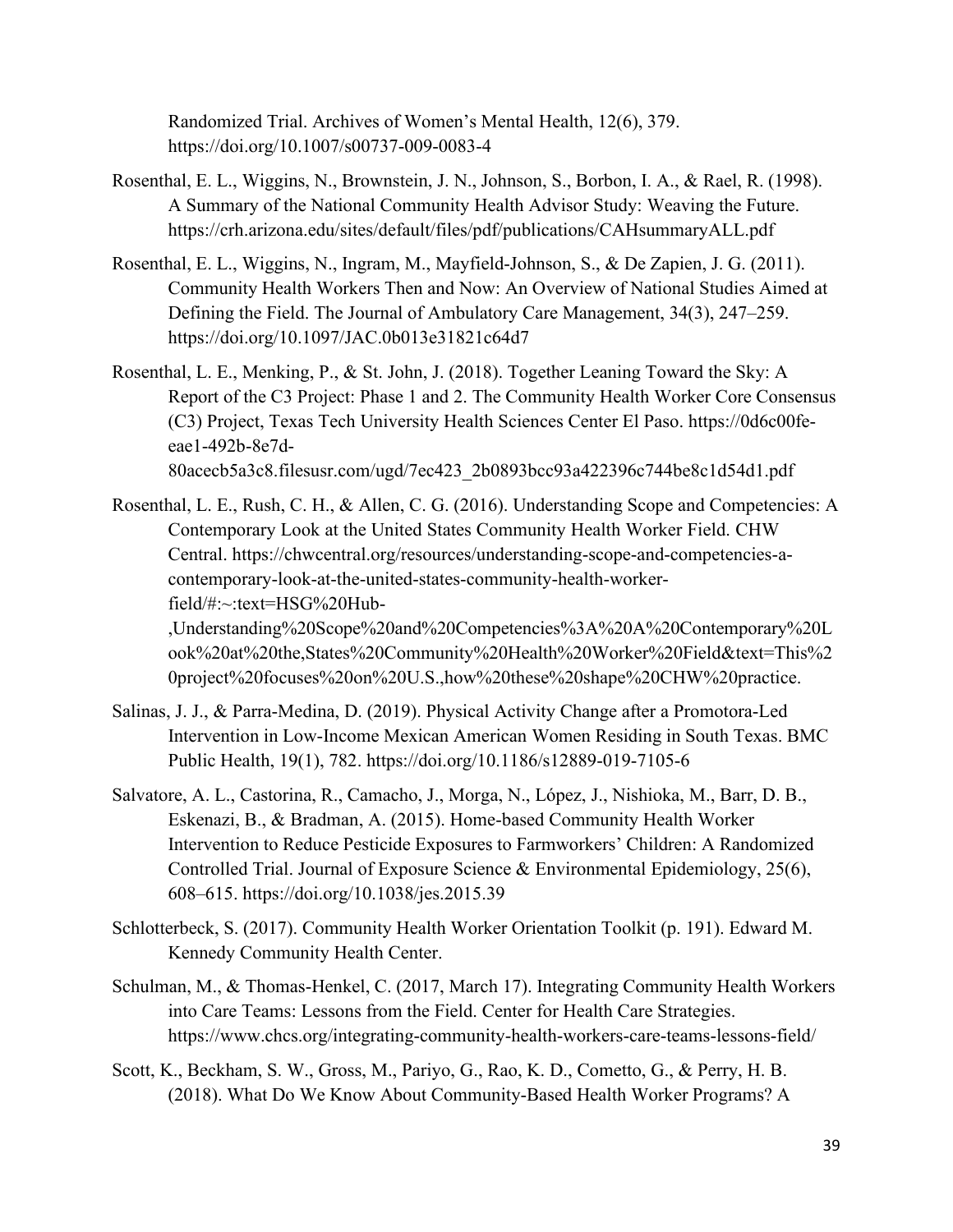Randomized Trial. Archives of Women's Mental Health, 12(6), 379. https://doi.org/10.1007/s00737-009-0083-4

Rosenthal, E. L., Wiggins, N., Brownstein, J. N., Johnson, S., Borbon, I. A., & Rael, R. (1998). A Summary of the National Community Health Advisor Study: Weaving the Future. https://crh.arizona.edu/sites/default/files/pdf/publications/CAHsummaryALL.pdf

Rosenthal, E. L., Wiggins, N., Ingram, M., Mayfield-Johnson, S., & De Zapien, J. G. (2011). Community Health Workers Then and Now: An Overview of National Studies Aimed at Defining the Field. The Journal of Ambulatory Care Management, 34(3), 247–259. https://doi.org/10.1097/JAC.0b013e31821c64d7

Rosenthal, L. E., Menking, P., & St. John, J. (2018). Together Leaning Toward the Sky: A Report of the C3 Project: Phase 1 and 2. The Community Health Worker Core Consensus (C3) Project, Texas Tech University Health Sciences Center El Paso. https://0d6c00fe-eae1-492b-8e7d-80acecb5a3c8.filesusr.com/ugd/7ec423_2b0893bcc93a422396c744be8c1d54d1.pdf

Rosenthal, L. E., Rush, C. H., & Allen, C. G. (2016). Understanding Scope and Competencies: A Contemporary Look at the United States Community Health Worker Field. CHW Central. https://chwcentral.org/resources/understanding-scope-and-competencies-a-contemporary-look-at-the-united-states-community-health-worker-field/#:~:text=HSG%20Hub-,Understanding%20Scope%20and%20Competencies%3A%20A%20Contemporary%20Look%20at%20the,States%20Community%20Health%20Worker%20Field&text=This%20project%20focuses%20on%20U.S.,how%20these%20shape%20CHW%20practice.

Salinas, J. J., & Parra-Medina, D. (2019). Physical Activity Change after a Promotora-Led Intervention in Low-Income Mexican American Women Residing in South Texas. BMC Public Health, 19(1), 782. https://doi.org/10.1186/s12889-019-7105-6

Salvatore, A. L., Castorina, R., Camacho, J., Morga, N., López, J., Nishioka, M., Barr, D. B., Eskenazi, B., & Bradman, A. (2015). Home-based Community Health Worker Intervention to Reduce Pesticide Exposures to Farmworkers' Children: A Randomized Controlled Trial. Journal of Exposure Science & Environmental Epidemiology, 25(6), 608–615. https://doi.org/10.1038/jes.2015.39

Schlotterbeck, S. (2017). Community Health Worker Orientation Toolkit (p. 191). Edward M. Kennedy Community Health Center.

Schulman, M., & Thomas-Henkel, C. (2017, March 17). Integrating Community Health Workers into Care Teams: Lessons from the Field. Center for Health Care Strategies. https://www.chcs.org/integrating-community-health-workers-care-teams-lessons-field/

Scott, K., Beckham, S. W., Gross, M., Pariyo, G., Rao, K. D., Cometto, G., & Perry, H. B. (2018). What Do We Know About Community-Based Health Worker Programs? A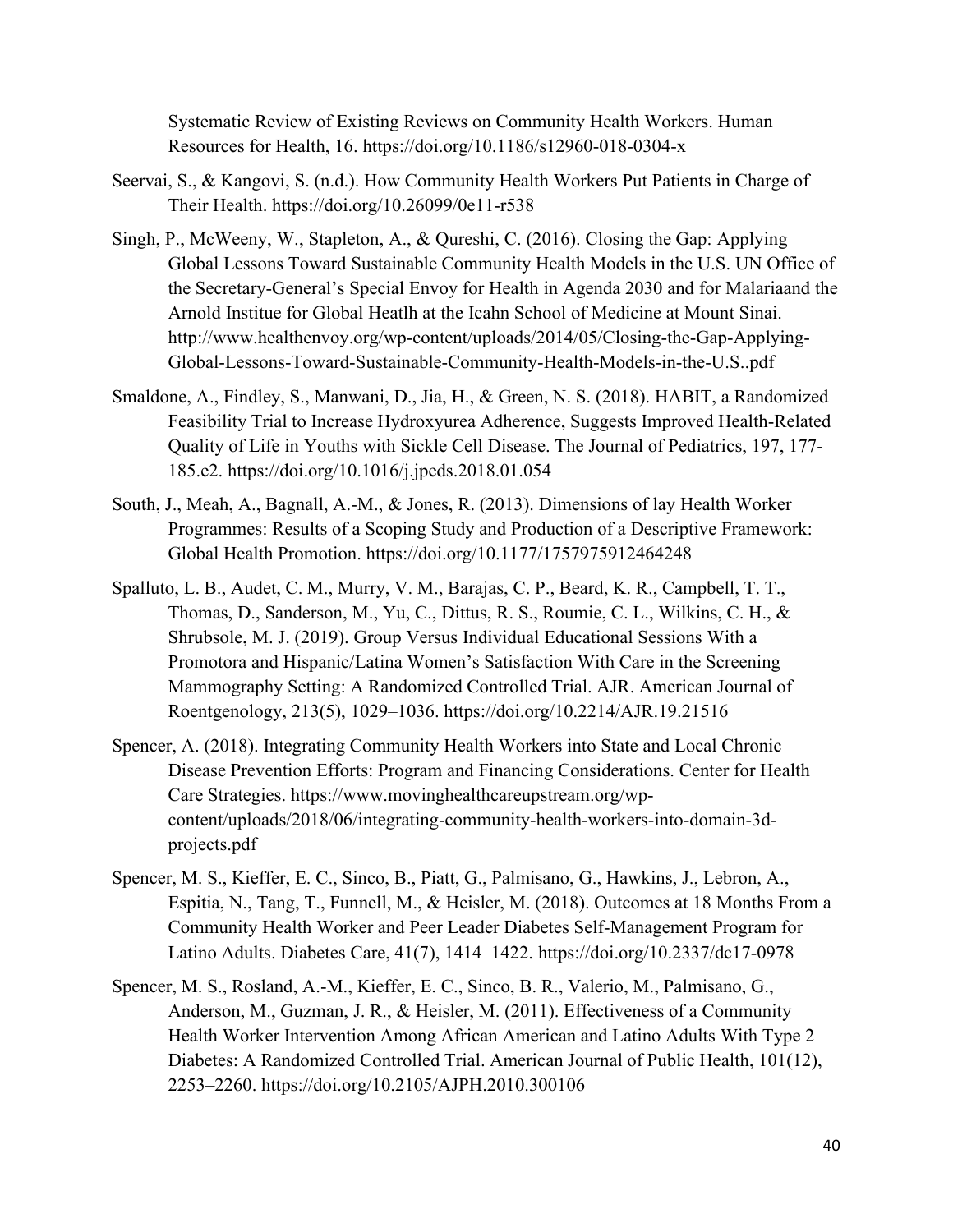Systematic Review of Existing Reviews on Community Health Workers. Human Resources for Health, 16. https://doi.org/10.1186/s12960-018-0304-x

Seervai, S., & Kangovi, S. (n.d.). How Community Health Workers Put Patients in Charge of Their Health. https://doi.org/10.26099/0e11-r538

Singh, P., McWeeny, W., Stapleton, A., & Qureshi, C. (2016). Closing the Gap: Applying Global Lessons Toward Sustainable Community Health Models in the U.S. UN Office of the Secretary-General's Special Envoy for Health in Agenda 2030 and for Malariaand the Arnold Institue for Global Heatlh at the Icahn School of Medicine at Mount Sinai. http://www.healthenvoy.org/wp-content/uploads/2014/05/Closing-the-Gap-Applying-Global-Lessons-Toward-Sustainable-Community-Health-Models-in-the-U.S..pdf

Smaldone, A., Findley, S., Manwani, D., Jia, H., & Green, N. S. (2018). HABIT, a Randomized Feasibility Trial to Increase Hydroxyurea Adherence, Suggests Improved Health-Related Quality of Life in Youths with Sickle Cell Disease. The Journal of Pediatrics, 197, 177-185.e2. https://doi.org/10.1016/j.jpeds.2018.01.054

South, J., Meah, A., Bagnall, A.-M., & Jones, R. (2013). Dimensions of lay Health Worker Programmes: Results of a Scoping Study and Production of a Descriptive Framework: Global Health Promotion. https://doi.org/10.1177/1757975912464248

Spalluto, L. B., Audet, C. M., Murry, V. M., Barajas, C. P., Beard, K. R., Campbell, T. T., Thomas, D., Sanderson, M., Yu, C., Dittus, R. S., Roumie, C. L., Wilkins, C. H., & Shrubsole, M. J. (2019). Group Versus Individual Educational Sessions With a Promotora and Hispanic/Latina Women's Satisfaction With Care in the Screening Mammography Setting: A Randomized Controlled Trial. AJR. American Journal of Roentgenology, 213(5), 1029–1036. https://doi.org/10.2214/AJR.19.21516

Spencer, A. (2018). Integrating Community Health Workers into State and Local Chronic Disease Prevention Efforts: Program and Financing Considerations. Center for Health Care Strategies. https://www.movinghealthcareupstream.org/wp-content/uploads/2018/06/integrating-community-health-workers-into-domain-3d-projects.pdf

Spencer, M. S., Kieffer, E. C., Sinco, B., Piatt, G., Palmisano, G., Hawkins, J., Lebron, A., Espitia, N., Tang, T., Funnell, M., & Heisler, M. (2018). Outcomes at 18 Months From a Community Health Worker and Peer Leader Diabetes Self-Management Program for Latino Adults. Diabetes Care, 41(7), 1414–1422. https://doi.org/10.2337/dc17-0978

Spencer, M. S., Rosland, A.-M., Kieffer, E. C., Sinco, B. R., Valerio, M., Palmisano, G., Anderson, M., Guzman, J. R., & Heisler, M. (2011). Effectiveness of a Community Health Worker Intervention Among African American and Latino Adults With Type 2 Diabetes: A Randomized Controlled Trial. American Journal of Public Health, 101(12), 2253–2260. https://doi.org/10.2105/AJPH.2010.300106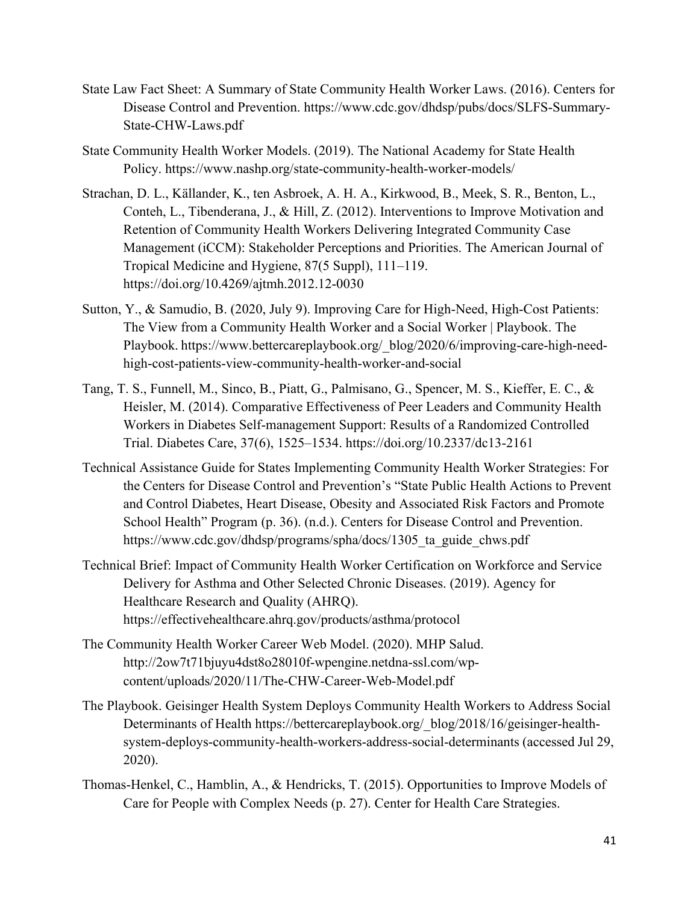State Law Fact Sheet: A Summary of State Community Health Worker Laws. (2016). Centers for Disease Control and Prevention. https://www.cdc.gov/dhdsp/pubs/docs/SLFS-Summary-State-CHW-Laws.pdf

State Community Health Worker Models. (2019). The National Academy for State Health Policy. https://www.nashp.org/state-community-health-worker-models/

Strachan, D. L., Källander, K., ten Asbroek, A. H. A., Kirkwood, B., Meek, S. R., Benton, L., Conteh, L., Tibenderana, J., & Hill, Z. (2012). Interventions to Improve Motivation and Retention of Community Health Workers Delivering Integrated Community Case Management (iCCM): Stakeholder Perceptions and Priorities. The American Journal of Tropical Medicine and Hygiene, 87(5 Suppl), 111–119. https://doi.org/10.4269/ajtmh.2012.12-0030

Sutton, Y., & Samudio, B. (2020, July 9). Improving Care for High-Need, High-Cost Patients: The View from a Community Health Worker and a Social Worker | Playbook. The Playbook. https://www.bettercareplaybook.org/_blog/2020/6/improving-care-high-need-high-cost-patients-view-community-health-worker-and-social

Tang, T. S., Funnell, M., Sinco, B., Piatt, G., Palmisano, G., Spencer, M. S., Kieffer, E. C., & Heisler, M. (2014). Comparative Effectiveness of Peer Leaders and Community Health Workers in Diabetes Self-management Support: Results of a Randomized Controlled Trial. Diabetes Care, 37(6), 1525–1534. https://doi.org/10.2337/dc13-2161

Technical Assistance Guide for States Implementing Community Health Worker Strategies: For the Centers for Disease Control and Prevention's "State Public Health Actions to Prevent and Control Diabetes, Heart Disease, Obesity and Associated Risk Factors and Promote School Health" Program (p. 36). (n.d.). Centers for Disease Control and Prevention. https://www.cdc.gov/dhdsp/programs/spha/docs/1305_ta_guide_chws.pdf

Technical Brief: Impact of Community Health Worker Certification on Workforce and Service Delivery for Asthma and Other Selected Chronic Diseases. (2019). Agency for Healthcare Research and Quality (AHRQ). https://effectivehealthcare.ahrq.gov/products/asthma/protocol

The Community Health Worker Career Web Model. (2020). MHP Salud. http://2ow7t71bjuyu4dst8o28010f-wpengine.netdna-ssl.com/wp-content/uploads/2020/11/The-CHW-Career-Web-Model.pdf

The Playbook. Geisinger Health System Deploys Community Health Workers to Address Social Determinants of Health https://bettercareplaybook.org/_blog/2018/16/geisinger-health-system-deploys-community-health-workers-address-social-determinants (accessed Jul 29, 2020).

Thomas-Henkel, C., Hamblin, A., & Hendricks, T. (2015). Opportunities to Improve Models of Care for People with Complex Needs (p. 27). Center for Health Care Strategies.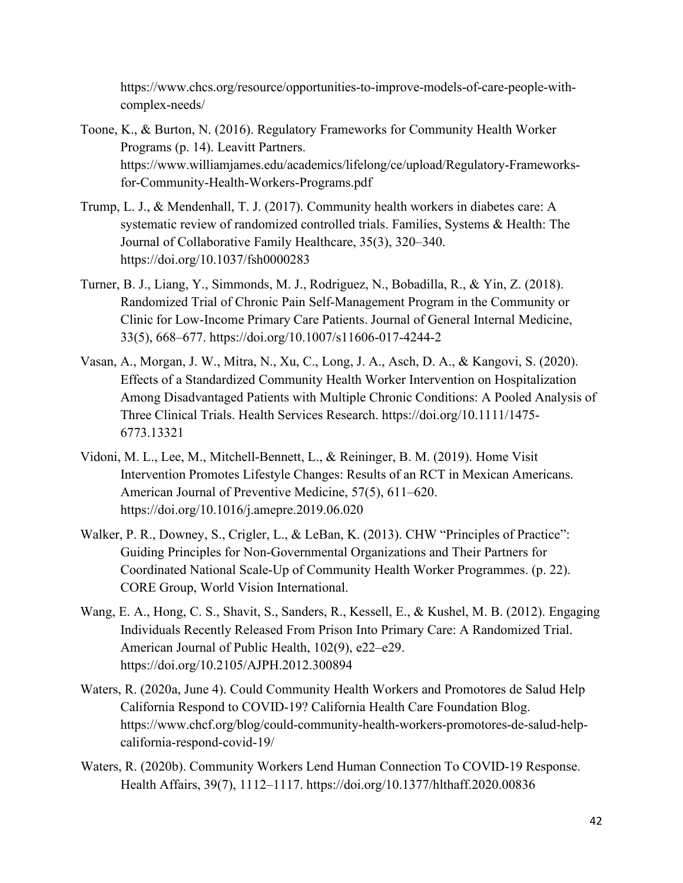https://www.chcs.org/resource/opportunities-to-improve-models-of-care-people-with-complex-needs/

Toone, K., & Burton, N. (2016). Regulatory Frameworks for Community Health Worker Programs (p. 14). Leavitt Partners. https://www.williamjames.edu/academics/lifelong/ce/upload/Regulatory-Frameworks-for-Community-Health-Workers-Programs.pdf

Trump, L. J., & Mendenhall, T. J. (2017). Community health workers in diabetes care: A systematic review of randomized controlled trials. Families, Systems & Health: The Journal of Collaborative Family Healthcare, 35(3), 320–340. https://doi.org/10.1037/fsh0000283

Turner, B. J., Liang, Y., Simmonds, M. J., Rodriguez, N., Bobadilla, R., & Yin, Z. (2018). Randomized Trial of Chronic Pain Self-Management Program in the Community or Clinic for Low-Income Primary Care Patients. Journal of General Internal Medicine, 33(5), 668–677. https://doi.org/10.1007/s11606-017-4244-2

Vasan, A., Morgan, J. W., Mitra, N., Xu, C., Long, J. A., Asch, D. A., & Kangovi, S. (2020). Effects of a Standardized Community Health Worker Intervention on Hospitalization Among Disadvantaged Patients with Multiple Chronic Conditions: A Pooled Analysis of Three Clinical Trials. Health Services Research. https://doi.org/10.1111/1475-6773.13321

Vidoni, M. L., Lee, M., Mitchell-Bennett, L., & Reininger, B. M. (2019). Home Visit Intervention Promotes Lifestyle Changes: Results of an RCT in Mexican Americans. American Journal of Preventive Medicine, 57(5), 611–620. https://doi.org/10.1016/j.amepre.2019.06.020

Walker, P. R., Downey, S., Crigler, L., & LeBan, K. (2013). CHW "Principles of Practice": Guiding Principles for Non-Governmental Organizations and Their Partners for Coordinated National Scale-Up of Community Health Worker Programmes. (p. 22). CORE Group, World Vision International.

Wang, E. A., Hong, C. S., Shavit, S., Sanders, R., Kessell, E., & Kushel, M. B. (2012). Engaging Individuals Recently Released From Prison Into Primary Care: A Randomized Trial. American Journal of Public Health, 102(9), e22–e29. https://doi.org/10.2105/AJPH.2012.300894

Waters, R. (2020a, June 4). Could Community Health Workers and Promotores de Salud Help California Respond to COVID-19? California Health Care Foundation Blog. https://www.chcf.org/blog/could-community-health-workers-promotores-de-salud-help-california-respond-covid-19/

Waters, R. (2020b). Community Workers Lend Human Connection To COVID-19 Response. Health Affairs, 39(7), 1112–1117. https://doi.org/10.1377/hlthaff.2020.00836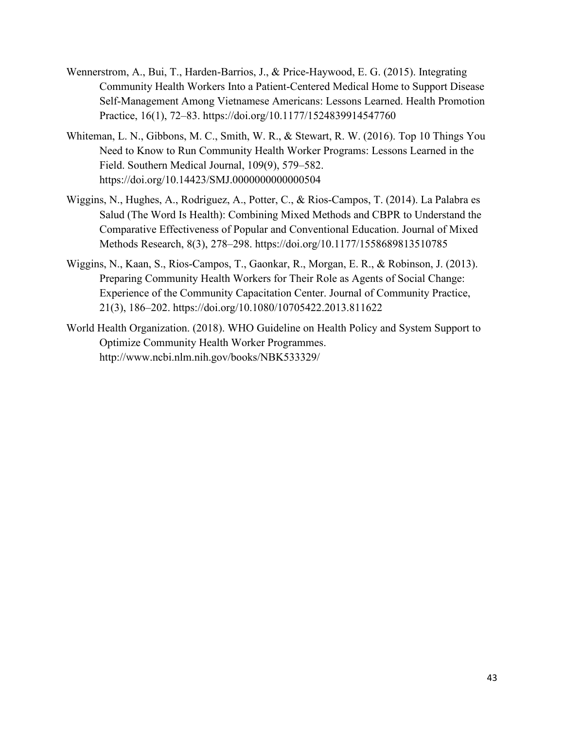Wennerstrom, A., Bui, T., Harden-Barrios, J., & Price-Haywood, E. G. (2015). Integrating Community Health Workers Into a Patient-Centered Medical Home to Support Disease Self-Management Among Vietnamese Americans: Lessons Learned. Health Promotion Practice, 16(1), 72–83. https://doi.org/10.1177/1524839914547760

Whiteman, L. N., Gibbons, M. C., Smith, W. R., & Stewart, R. W. (2016). Top 10 Things You Need to Know to Run Community Health Worker Programs: Lessons Learned in the Field. Southern Medical Journal, 109(9), 579–582. https://doi.org/10.14423/SMJ.0000000000000504

Wiggins, N., Hughes, A., Rodriguez, A., Potter, C., & Rios-Campos, T. (2014). La Palabra es Salud (The Word Is Health): Combining Mixed Methods and CBPR to Understand the Comparative Effectiveness of Popular and Conventional Education. Journal of Mixed Methods Research, 8(3), 278–298. https://doi.org/10.1177/1558689813510785

Wiggins, N., Kaan, S., Rios-Campos, T., Gaonkar, R., Morgan, E. R., & Robinson, J. (2013). Preparing Community Health Workers for Their Role as Agents of Social Change: Experience of the Community Capacitation Center. Journal of Community Practice, 21(3), 186–202. https://doi.org/10.1080/10705422.2013.811622

World Health Organization. (2018). WHO Guideline on Health Policy and System Support to Optimize Community Health Worker Programmes. http://www.ncbi.nlm.nih.gov/books/NBK533329/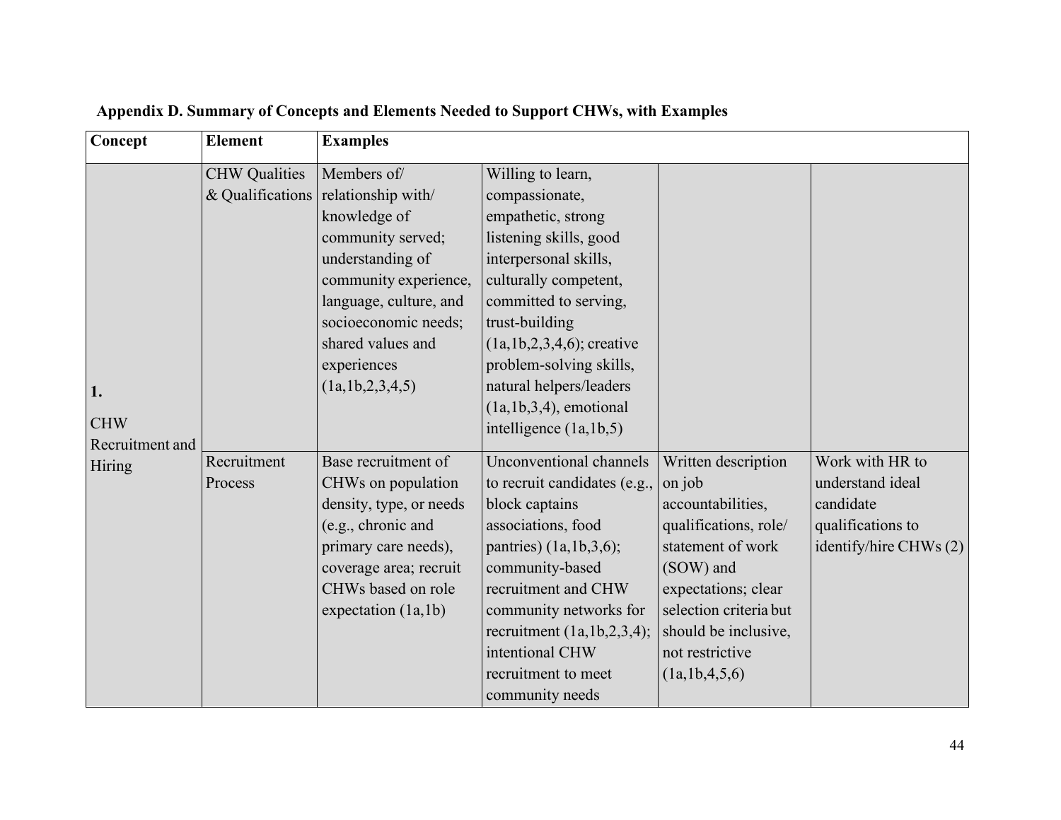**Appendix D. Summary of Concepts and Elements Needed to Support CHWs, with Examples**

| Concept | Element | Examples | | | |
|---|---|---|---|---|---|
| 1. CHW Recruitment and Hiring | CHW Qualities & Qualifications | Members of/ relationship with/ knowledge of community served; understanding of community experience, language, culture, and socioeconomic needs; shared values and experiences (1a,1b,2,3,4,5) | Willing to learn, compassionate, empathetic, strong listening skills, good interpersonal skills, culturally competent, committed to serving, trust-building (1a,1b,2,3,4,6); creative problem-solving skills, natural helpers/leaders (1a,1b,3,4), emotional intelligence (1a,1b,5) | | |
| | Recruitment Process | Base recruitment of CHWs on population density, type, or needs (e.g., chronic and primary care needs), coverage area; recruit CHWs based on role expectation (1a,1b) | Unconventional channels to recruit candidates (e.g., block captains associations, food pantries) (1a,1b,3,6); community-based recruitment and CHW community networks for recruitment (1a,1b,2,3,4); intentional CHW recruitment to meet community needs | Written description on job accountabilities, qualifications, role/ statement of work (SOW) and expectations; clear selection criteria but should be inclusive, not restrictive (1a,1b,4,5,6) | Work with HR to understand ideal candidate qualifications to identify/hire CHWs (2) |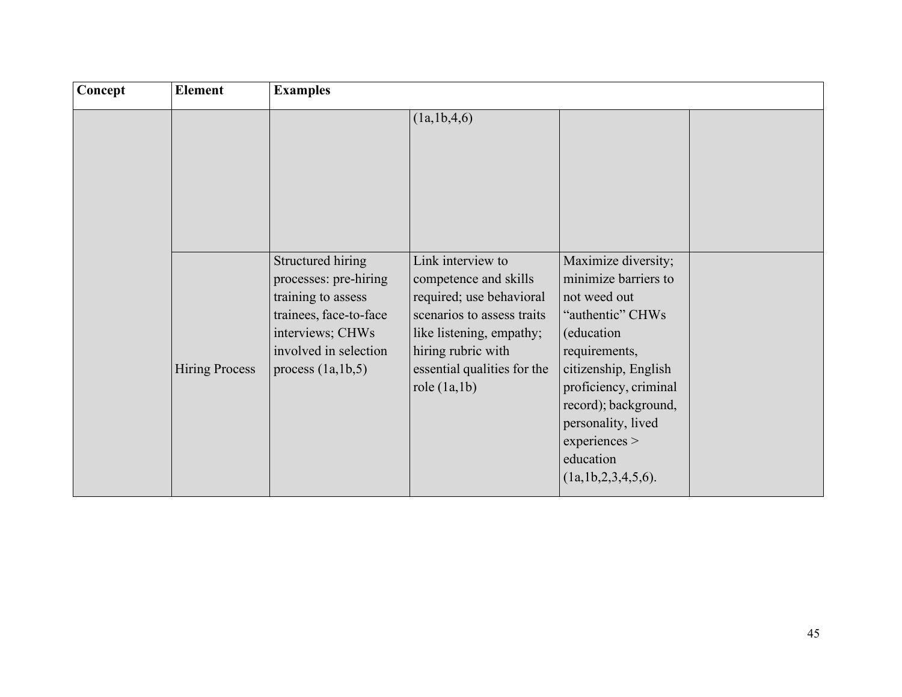| Concept | Element | Examples | | | |
|---|---|---|---|---|---|
| | | | (1a,1b,4,6) | | |
| | Hiring Process | Structured hiring processes: pre-hiring training to assess trainees, face-to-face interviews; CHWs involved in selection process (1a,1b,5) | Link interview to competence and skills required; use behavioral scenarios to assess traits like listening, empathy; hiring rubric with essential qualities for the role (1a,1b) | Maximize diversity; minimize barriers to not weed out "authentic" CHWs (education requirements, citizenship, English proficiency, criminal record); background, personality, lived experiences > education (1a,1b,2,3,4,5,6). | |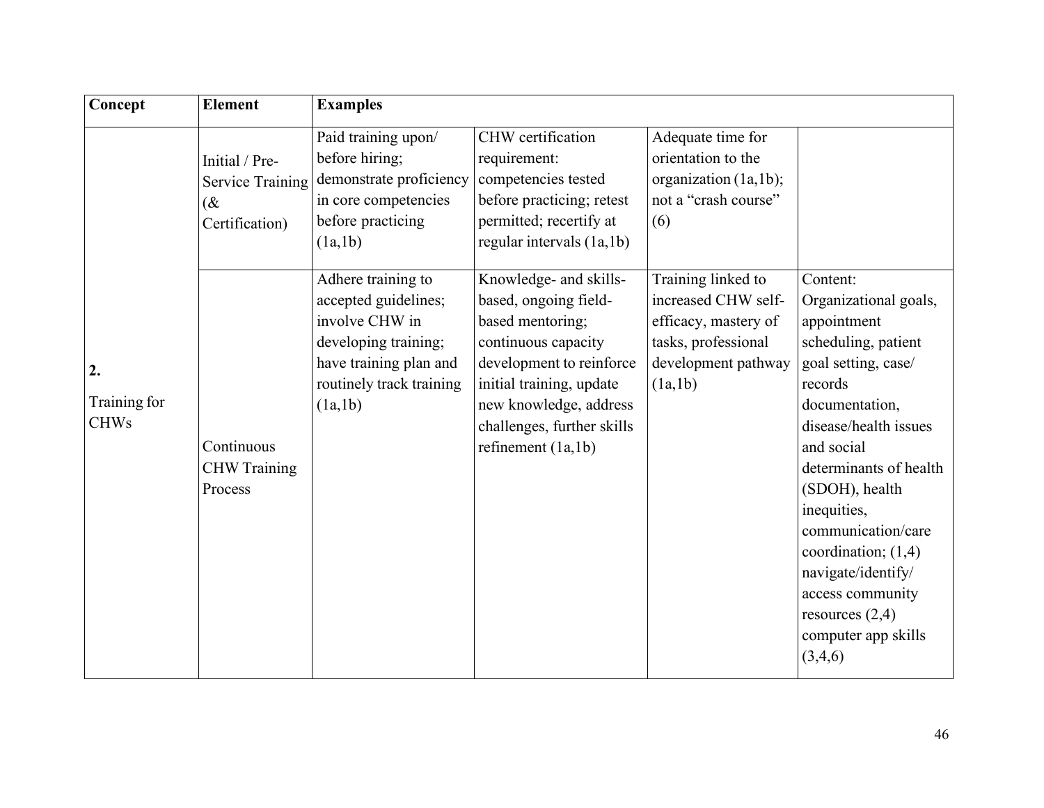| Concept | Element | Examples | | | |
|---|---|---|---|---|---|
| **2.** Training for CHWs | Initial / Pre-Service Training (& Certification) | Paid training upon/ before hiring; demonstrate proficiency in core competencies before practicing (1a,1b) | CHW certification requirement: competencies tested before practicing; retest permitted; recertify at regular intervals (1a,1b) | Adequate time for orientation to the organization (1a,1b); not a "crash course" (6) | |
| | Continuous CHW Training Process | Adhere training to accepted guidelines; involve CHW in developing training; have training plan and routinely track training (1a,1b) | Knowledge- and skills-based, ongoing field-based mentoring; continuous capacity development to reinforce initial training, update new knowledge, address challenges, further skills refinement (1a,1b) | Training linked to increased CHW self-efficacy, mastery of tasks, professional development pathway (1a,1b) | Content: Organizational goals, appointment scheduling, patient goal setting, case/ records documentation, disease/health issues and social determinants of health (SDOH), health inequities, communication/care coordination; (1,4) navigate/identify/ access community resources (2,4) computer app skills (3,4,6) |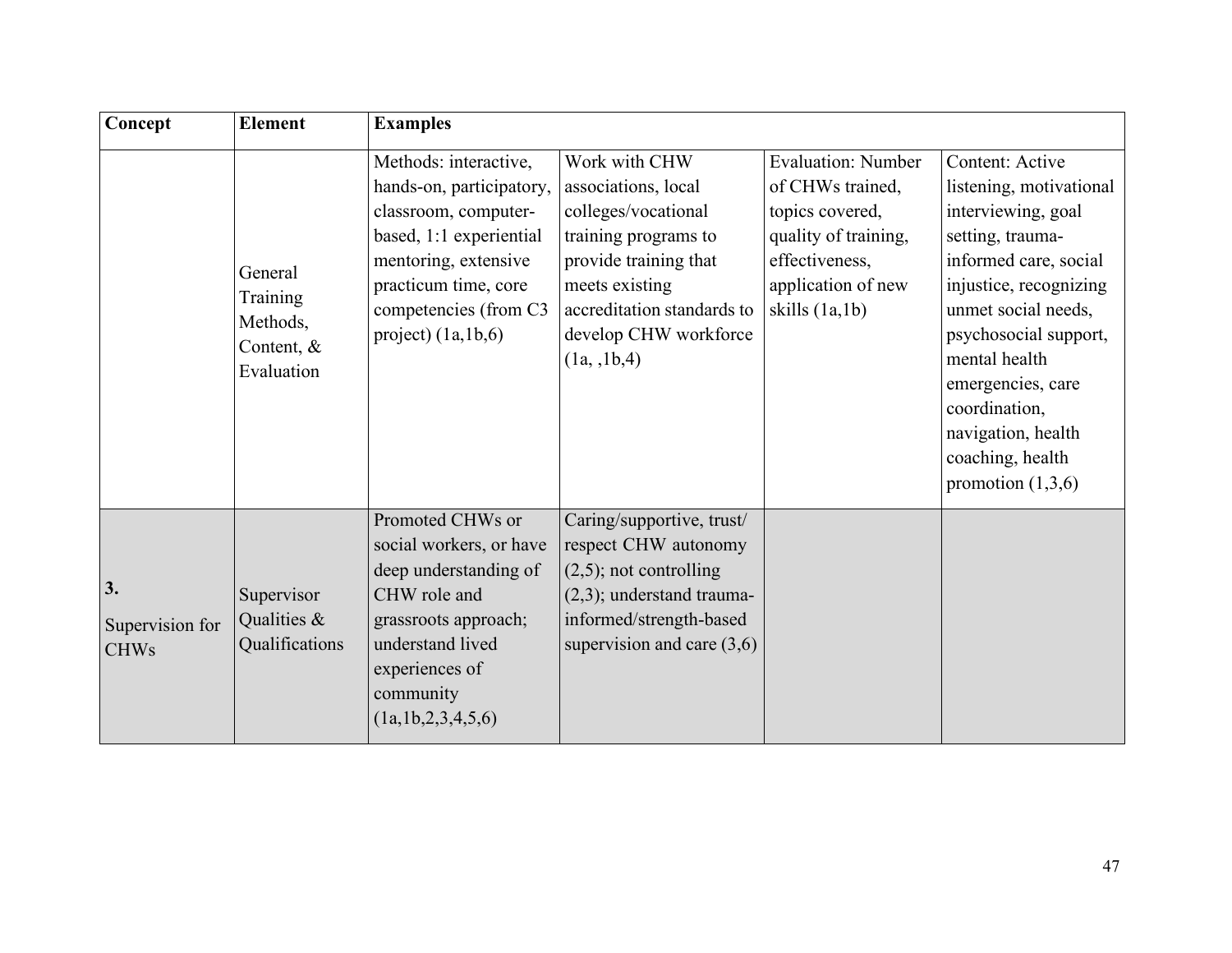| Concept | Element | Examples | | | |
|---|---|---|---|---|---|
| | General Training Methods, Content, & Evaluation | Methods: interactive, hands-on, participatory, classroom, computer-based, 1:1 experiential mentoring, extensive practicum time, core competencies (from C3 project) (1a,1b,6) | Work with CHW associations, local colleges/vocational training programs to provide training that meets existing accreditation standards to develop CHW workforce (1a, ,1b,4) | Evaluation: Number of CHWs trained, topics covered, quality of training, effectiveness, application of new skills (1a,1b) | Content: Active listening, motivational interviewing, goal setting, trauma-informed care, social injustice, recognizing unmet social needs, psychosocial support, mental health emergencies, care coordination, navigation, health coaching, health promotion (1,3,6) |
| **3.** Supervision for CHWs | Supervisor Qualities & Qualifications | Promoted CHWs or social workers, or have deep understanding of CHW role and grassroots approach; understand lived experiences of community (1a,1b,2,3,4,5,6) | Caring/supportive, trust/ respect CHW autonomy (2,5); not controlling (2,3); understand trauma-informed/strength-based supervision and care (3,6) | | |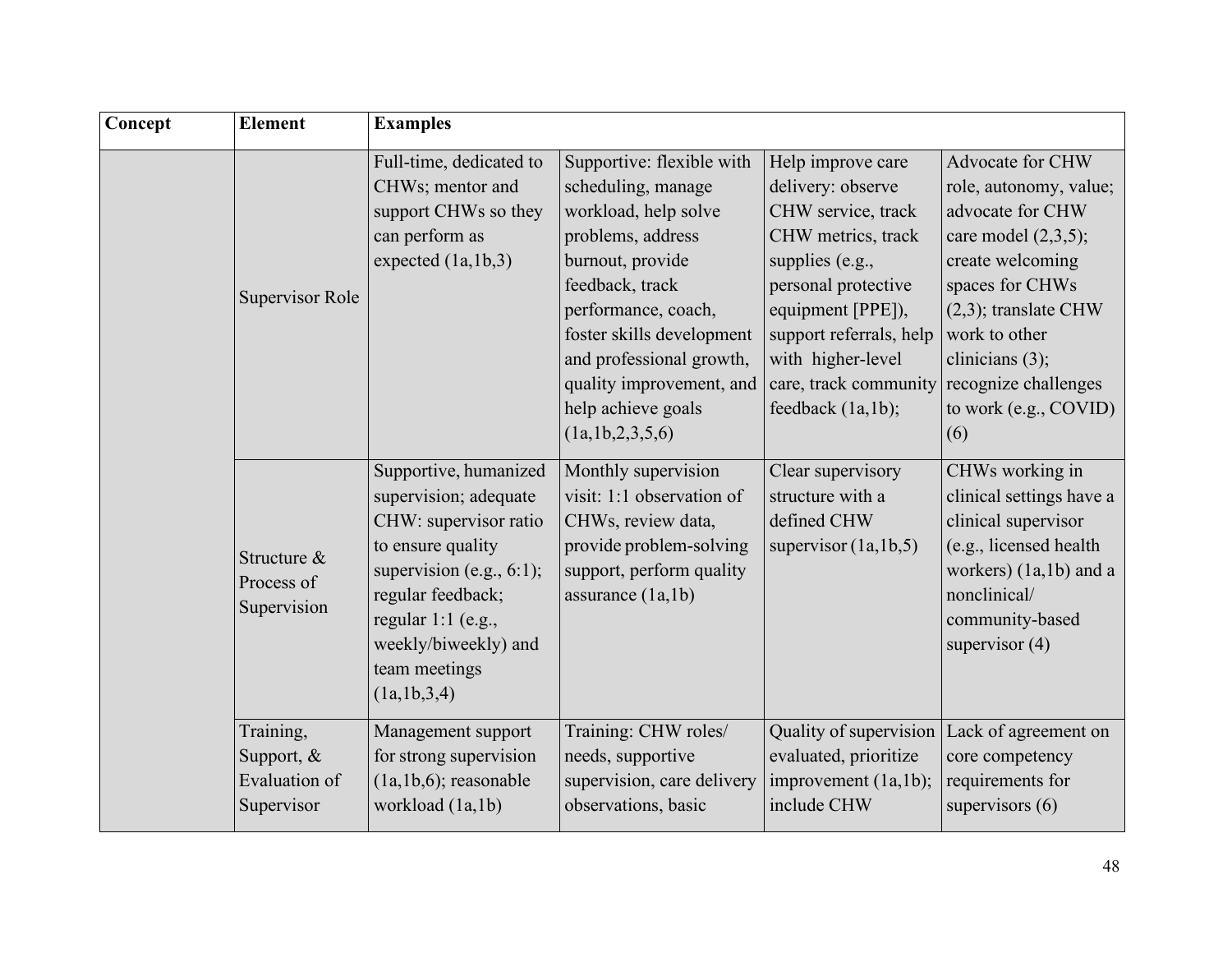| Concept | Element | Examples | | | |
|---|---|---|---|---|---|
| | Supervisor Role | Full-time, dedicated to CHWs; mentor and support CHWs so they can perform as expected (1a,1b,3) | Supportive: flexible with scheduling, manage workload, help solve problems, address burnout, provide feedback, track performance, coach, foster skills development and professional growth, quality improvement, and help achieve goals (1a,1b,2,3,5,6) | Help improve care delivery: observe CHW service, track CHW metrics, track supplies (e.g., personal protective equipment [PPE]), support referrals, help with higher-level care, track community feedback (1a,1b); | Advocate for CHW role, autonomy, value; advocate for CHW care model (2,3,5); create welcoming spaces for CHWs (2,3); translate CHW work to other clinicians (3); recognize challenges to work (e.g., COVID) (6) |
| | Structure & Process of Supervision | Supportive, humanized supervision; adequate CHW: supervisor ratio to ensure quality supervision (e.g., 6:1); regular feedback; regular 1:1 (e.g., weekly/biweekly) and team meetings (1a,1b,3,4) | Monthly supervision visit: 1:1 observation of CHWs, review data, provide problem-solving support, perform quality assurance (1a,1b) | Clear supervisory structure with a defined CHW supervisor (1a,1b,5) | CHWs working in clinical settings have a clinical supervisor (e.g., licensed health workers) (1a,1b) and a nonclinical/ community-based supervisor (4) |
| | Training, Support, & Evaluation of Supervisor | Management support for strong supervision (1a,1b,6); reasonable workload (1a,1b) | Training: CHW roles/ needs, supportive supervision, care delivery observations, basic | Quality of supervision evaluated, prioritize improvement (1a,1b); include CHW | Lack of agreement on core competency requirements for supervisors (6) |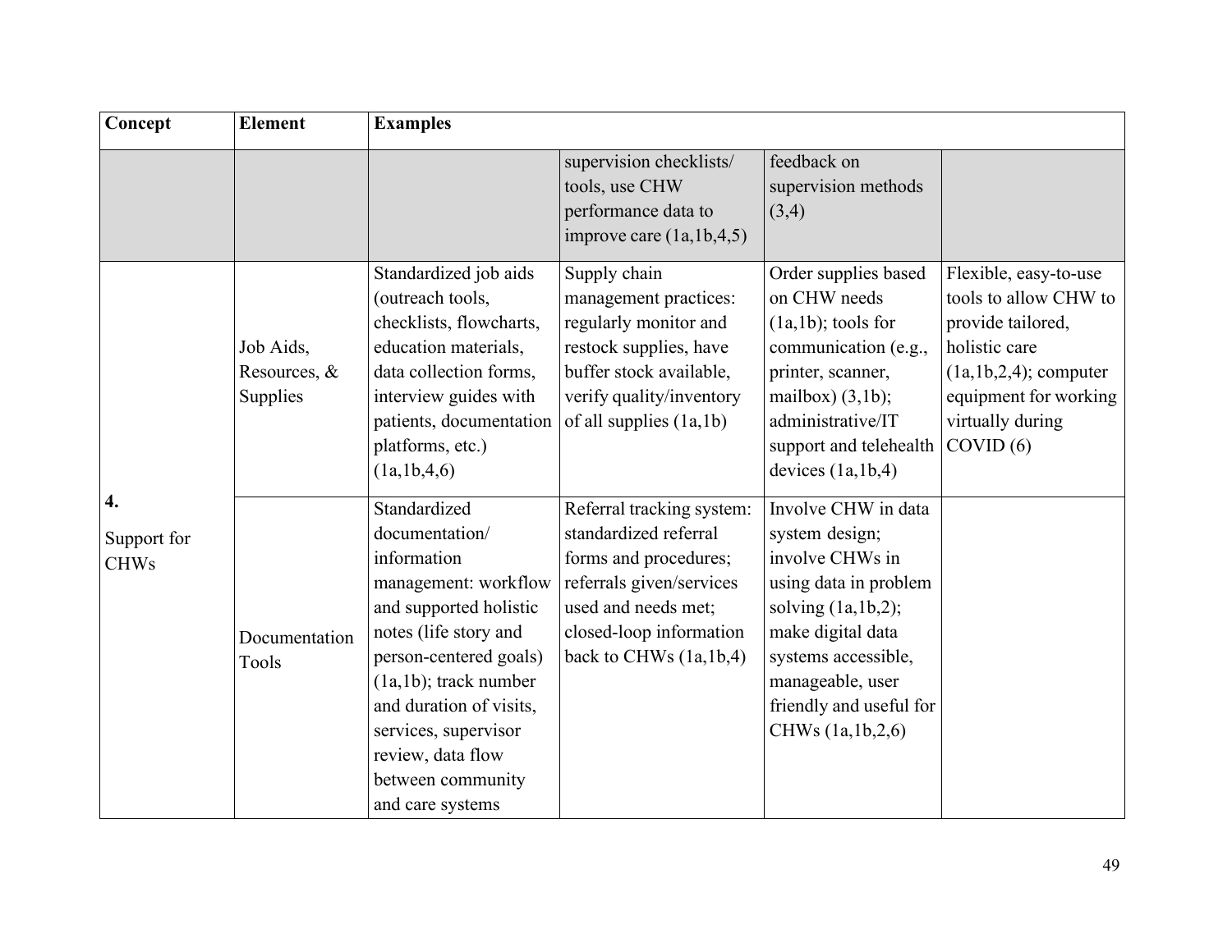| Concept | Element | Examples | | | |
|---|---|---|---|---|---|
| | | | supervision checklists/ tools, use CHW performance data to improve care (1a,1b,4,5) | feedback on supervision methods (3,4) | |
| **4.** Support for CHWs | Job Aids, Resources, & Supplies | Standardized job aids (outreach tools, checklists, flowcharts, education materials, data collection forms, interview guides with patients, documentation platforms, etc.) (1a,1b,4,6) | Supply chain management practices: regularly monitor and restock supplies, have buffer stock available, verify quality/inventory of all supplies (1a,1b) | Order supplies based on CHW needs (1a,1b); tools for communication (e.g., printer, scanner, mailbox) (3,1b); administrative/IT support and telehealth devices (1a,1b,4) | Flexible, easy-to-use tools to allow CHW to provide tailored, holistic care (1a,1b,2,4); computer equipment for working virtually during COVID (6) |
| | Documentation Tools | Standardized documentation/ information management: workflow and supported holistic notes (life story and person-centered goals) (1a,1b); track number and duration of visits, services, supervisor review, data flow between community and care systems | Referral tracking system: standardized referral forms and procedures; referrals given/services used and needs met; closed-loop information back to CHWs (1a,1b,4) | Involve CHW in data system design; involve CHWs in using data in problem solving (1a,1b,2); make digital data systems accessible, manageable, user friendly and useful for CHWs (1a,1b,2,6) | |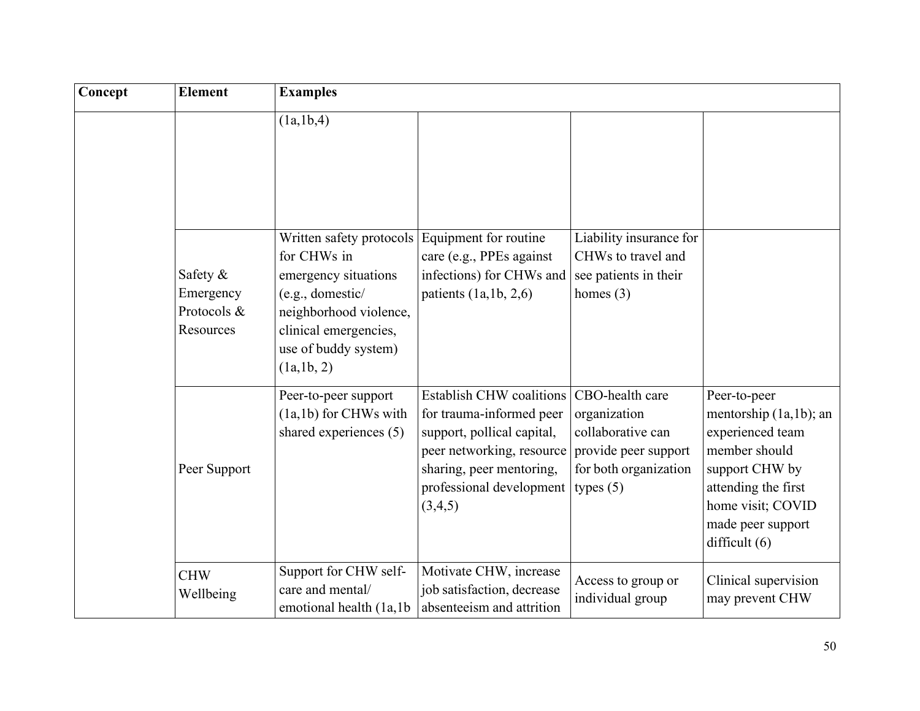| Concept | Element | Examples | | | |
|---|---|---|---|---|---|
| | | (1a,1b,4) | | | |
| | Safety & Emergency Protocols & Resources | Written safety protocols for CHWs in emergency situations (e.g., domestic/ neighborhood violence, clinical emergencies, use of buddy system) (1a,1b, 2) | Equipment for routine care (e.g., PPEs against infections) for CHWs and patients (1a,1b, 2,6) | Liability insurance for CHWs to travel and see patients in their homes (3) | |
| | Peer Support | Peer-to-peer support (1a,1b) for CHWs with shared experiences (5) | Establish CHW coalitions for trauma-informed peer support, pollical capital, peer networking, resource sharing, peer mentoring, professional development (3,4,5) | CBO-health care organization collaborative can provide peer support for both organization types (5) | Peer-to-peer mentorship (1a,1b); an experienced team member should support CHW by attending the first home visit; COVID made peer support difficult (6) |
| | CHW Wellbeing | Support for CHW self-care and mental/ emotional health (1a,1b | Motivate CHW, increase job satisfaction, decrease absenteeism and attrition | Access to group or individual group | Clinical supervision may prevent CHW |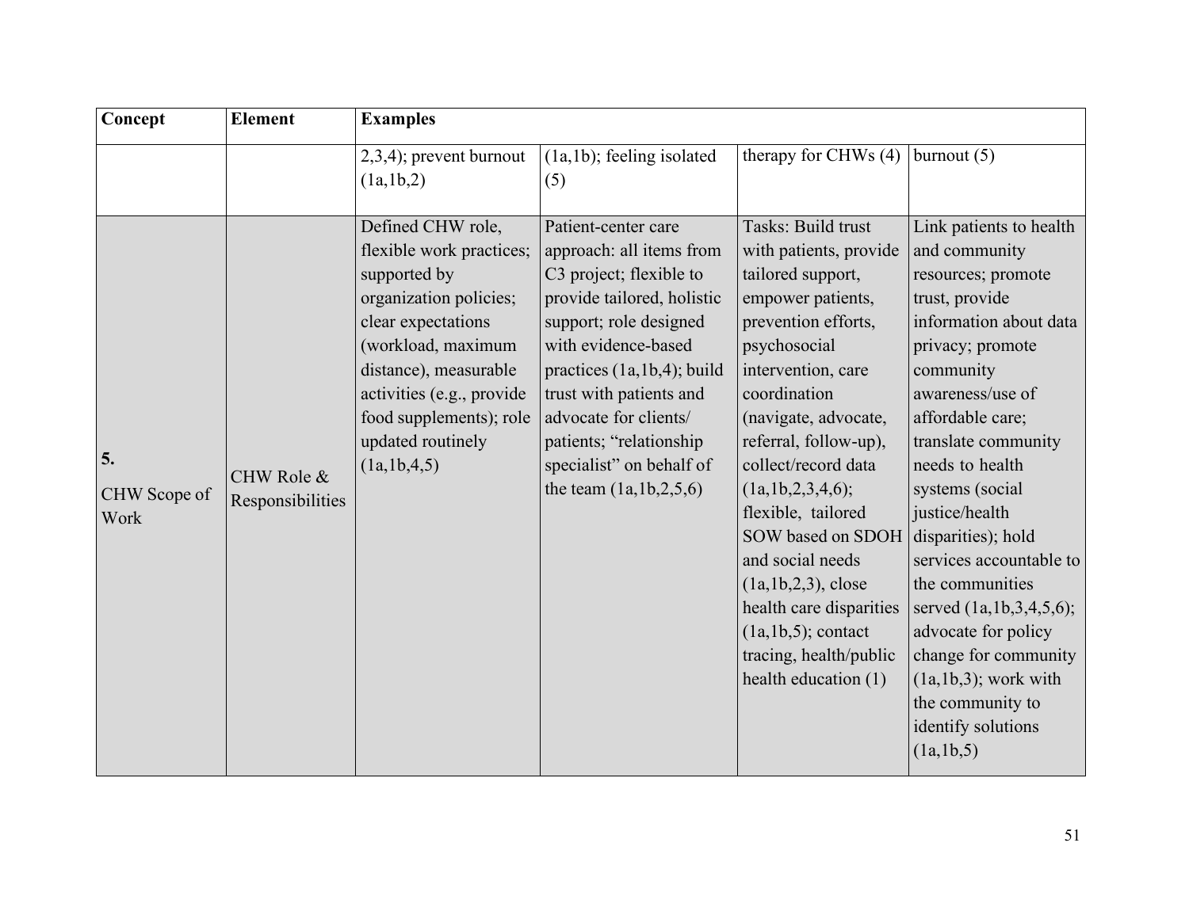| Concept | Element | Examples | | | |
|---|---|---|---|---|---|
| | | 2,3,4); prevent burnout (1a,1b,2) | (1a,1b); feeling isolated (5) | therapy for CHWs (4) | burnout (5) |
| **5.** CHW Scope of Work | CHW Role & Responsibilities | Defined CHW role, flexible work practices; supported by organization policies; clear expectations (workload, maximum distance), measurable activities (e.g., provide food supplements); role updated routinely (1a,1b,4,5) | Patient-center care approach: all items from C3 project; flexible to provide tailored, holistic support; role designed with evidence-based practices (1a,1b,4); build trust with patients and advocate for clients/ patients; "relationship specialist" on behalf of the team (1a,1b,2,5,6) | Tasks: Build trust with patients, provide tailored support, empower patients, prevention efforts, psychosocial intervention, care coordination (navigate, advocate, referral, follow-up), collect/record data (1a,1b,2,3,4,6); flexible, tailored SOW based on SDOH and social needs (1a,1b,2,3), close health care disparities (1a,1b,5); contact tracing, health/public health education (1) | Link patients to health and community resources; promote trust, provide information about data privacy; promote community awareness/use of affordable care; translate community needs to health systems (social justice/health disparities); hold services accountable to the communities served (1a,1b,3,4,5,6); advocate for policy change for community (1a,1b,3); work with the community to identify solutions (1a,1b,5) |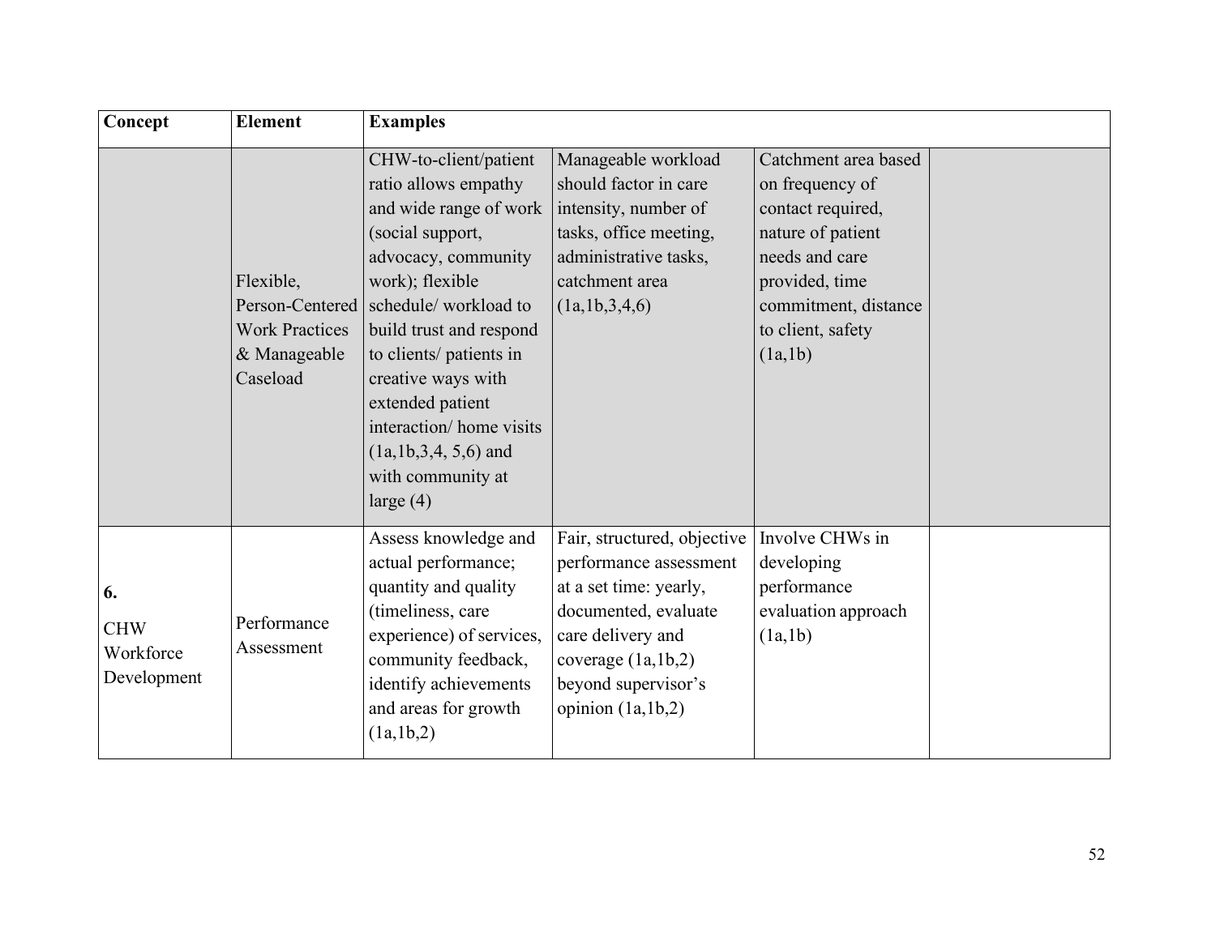| Concept | Element | Examples | | | |
|---|---|---|---|---|---|
| | Flexible, Person-Centered Work Practices & Manageable Caseload | CHW-to-client/patient ratio allows empathy and wide range of work (social support, advocacy, community work); flexible schedule/ workload to build trust and respond to clients/ patients in creative ways with extended patient interaction/ home visits (1a,1b,3,4, 5,6) and with community at large (4) | Manageable workload should factor in care intensity, number of tasks, office meeting, administrative tasks, catchment area (1a,1b,3,4,6) | Catchment area based on frequency of contact required, nature of patient needs and care provided, time commitment, distance to client, safety (1a,1b) | |
| **6.** CHW Workforce Development | Performance Assessment | Assess knowledge and actual performance; quantity and quality (timeliness, care experience) of services, community feedback, identify achievements and areas for growth (1a,1b,2) | Fair, structured, objective performance assessment at a set time: yearly, documented, evaluate care delivery and coverage (1a,1b,2) beyond supervisor's opinion (1a,1b,2) | Involve CHWs in developing performance evaluation approach (1a,1b) | |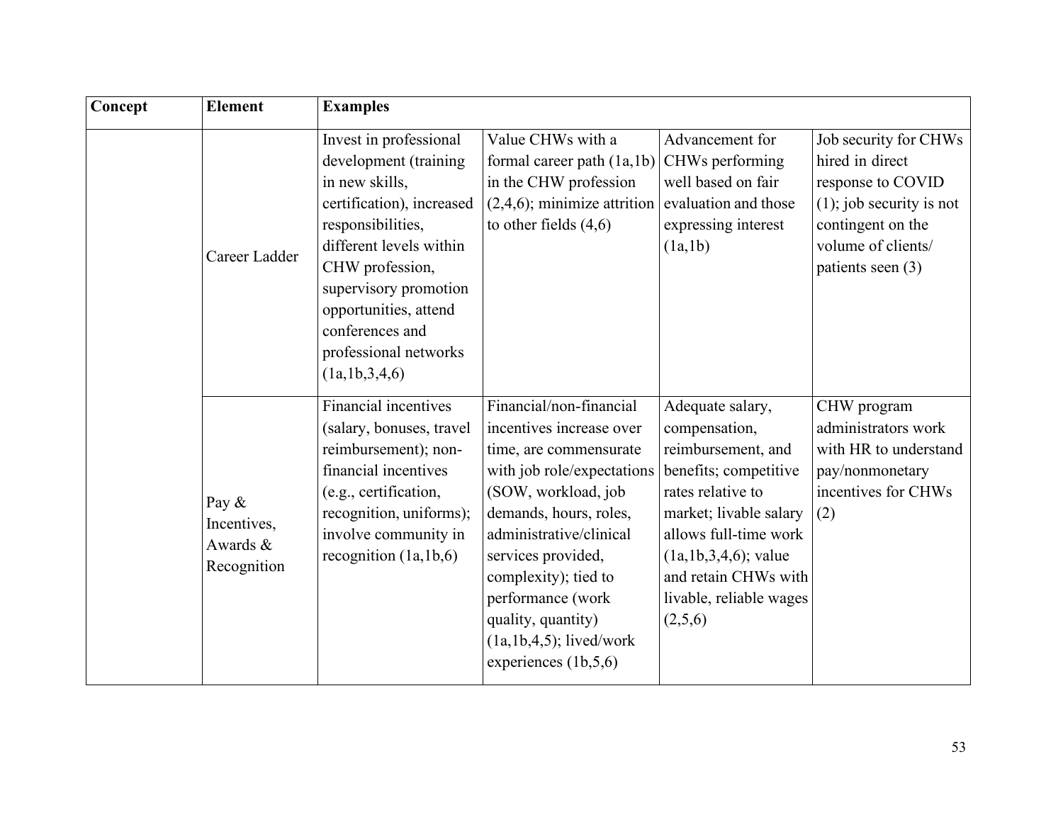| Concept | Element | Examples | | | |
|---|---|---|---|---|---|
| | Career Ladder | Invest in professional development (training in new skills, certification), increased responsibilities, different levels within CHW profession, supervisory promotion opportunities, attend conferences and professional networks (1a,1b,3,4,6) | Value CHWs with a formal career path (1a,1b) in the CHW profession (2,4,6); minimize attrition to other fields (4,6) | Advancement for CHWs performing well based on fair evaluation and those expressing interest (1a,1b) | Job security for CHWs hired in direct response to COVID (1); job security is not contingent on the volume of clients/ patients seen (3) |
| | Pay & Incentives, Awards & Recognition | Financial incentives (salary, bonuses, travel reimbursement); non-financial incentives (e.g., certification, recognition, uniforms); involve community in recognition (1a,1b,6) | Financial/non-financial incentives increase over time, are commensurate with job role/expectations (SOW, workload, job demands, hours, roles, administrative/clinical services provided, complexity); tied to performance (work quality, quantity) (1a,1b,4,5); lived/work experiences (1b,5,6) | Adequate salary, compensation, reimbursement, and benefits; competitive rates relative to market; livable salary allows full-time work (1a,1b,3,4,6); value and retain CHWs with livable, reliable wages (2,5,6) | CHW program administrators work with HR to understand pay/nonmonetary incentives for CHWs (2) |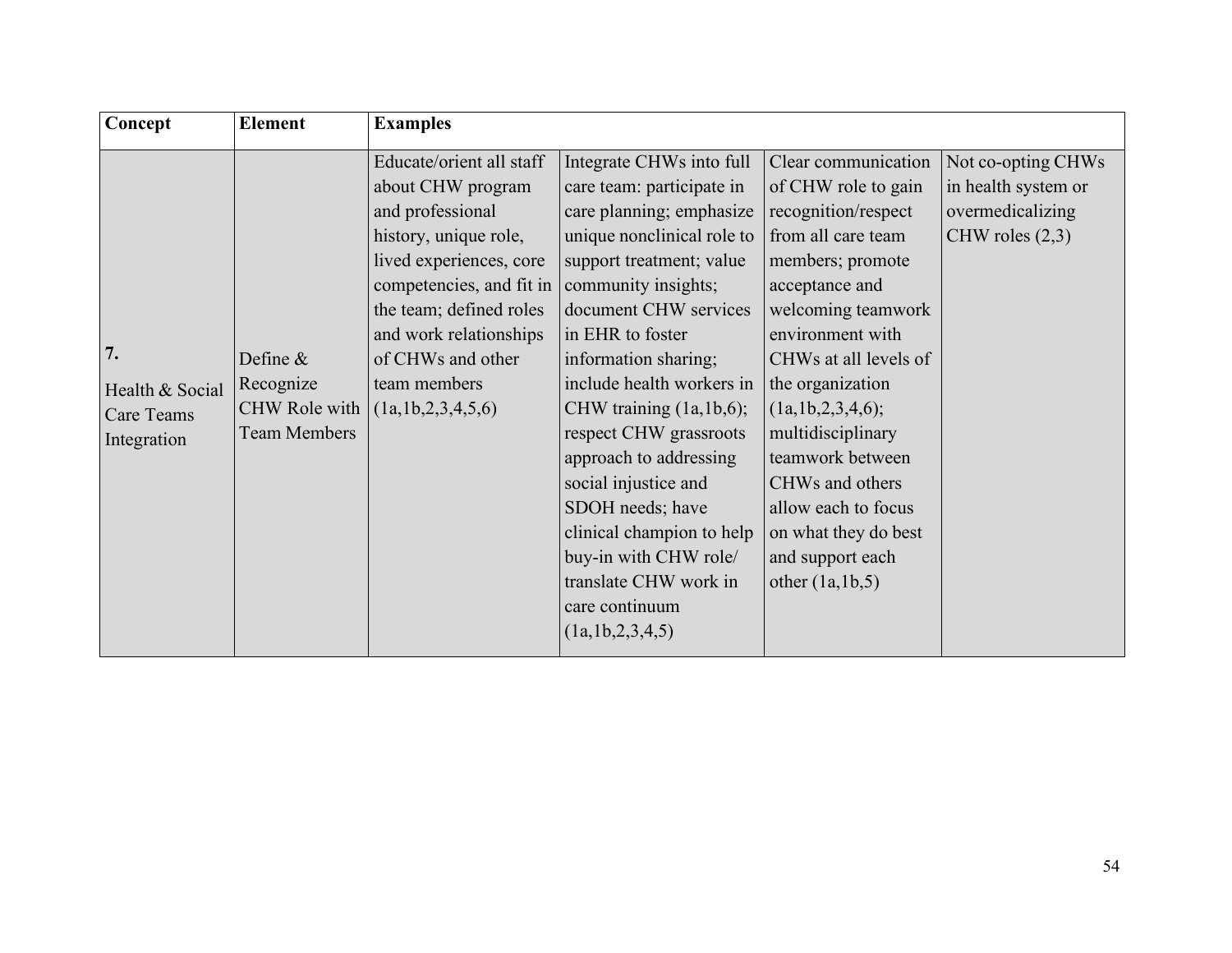| Concept | Element | Examples | | | |
|---|---|---|---|---|---|
| **7.** Health & Social Care Teams Integration | Define & Recognize CHW Role with Team Members | Educate/orient all staff about CHW program and professional history, unique role, lived experiences, core competencies, and fit in the team; defined roles and work relationships of CHWs and other team members (1a,1b,2,3,4,5,6) | Integrate CHWs into full care team: participate in care planning; emphasize unique nonclinical role to support treatment; value community insights; document CHW services in EHR to foster information sharing; include health workers in CHW training (1a,1b,6); respect CHW grassroots approach to addressing social injustice and SDOH needs; have clinical champion to help buy-in with CHW role/ translate CHW work in care continuum (1a,1b,2,3,4,5) | Clear communication of CHW role to gain recognition/respect from all care team members; promote acceptance and welcoming teamwork environment with CHWs at all levels of the organization (1a,1b,2,3,4,6); multidisciplinary teamwork between CHWs and others allow each to focus on what they do best and support each other (1a,1b,5) | Not co-opting CHWs in health system or overmedicalizing CHW roles (2,3) |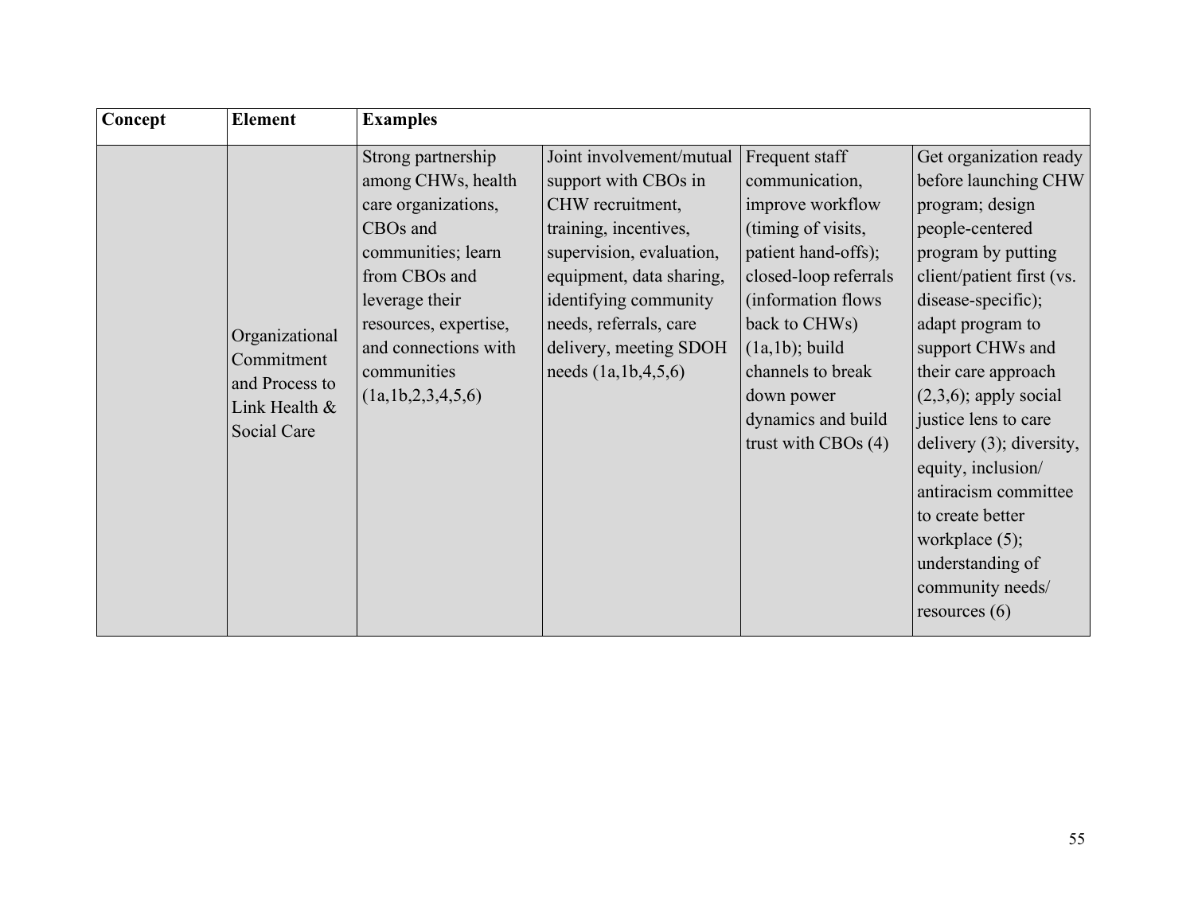| Concept | Element | Examples | | | |
|---|---|---|---|---|---|
| | Organizational Commitment and Process to Link Health & Social Care | Strong partnership among CHWs, health care organizations, CBOs and communities; learn from CBOs and leverage their resources, expertise, and connections with communities (1a,1b,2,3,4,5,6) | Joint involvement/mutual support with CBOs in CHW recruitment, training, incentives, supervision, evaluation, equipment, data sharing, identifying community needs, referrals, care delivery, meeting SDOH needs (1a,1b,4,5,6) | Frequent staff communication, improve workflow (timing of visits, patient hand-offs); closed-loop referrals (information flows back to CHWs) (1a,1b); build channels to break down power dynamics and build trust with CBOs (4) | Get organization ready before launching CHW program; design people-centered program by putting client/patient first (vs. disease-specific); adapt program to support CHWs and their care approach (2,3,6); apply social justice lens to care delivery (3); diversity, equity, inclusion/ antiracism committee to create better workplace (5); understanding of community needs/ resources (6) |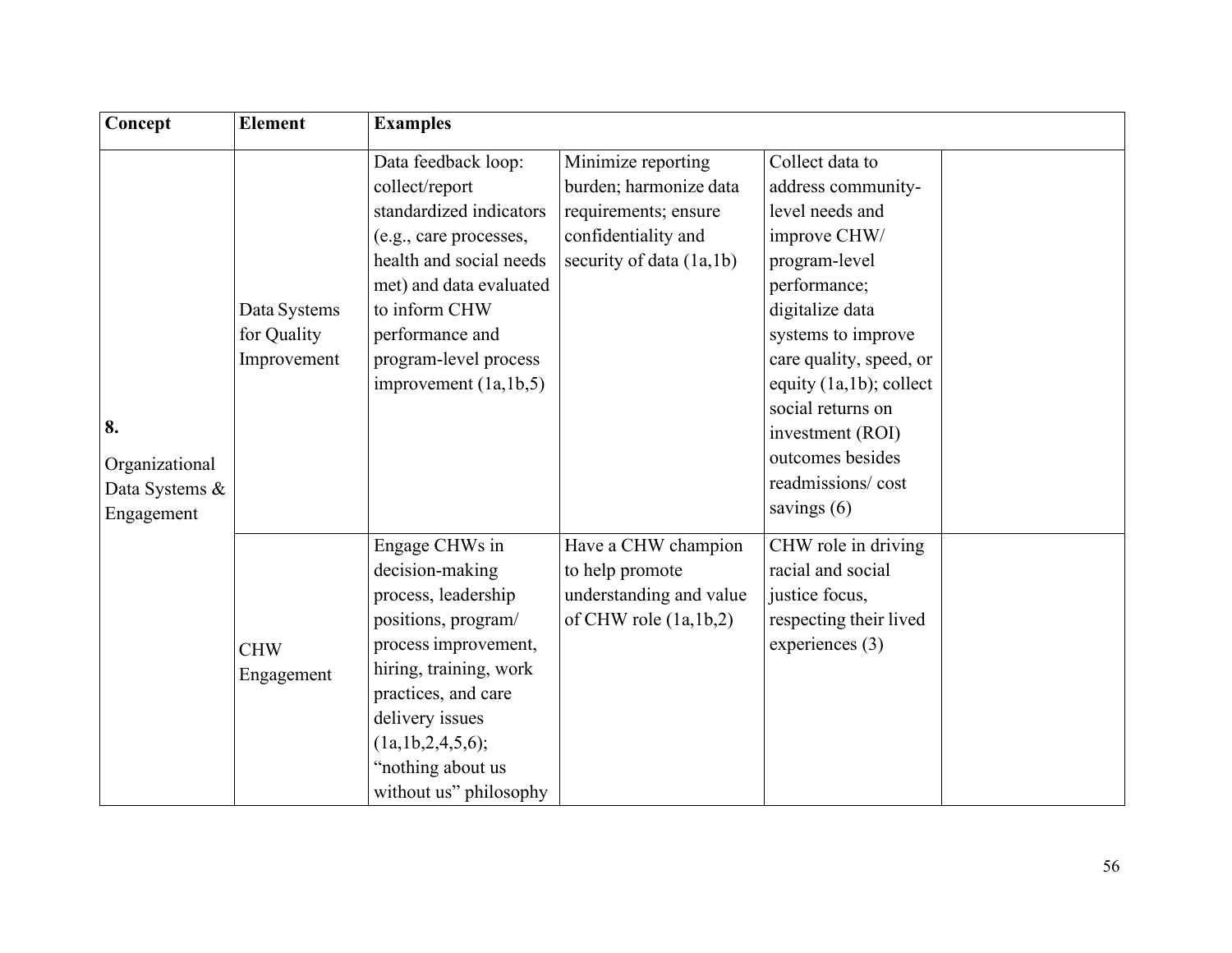| Concept | Element | Examples | | | |
|---|---|---|---|---|---|
| **8.** Organizational Data Systems & Engagement | Data Systems for Quality Improvement | Data feedback loop: collect/report standardized indicators (e.g., care processes, health and social needs met) and data evaluated to inform CHW performance and program-level process improvement (1a,1b,5) | Minimize reporting burden; harmonize data requirements; ensure confidentiality and security of data (1a,1b) | Collect data to address community-level needs and improve CHW/ program-level performance; digitalize data systems to improve care quality, speed, or equity (1a,1b); collect social returns on investment (ROI) outcomes besides readmissions/ cost savings (6) | |
| | CHW Engagement | Engage CHWs in decision-making process, leadership positions, program/ process improvement, hiring, training, work practices, and care delivery issues (1a,1b,2,4,5,6); "nothing about us without us" philosophy | Have a CHW champion to help promote understanding and value of CHW role (1a,1b,2) | CHW role in driving racial and social justice focus, respecting their lived experiences (3) | |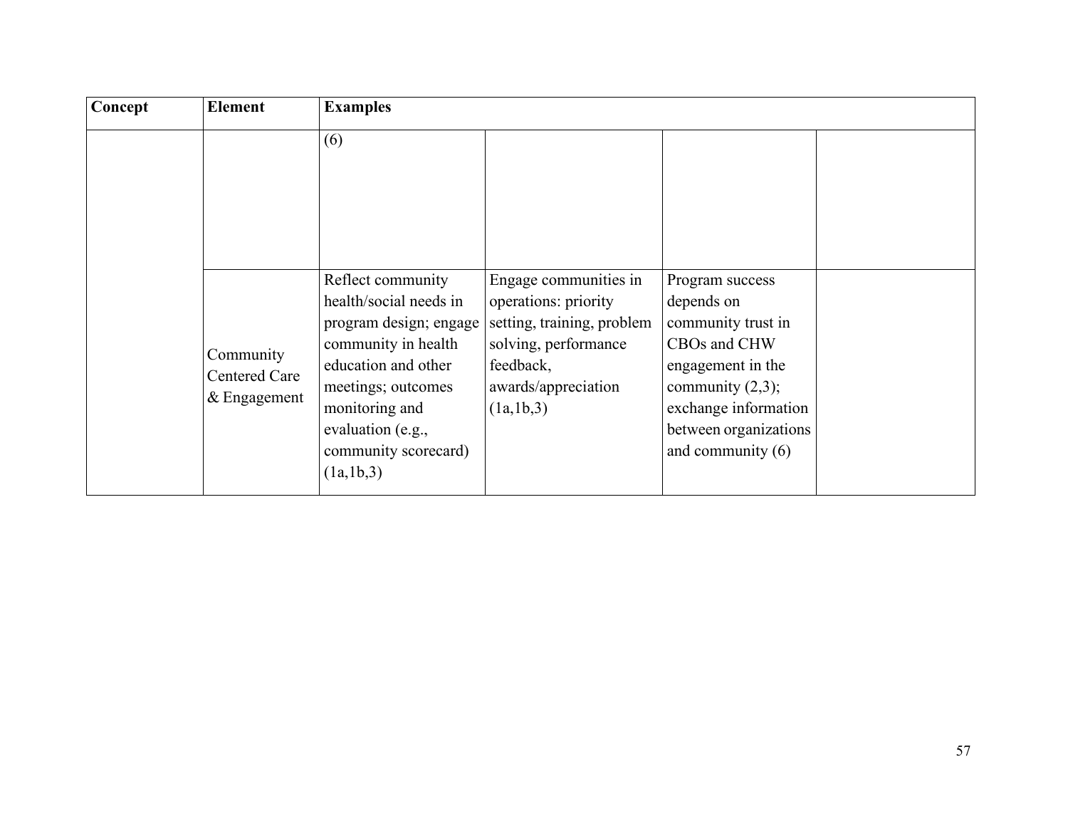| Concept | Element | Examples | | | |
|---|---|---|---|---|---|
| | | (6) | | | |
| | Community Centered Care & Engagement | Reflect community health/social needs in program design; engage community in health education and other meetings; outcomes monitoring and evaluation (e.g., community scorecard) (1a,1b,3) | Engage communities in operations: priority setting, training, problem solving, performance feedback, awards/appreciation (1a,1b,3) | Program success depends on community trust in CBOs and CHW engagement in the community (2,3); exchange information between organizations and community (6) | |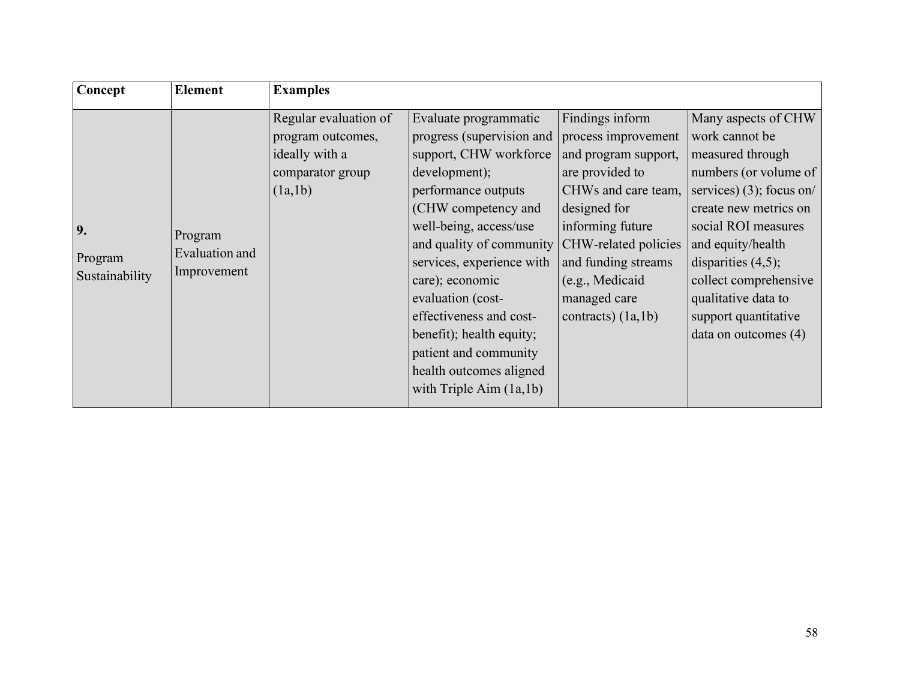| Concept | Element | Examples | | | |
|---|---|---|---|---|---|
| **9.** Program Sustainability | Program Evaluation and Improvement | Regular evaluation of program outcomes, ideally with a comparator group (1a,1b) | Evaluate programmatic progress (supervision and support, CHW workforce development); performance outputs (CHW competency and well-being, access/use and quality of community services, experience with care); economic evaluation (cost-effectiveness and cost-benefit); health equity; patient and community health outcomes aligned with Triple Aim (1a,1b) | Findings inform process improvement and program support, are provided to CHWs and care team, designed for informing future CHW-related policies and funding streams (e.g., Medicaid managed care contracts) (1a,1b) | Many aspects of CHW work cannot be measured through numbers (or volume of services) (3); focus on/ create new metrics on social ROI measures and equity/health disparities (4,5); collect comprehensive qualitative data to support quantitative data on outcomes (4) |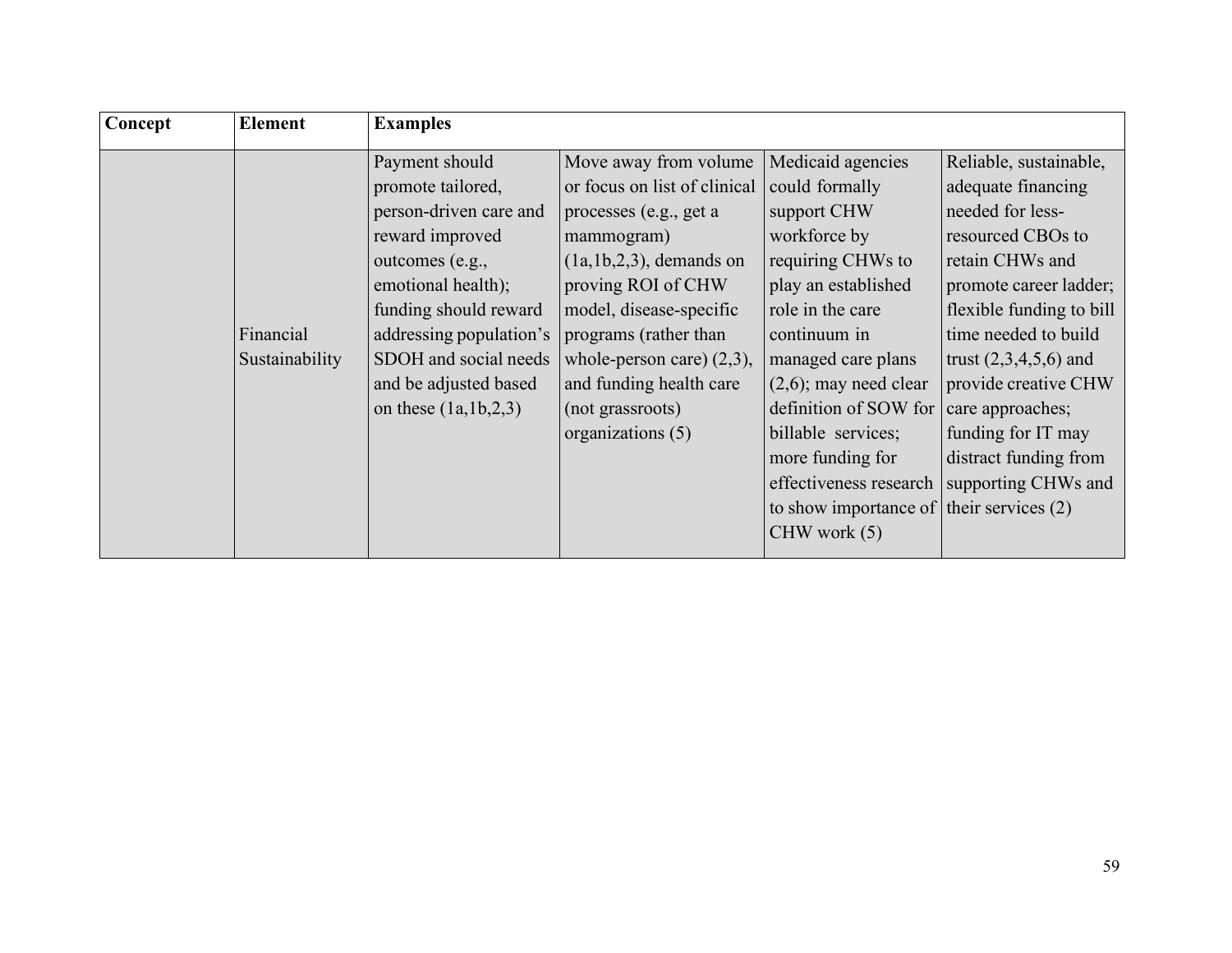| Concept | Element | Examples | | | |
|---|---|---|---|---|---|
| | Financial Sustainability | Payment should promote tailored, person-driven care and reward improved outcomes (e.g., emotional health); funding should reward addressing population's SDOH and social needs and be adjusted based on these (1a,1b,2,3) | Move away from volume or focus on list of clinical processes (e.g., get a mammogram) (1a,1b,2,3), demands on proving ROI of CHW model, disease-specific programs (rather than whole-person care) (2,3), and funding health care (not grassroots) organizations (5) | Medicaid agencies could formally support CHW workforce by requiring CHWs to play an established role in the care continuum in managed care plans (2,6); may need clear definition of SOW for billable services; more funding for effectiveness research to show importance of CHW work (5) | Reliable, sustainable, adequate financing needed for less-resourced CBOs to retain CHWs and promote career ladder; flexible funding to bill time needed to build trust (2,3,4,5,6) and provide creative CHW care approaches; funding for IT may distract funding from supporting CHWs and their services (2) |